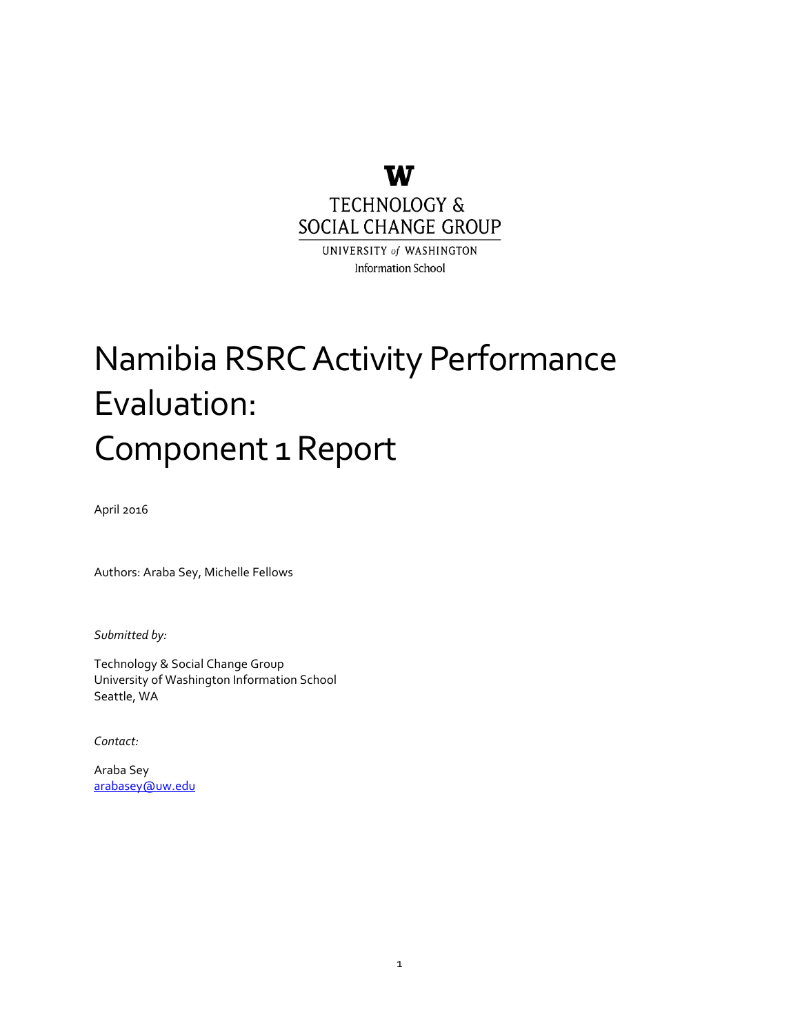TECHNOLOGY & SOCIAL CHANGE GROUP

UNIVERSITY of WASHINGTON

Information School

# Namibia RSRC Activity Performance Evaluation: Component 1 Report

April 2016

Authors: Araba Sey, Michelle Fellows

*Submitted by:*

Technology & Social Change Group
University of Washington Information School
Seattle, WA

*Contact:*

Araba Sey
arabasey@uw.edu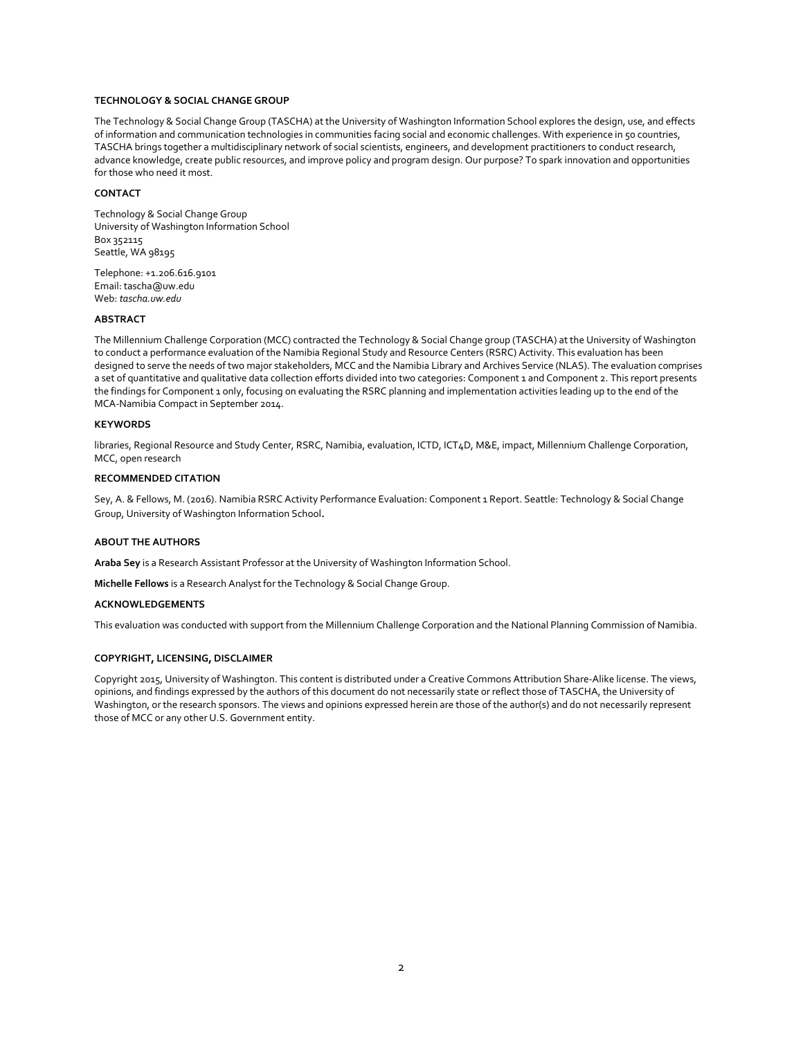## TECHNOLOGY & SOCIAL CHANGE GROUP

The Technology & Social Change Group (TASCHA) at the University of Washington Information School explores the design, use, and effects of information and communication technologies in communities facing social and economic challenges. With experience in 50 countries, TASCHA brings together a multidisciplinary network of social scientists, engineers, and development practitioners to conduct research, advance knowledge, create public resources, and improve policy and program design. Our purpose? To spark innovation and opportunities for those who need it most.

## CONTACT

Technology & Social Change Group
University of Washington Information School
Box 352115
Seattle, WA 98195

Telephone: +1.206.616.9101
Email: tascha@uw.edu
Web: *tascha.uw.edu*

## ABSTRACT

The Millennium Challenge Corporation (MCC) contracted the Technology & Social Change group (TASCHA) at the University of Washington to conduct a performance evaluation of the Namibia Regional Study and Resource Centers (RSRC) Activity. This evaluation has been designed to serve the needs of two major stakeholders, MCC and the Namibia Library and Archives Service (NLAS). The evaluation comprises a set of quantitative and qualitative data collection efforts divided into two categories: Component 1 and Component 2. This report presents the findings for Component 1 only, focusing on evaluating the RSRC planning and implementation activities leading up to the end of the MCA-Namibia Compact in September 2014.

## KEYWORDS

libraries, Regional Resource and Study Center, RSRC, Namibia, evaluation, ICTD, ICT4D, M&E, impact, Millennium Challenge Corporation, MCC, open research

## RECOMMENDED CITATION

Sey, A. & Fellows, M. (2016). Namibia RSRC Activity Performance Evaluation: Component 1 Report. Seattle: Technology & Social Change Group, University of Washington Information School.

## ABOUT THE AUTHORS

**Araba Sey** is a Research Assistant Professor at the University of Washington Information School.

**Michelle Fellows** is a Research Analyst for the Technology & Social Change Group.

## ACKNOWLEDGEMENTS

This evaluation was conducted with support from the Millennium Challenge Corporation and the National Planning Commission of Namibia.

## COPYRIGHT, LICENSING, DISCLAIMER

Copyright 2015, University of Washington. This content is distributed under a Creative Commons Attribution Share-Alike license. The views, opinions, and findings expressed by the authors of this document do not necessarily state or reflect those of TASCHA, the University of Washington, or the research sponsors. The views and opinions expressed herein are those of the author(s) and do not necessarily represent those of MCC or any other U.S. Government entity.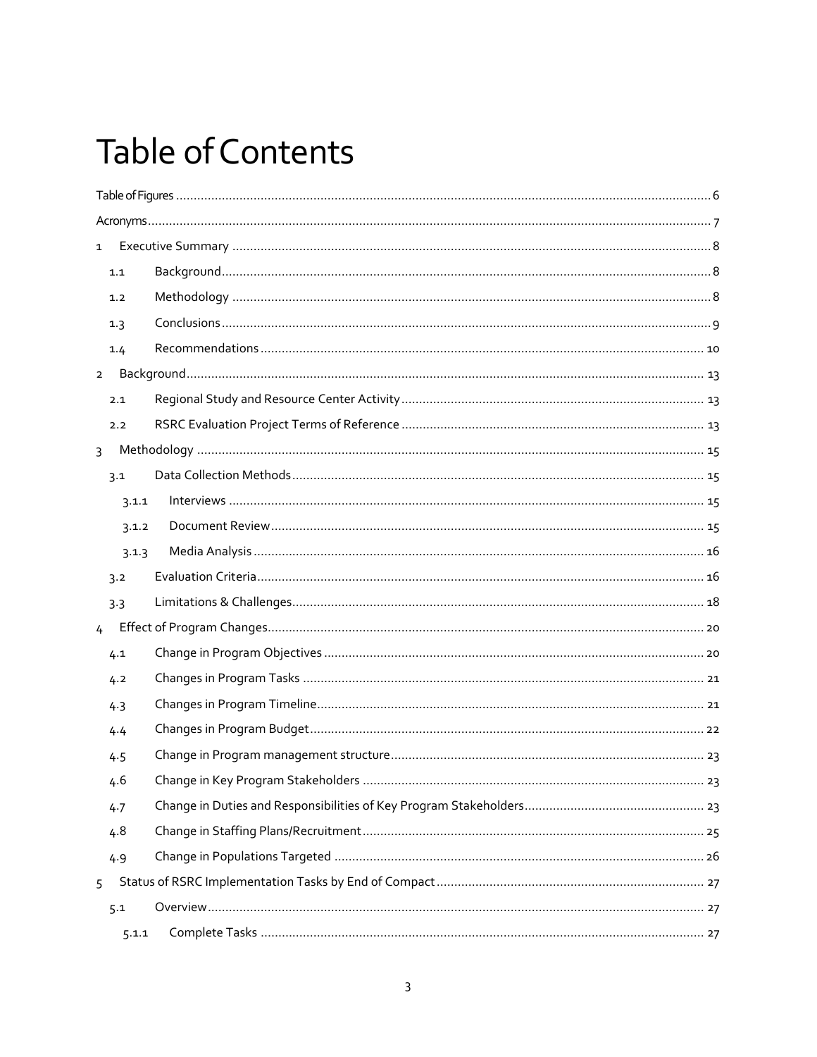# Table of Contents

Table of Figures ............................................................ 6

Acronyms ............................................................ 7

1 Executive Summary ............................................................ 8

- 1.1 Background ............................................................ 8
- 1.2 Methodology ............................................................ 8
- 1.3 Conclusions ............................................................ 9
- 1.4 Recommendations ............................................................ 10

2 Background ............................................................ 13

- 2.1 Regional Study and Resource Center Activity ............................................................ 13
- 2.2 RSRC Evaluation Project Terms of Reference ............................................................ 13

3 Methodology ............................................................ 15

- 3.1 Data Collection Methods ............................................................ 15
  - 3.1.1 Interviews ............................................................ 15
  - 3.1.2 Document Review ............................................................ 15
  - 3.1.3 Media Analysis ............................................................ 16
- 3.2 Evaluation Criteria ............................................................ 16
- 3.3 Limitations & Challenges ............................................................ 18

4 Effect of Program Changes ............................................................ 20

- 4.1 Change in Program Objectives ............................................................ 20
- 4.2 Changes in Program Tasks ............................................................ 21
- 4.3 Changes in Program Timeline ............................................................ 21
- 4.4 Changes in Program Budget ............................................................ 22
- 4.5 Change in Program management structure ............................................................ 23
- 4.6 Change in Key Program Stakeholders ............................................................ 23
- 4.7 Change in Duties and Responsibilities of Key Program Stakeholders ............................................................ 23
- 4.8 Change in Staffing Plans/Recruitment ............................................................ 25
- 4.9 Change in Populations Targeted ............................................................ 26

5 Status of RSRC Implementation Tasks by End of Compact ............................................................ 27

- 5.1 Overview ............................................................ 27
  - 5.1.1 Complete Tasks ............................................................ 27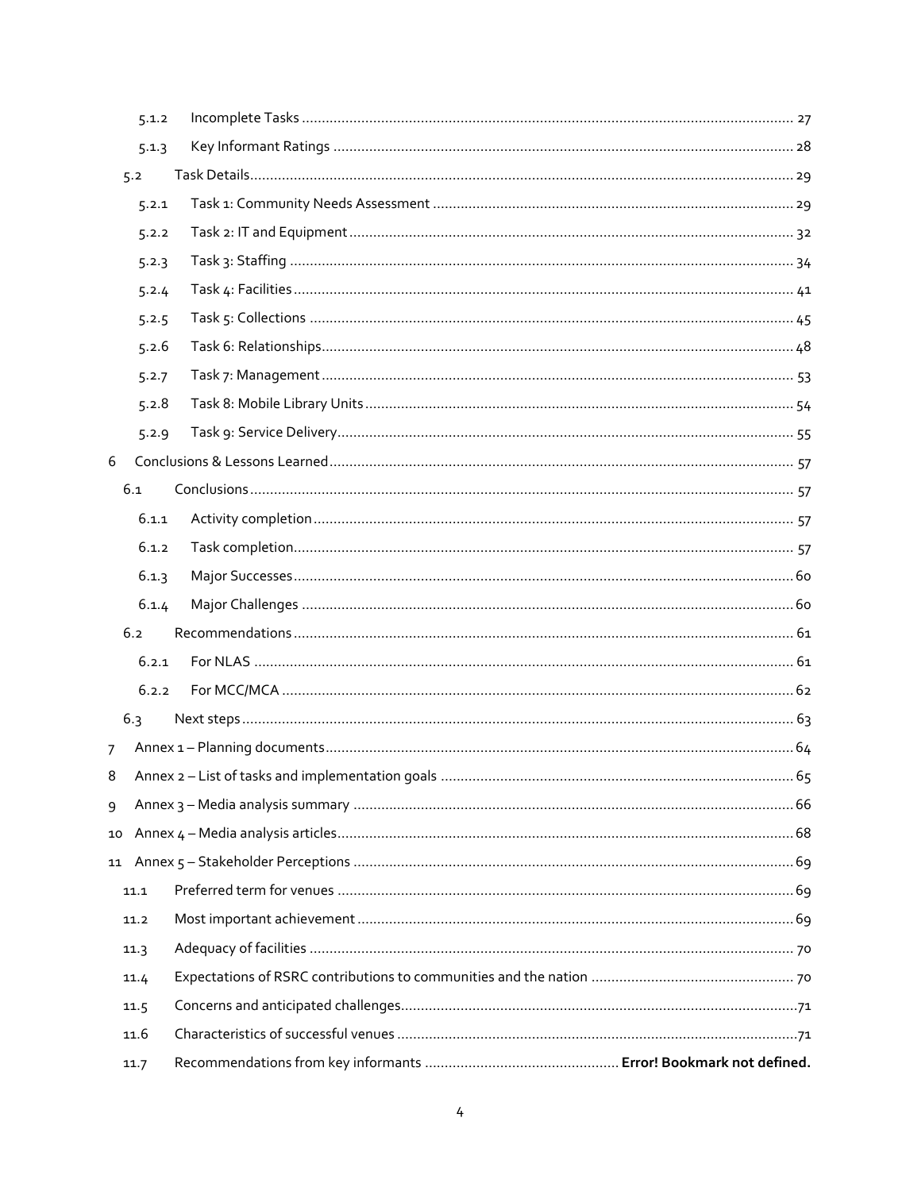5.1.2 Incomplete Tasks ............................................................ 27

5.1.3 Key Informant Ratings ............................................................ 28

5.2 Task Details ............................................................ 29

5.2.1 Task 1: Community Needs Assessment ............................................................ 29

5.2.2 Task 2: IT and Equipment ............................................................ 32

5.2.3 Task 3: Staffing ............................................................ 34

5.2.4 Task 4: Facilities ............................................................ 41

5.2.5 Task 5: Collections ............................................................ 45

5.2.6 Task 6: Relationships ............................................................ 48

5.2.7 Task 7: Management ............................................................ 53

5.2.8 Task 8: Mobile Library Units ............................................................ 54

5.2.9 Task 9: Service Delivery ............................................................ 55

6 Conclusions & Lessons Learned ............................................................ 57

6.1 Conclusions ............................................................ 57

6.1.1 Activity completion ............................................................ 57

6.1.2 Task completion ............................................................ 57

6.1.3 Major Successes ............................................................ 60

6.1.4 Major Challenges ............................................................ 60

6.2 Recommendations ............................................................ 61

6.2.1 For NLAS ............................................................ 61

6.2.2 For MCC/MCA ............................................................ 62

6.3 Next steps ............................................................ 63

7 Annex 1 – Planning documents ............................................................ 64

8 Annex 2 – List of tasks and implementation goals ............................................................ 65

9 Annex 3 – Media analysis summary ............................................................ 66

10 Annex 4 – Media analysis articles ............................................................ 68

11 Annex 5 – Stakeholder Perceptions ............................................................ 69

11.1 Preferred term for venues ............................................................ 69

11.2 Most important achievement ............................................................ 69

11.3 Adequacy of facilities ............................................................ 70

11.4 Expectations of RSRC contributions to communities and the nation ............................................................ 70

11.5 Concerns and anticipated challenges ............................................................ 71

11.6 Characteristics of successful venues ............................................................ 71

11.7 Recommendations from key informants ............................................................ **Error! Bookmark not defined.**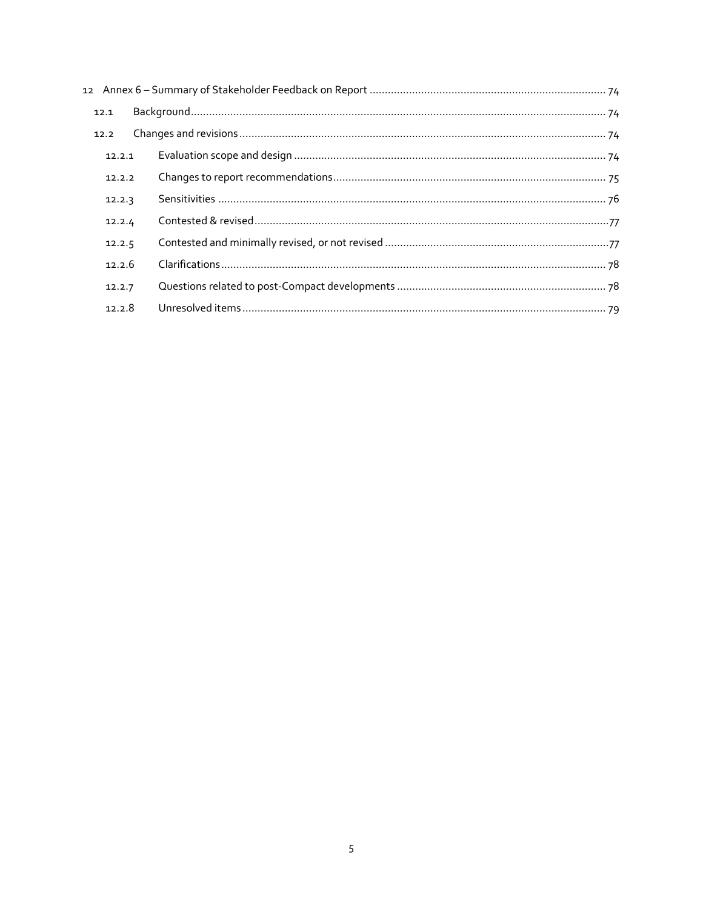12 Annex 6 – Summary of Stakeholder Feedback on Report ........ 74
 12.1 Background ........ 74
 12.2 Changes and revisions ........ 74
  12.2.1 Evaluation scope and design ........ 74
  12.2.2 Changes to report recommendations ........ 75
  12.2.3 Sensitivities ........ 76
  12.2.4 Contested & revised ........ 77
  12.2.5 Contested and minimally revised, or not revised ........ 77
  12.2.6 Clarifications ........ 78
  12.2.7 Questions related to post-Compact developments ........ 78
  12.2.8 Unresolved items ........ 79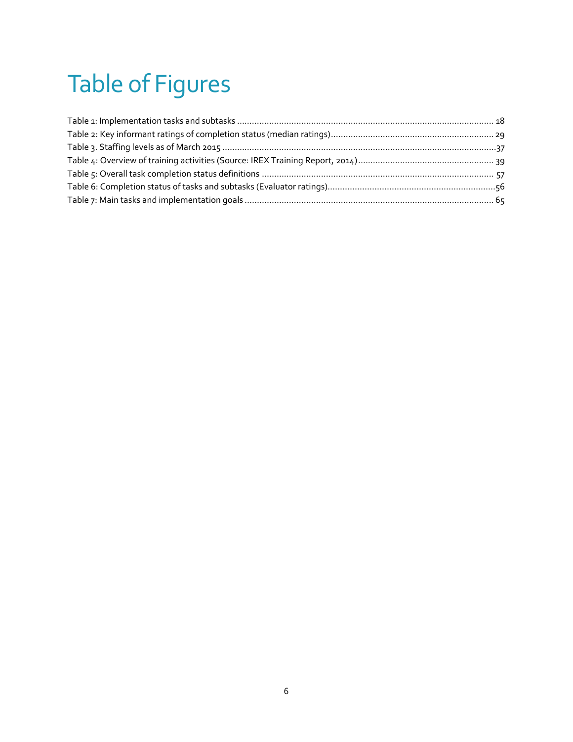# Table of Figures

Table 1: Implementation tasks and subtasks ........................................................................................................ 18
Table 2: Key informant ratings of completion status (median ratings)................................................................... 29
Table 3. Staffing levels as of March 2015 ...............................................................................................................37
Table 4: Overview of training activities (Source: IREX Training Report, 2014)........................................................ 39
Table 5: Overall task completion status definitions ............................................................................................. 57
Table 6: Completion status of tasks and subtasks (Evaluator ratings)....................................................................56
Table 7: Main tasks and implementation goals ..................................................................................................... 65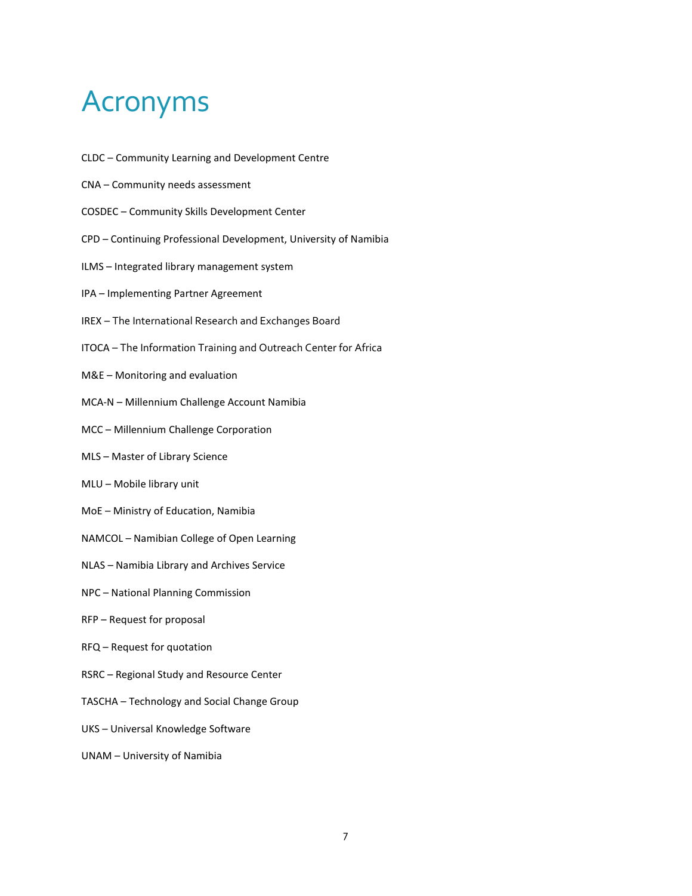# Acronyms

CLDC – Community Learning and Development Centre

CNA – Community needs assessment

COSDEC – Community Skills Development Center

CPD – Continuing Professional Development, University of Namibia

ILMS – Integrated library management system

IPA – Implementing Partner Agreement

IREX – The International Research and Exchanges Board

ITOCA – The Information Training and Outreach Center for Africa

M&E – Monitoring and evaluation

MCA-N – Millennium Challenge Account Namibia

MCC – Millennium Challenge Corporation

MLS – Master of Library Science

MLU – Mobile library unit

MoE – Ministry of Education, Namibia

NAMCOL – Namibian College of Open Learning

NLAS – Namibia Library and Archives Service

NPC – National Planning Commission

RFP – Request for proposal

RFQ – Request for quotation

RSRC – Regional Study and Resource Center

TASCHA – Technology and Social Change Group

UKS – Universal Knowledge Software

UNAM – University of Namibia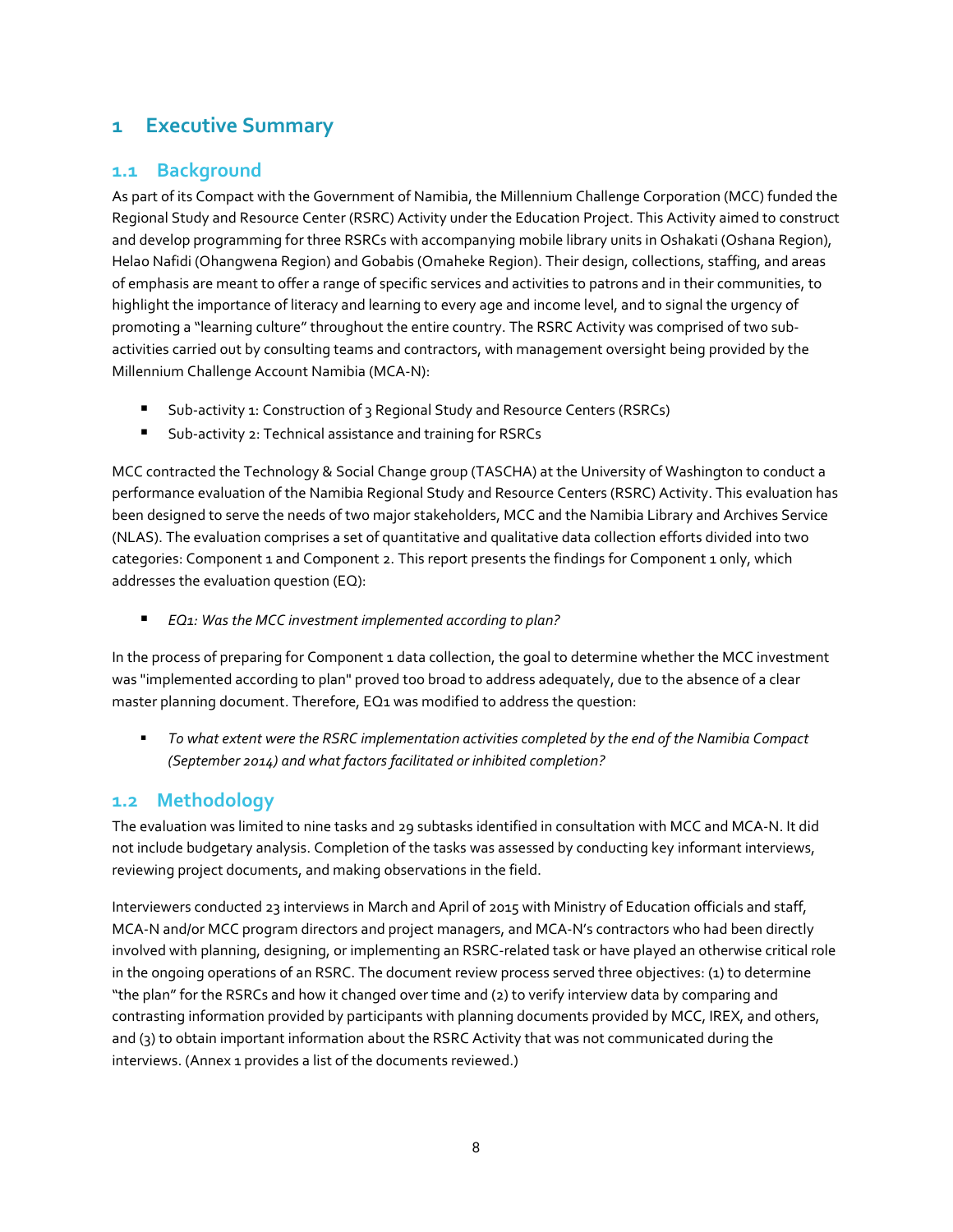# 1 Executive Summary

## 1.1 Background

As part of its Compact with the Government of Namibia, the Millennium Challenge Corporation (MCC) funded the Regional Study and Resource Center (RSRC) Activity under the Education Project. This Activity aimed to construct and develop programming for three RSRCs with accompanying mobile library units in Oshakati (Oshana Region), Helao Nafidi (Ohangwena Region) and Gobabis (Omaheke Region). Their design, collections, staffing, and areas of emphasis are meant to offer a range of specific services and activities to patrons and in their communities, to highlight the importance of literacy and learning to every age and income level, and to signal the urgency of promoting a "learning culture" throughout the entire country. The RSRC Activity was comprised of two sub-activities carried out by consulting teams and contractors, with management oversight being provided by the Millennium Challenge Account Namibia (MCA-N):

- Sub-activity 1: Construction of 3 Regional Study and Resource Centers (RSRCs)
- Sub-activity 2: Technical assistance and training for RSRCs

MCC contracted the Technology & Social Change group (TASCHA) at the University of Washington to conduct a performance evaluation of the Namibia Regional Study and Resource Centers (RSRC) Activity. This evaluation has been designed to serve the needs of two major stakeholders, MCC and the Namibia Library and Archives Service (NLAS). The evaluation comprises a set of quantitative and qualitative data collection efforts divided into two categories: Component 1 and Component 2. This report presents the findings for Component 1 only, which addresses the evaluation question (EQ):

- *EQ1: Was the MCC investment implemented according to plan?*

In the process of preparing for Component 1 data collection, the goal to determine whether the MCC investment was "implemented according to plan" proved too broad to address adequately, due to the absence of a clear master planning document. Therefore, EQ1 was modified to address the question:

- *To what extent were the RSRC implementation activities completed by the end of the Namibia Compact (September 2014) and what factors facilitated or inhibited completion?*

## 1.2 Methodology

The evaluation was limited to nine tasks and 29 subtasks identified in consultation with MCC and MCA-N. It did not include budgetary analysis. Completion of the tasks was assessed by conducting key informant interviews, reviewing project documents, and making observations in the field.

Interviewers conducted 23 interviews in March and April of 2015 with Ministry of Education officials and staff, MCA-N and/or MCC program directors and project managers, and MCA-N's contractors who had been directly involved with planning, designing, or implementing an RSRC-related task or have played an otherwise critical role in the ongoing operations of an RSRC. The document review process served three objectives: (1) to determine "the plan" for the RSRCs and how it changed over time and (2) to verify interview data by comparing and contrasting information provided by participants with planning documents provided by MCC, IREX, and others, and (3) to obtain important information about the RSRC Activity that was not communicated during the interviews. (Annex 1 provides a list of the documents reviewed.)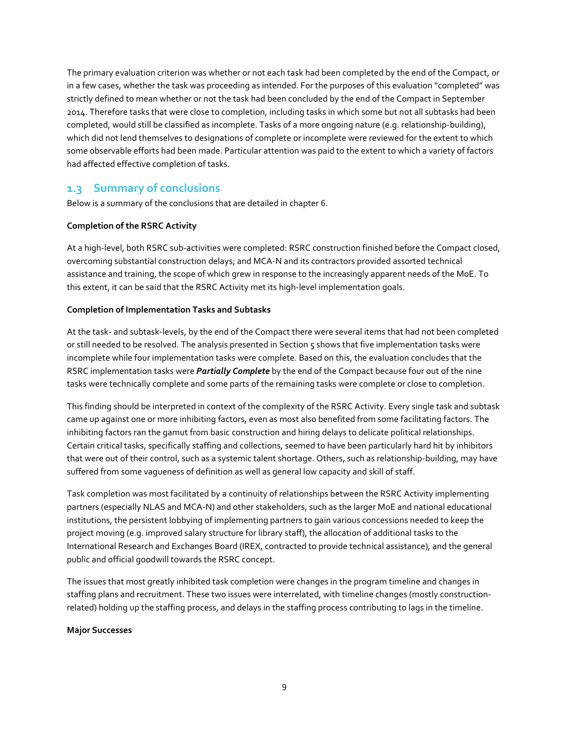The primary evaluation criterion was whether or not each task had been completed by the end of the Compact, or in a few cases, whether the task was proceeding as intended. For the purposes of this evaluation "completed" was strictly defined to mean whether or not the task had been concluded by the end of the Compact in September 2014. Therefore tasks that were close to completion, including tasks in which some but not all subtasks had been completed, would still be classified as incomplete. Tasks of a more ongoing nature (e.g. relationship-building), which did not lend themselves to designations of complete or incomplete were reviewed for the extent to which some observable efforts had been made. Particular attention was paid to the extent to which a variety of factors had affected effective completion of tasks.

## 1.3 Summary of conclusions

Below is a summary of the conclusions that are detailed in chapter 6.

**Completion of the RSRC Activity**

At a high-level, both RSRC sub-activities were completed: RSRC construction finished before the Compact closed, overcoming substantial construction delays; and MCA-N and its contractors provided assorted technical assistance and training, the scope of which grew in response to the increasingly apparent needs of the MoE. To this extent, it can be said that the RSRC Activity met its high-level implementation goals.

**Completion of Implementation Tasks and Subtasks**

At the task- and subtask-levels, by the end of the Compact there were several items that had not been completed or still needed to be resolved. The analysis presented in Section 5 shows that five implementation tasks were incomplete while four implementation tasks were complete. Based on this, the evaluation concludes that the RSRC implementation tasks were ***Partially Complete*** by the end of the Compact because four out of the nine tasks were technically complete and some parts of the remaining tasks were complete or close to completion.

This finding should be interpreted in context of the complexity of the RSRC Activity. Every single task and subtask came up against one or more inhibiting factors, even as most also benefited from some facilitating factors. The inhibiting factors ran the gamut from basic construction and hiring delays to delicate political relationships. Certain critical tasks, specifically staffing and collections, seemed to have been particularly hard hit by inhibitors that were out of their control, such as a systemic talent shortage. Others, such as relationship-building, may have suffered from some vagueness of definition as well as general low capacity and skill of staff.

Task completion was most facilitated by a continuity of relationships between the RSRC Activity implementing partners (especially NLAS and MCA-N) and other stakeholders, such as the larger MoE and national educational institutions, the persistent lobbying of implementing partners to gain various concessions needed to keep the project moving (e.g. improved salary structure for library staff), the allocation of additional tasks to the International Research and Exchanges Board (IREX, contracted to provide technical assistance), and the general public and official goodwill towards the RSRC concept.

The issues that most greatly inhibited task completion were changes in the program timeline and changes in staffing plans and recruitment. These two issues were interrelated, with timeline changes (mostly construction-related) holding up the staffing process, and delays in the staffing process contributing to lags in the timeline.

**Major Successes**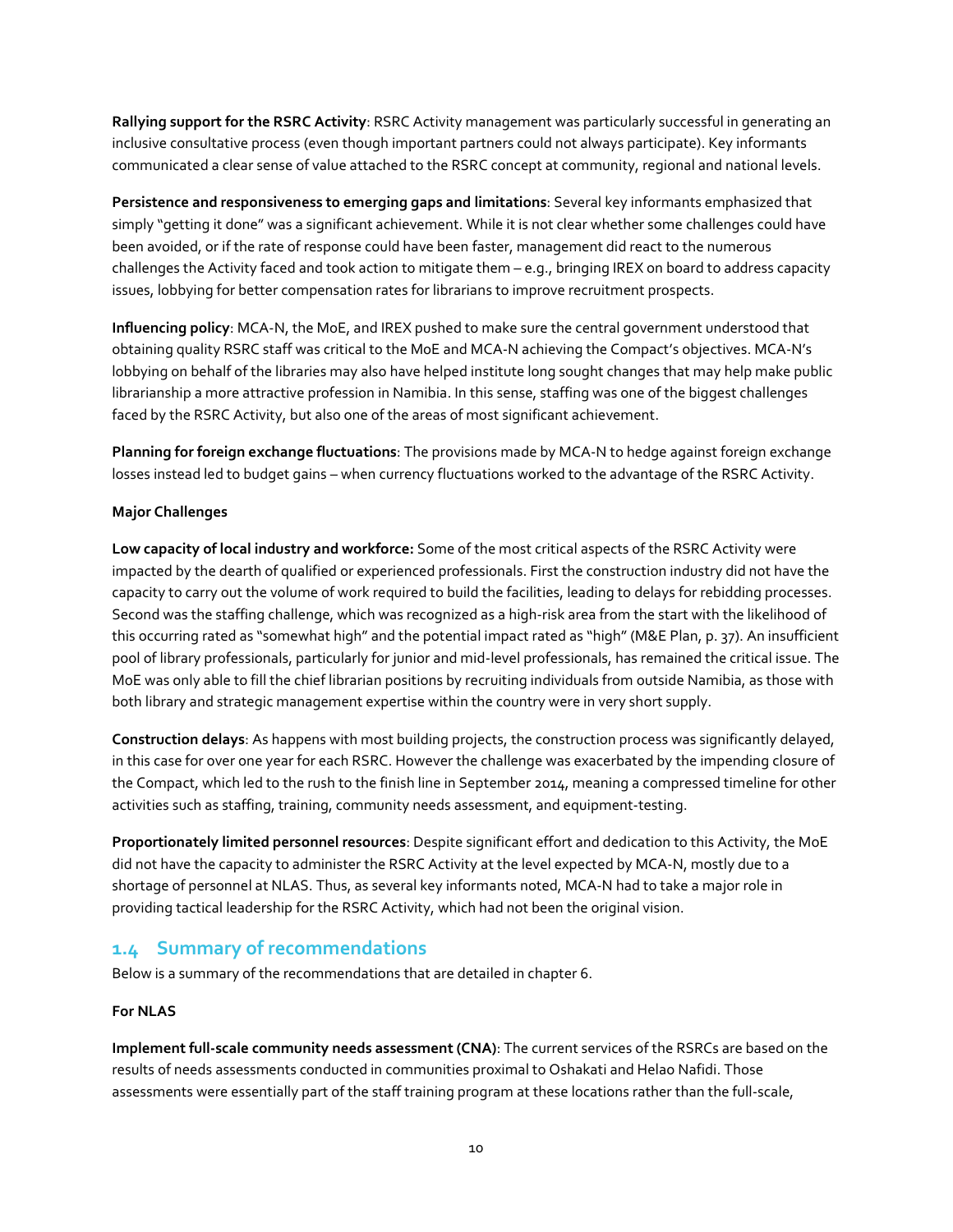**Rallying support for the RSRC Activity**: RSRC Activity management was particularly successful in generating an inclusive consultative process (even though important partners could not always participate). Key informants communicated a clear sense of value attached to the RSRC concept at community, regional and national levels.

**Persistence and responsiveness to emerging gaps and limitations**: Several key informants emphasized that simply "getting it done" was a significant achievement. While it is not clear whether some challenges could have been avoided, or if the rate of response could have been faster, management did react to the numerous challenges the Activity faced and took action to mitigate them – e.g., bringing IREX on board to address capacity issues, lobbying for better compensation rates for librarians to improve recruitment prospects.

**Influencing policy**: MCA-N, the MoE, and IREX pushed to make sure the central government understood that obtaining quality RSRC staff was critical to the MoE and MCA-N achieving the Compact's objectives. MCA-N's lobbying on behalf of the libraries may also have helped institute long sought changes that may help make public librarianship a more attractive profession in Namibia. In this sense, staffing was one of the biggest challenges faced by the RSRC Activity, but also one of the areas of most significant achievement.

**Planning for foreign exchange fluctuations**: The provisions made by MCA-N to hedge against foreign exchange losses instead led to budget gains – when currency fluctuations worked to the advantage of the RSRC Activity.

**Major Challenges**

**Low capacity of local industry and workforce:** Some of the most critical aspects of the RSRC Activity were impacted by the dearth of qualified or experienced professionals. First the construction industry did not have the capacity to carry out the volume of work required to build the facilities, leading to delays for rebidding processes. Second was the staffing challenge, which was recognized as a high-risk area from the start with the likelihood of this occurring rated as "somewhat high" and the potential impact rated as "high" (M&E Plan, p. 37). An insufficient pool of library professionals, particularly for junior and mid-level professionals, has remained the critical issue. The MoE was only able to fill the chief librarian positions by recruiting individuals from outside Namibia, as those with both library and strategic management expertise within the country were in very short supply.

**Construction delays**: As happens with most building projects, the construction process was significantly delayed, in this case for over one year for each RSRC. However the challenge was exacerbated by the impending closure of the Compact, which led to the rush to the finish line in September 2014, meaning a compressed timeline for other activities such as staffing, training, community needs assessment, and equipment-testing.

**Proportionately limited personnel resources**: Despite significant effort and dedication to this Activity, the MoE did not have the capacity to administer the RSRC Activity at the level expected by MCA-N, mostly due to a shortage of personnel at NLAS. Thus, as several key informants noted, MCA-N had to take a major role in providing tactical leadership for the RSRC Activity, which had not been the original vision.

## 1.4 Summary of recommendations

Below is a summary of the recommendations that are detailed in chapter 6.

**For NLAS**

**Implement full-scale community needs assessment (CNA)**: The current services of the RSRCs are based on the results of needs assessments conducted in communities proximal to Oshakati and Helao Nafidi. Those assessments were essentially part of the staff training program at these locations rather than the full-scale,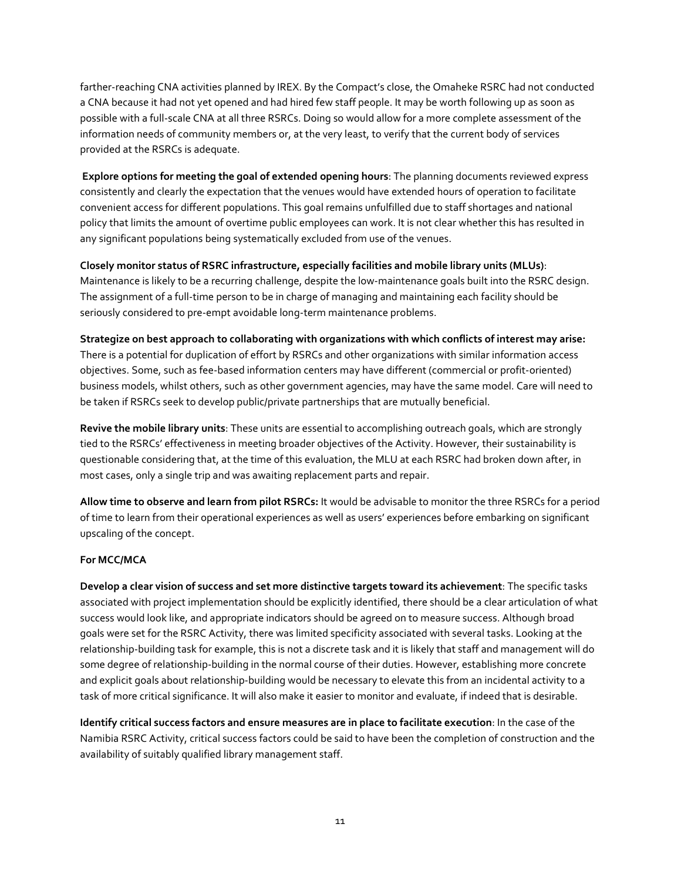farther-reaching CNA activities planned by IREX. By the Compact's close, the Omaheke RSRC had not conducted a CNA because it had not yet opened and had hired few staff people. It may be worth following up as soon as possible with a full-scale CNA at all three RSRCs. Doing so would allow for a more complete assessment of the information needs of community members or, at the very least, to verify that the current body of services provided at the RSRCs is adequate.

**Explore options for meeting the goal of extended opening hours**: The planning documents reviewed express consistently and clearly the expectation that the venues would have extended hours of operation to facilitate convenient access for different populations. This goal remains unfulfilled due to staff shortages and national policy that limits the amount of overtime public employees can work. It is not clear whether this has resulted in any significant populations being systematically excluded from use of the venues.

**Closely monitor status of RSRC infrastructure, especially facilities and mobile library units (MLUs)**: Maintenance is likely to be a recurring challenge, despite the low-maintenance goals built into the RSRC design. The assignment of a full-time person to be in charge of managing and maintaining each facility should be seriously considered to pre-empt avoidable long-term maintenance problems.

**Strategize on best approach to collaborating with organizations with which conflicts of interest may arise:** There is a potential for duplication of effort by RSRCs and other organizations with similar information access objectives. Some, such as fee-based information centers may have different (commercial or profit-oriented) business models, whilst others, such as other government agencies, may have the same model. Care will need to be taken if RSRCs seek to develop public/private partnerships that are mutually beneficial.

**Revive the mobile library units**: These units are essential to accomplishing outreach goals, which are strongly tied to the RSRCs' effectiveness in meeting broader objectives of the Activity. However, their sustainability is questionable considering that, at the time of this evaluation, the MLU at each RSRC had broken down after, in most cases, only a single trip and was awaiting replacement parts and repair.

**Allow time to observe and learn from pilot RSRCs:** It would be advisable to monitor the three RSRCs for a period of time to learn from their operational experiences as well as users' experiences before embarking on significant upscaling of the concept.

**For MCC/MCA**

**Develop a clear vision of success and set more distinctive targets toward its achievement**: The specific tasks associated with project implementation should be explicitly identified, there should be a clear articulation of what success would look like, and appropriate indicators should be agreed on to measure success. Although broad goals were set for the RSRC Activity, there was limited specificity associated with several tasks. Looking at the relationship-building task for example, this is not a discrete task and it is likely that staff and management will do some degree of relationship-building in the normal course of their duties. However, establishing more concrete and explicit goals about relationship-building would be necessary to elevate this from an incidental activity to a task of more critical significance. It will also make it easier to monitor and evaluate, if indeed that is desirable.

**Identify critical success factors and ensure measures are in place to facilitate execution**: In the case of the Namibia RSRC Activity, critical success factors could be said to have been the completion of construction and the availability of suitably qualified library management staff.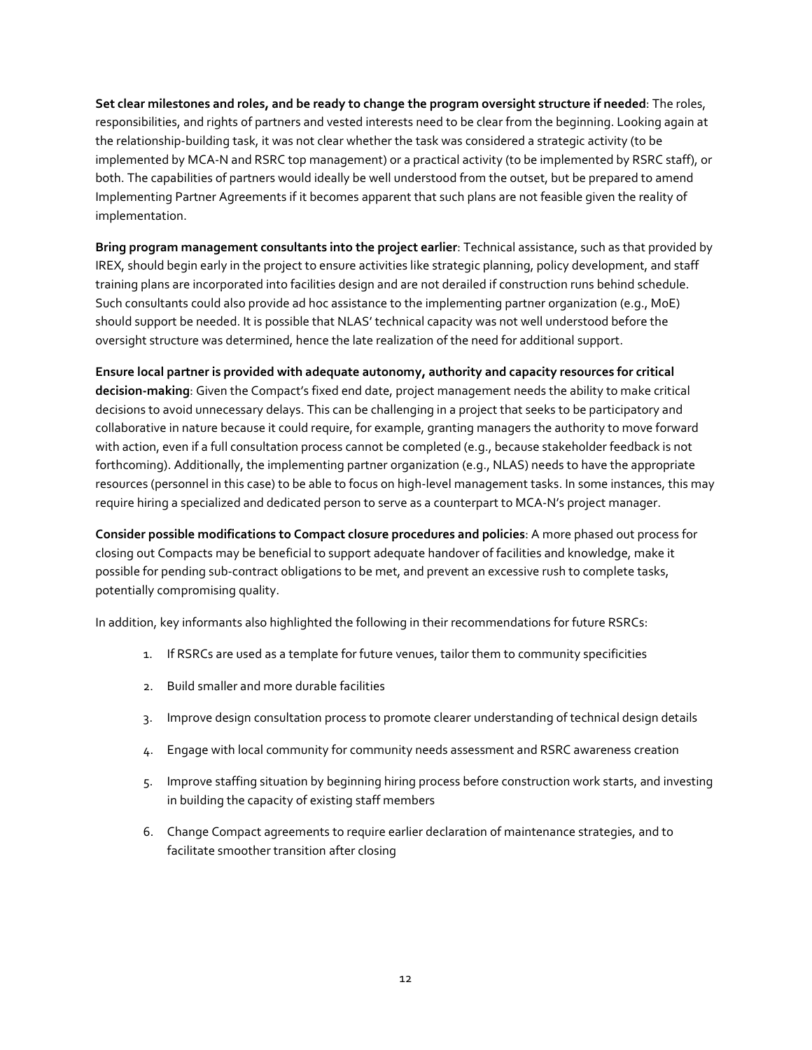**Set clear milestones and roles, and be ready to change the program oversight structure if needed**: The roles, responsibilities, and rights of partners and vested interests need to be clear from the beginning. Looking again at the relationship-building task, it was not clear whether the task was considered a strategic activity (to be implemented by MCA-N and RSRC top management) or a practical activity (to be implemented by RSRC staff), or both. The capabilities of partners would ideally be well understood from the outset, but be prepared to amend Implementing Partner Agreements if it becomes apparent that such plans are not feasible given the reality of implementation.

**Bring program management consultants into the project earlier**: Technical assistance, such as that provided by IREX, should begin early in the project to ensure activities like strategic planning, policy development, and staff training plans are incorporated into facilities design and are not derailed if construction runs behind schedule. Such consultants could also provide ad hoc assistance to the implementing partner organization (e.g., MoE) should support be needed. It is possible that NLAS' technical capacity was not well understood before the oversight structure was determined, hence the late realization of the need for additional support.

**Ensure local partner is provided with adequate autonomy, authority and capacity resources for critical decision-making**: Given the Compact's fixed end date, project management needs the ability to make critical decisions to avoid unnecessary delays. This can be challenging in a project that seeks to be participatory and collaborative in nature because it could require, for example, granting managers the authority to move forward with action, even if a full consultation process cannot be completed (e.g., because stakeholder feedback is not forthcoming). Additionally, the implementing partner organization (e.g., NLAS) needs to have the appropriate resources (personnel in this case) to be able to focus on high-level management tasks. In some instances, this may require hiring a specialized and dedicated person to serve as a counterpart to MCA-N's project manager.

**Consider possible modifications to Compact closure procedures and policies**: A more phased out process for closing out Compacts may be beneficial to support adequate handover of facilities and knowledge, make it possible for pending sub-contract obligations to be met, and prevent an excessive rush to complete tasks, potentially compromising quality.

In addition, key informants also highlighted the following in their recommendations for future RSRCs:

1. If RSRCs are used as a template for future venues, tailor them to community specificities
2. Build smaller and more durable facilities
3. Improve design consultation process to promote clearer understanding of technical design details
4. Engage with local community for community needs assessment and RSRC awareness creation
5. Improve staffing situation by beginning hiring process before construction work starts, and investing in building the capacity of existing staff members
6. Change Compact agreements to require earlier declaration of maintenance strategies, and to facilitate smoother transition after closing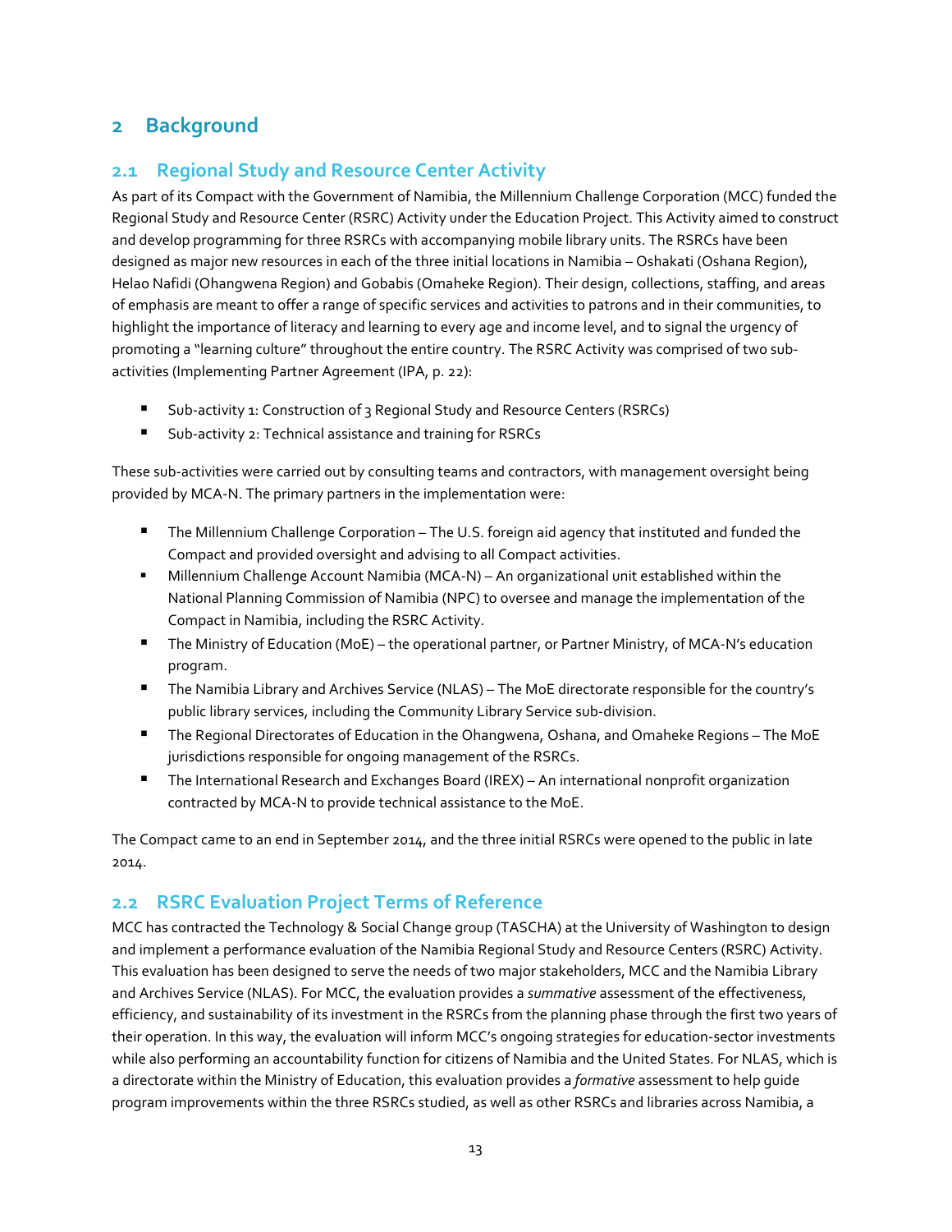# 2 Background

## 2.1 Regional Study and Resource Center Activity

As part of its Compact with the Government of Namibia, the Millennium Challenge Corporation (MCC) funded the Regional Study and Resource Center (RSRC) Activity under the Education Project. This Activity aimed to construct and develop programming for three RSRCs with accompanying mobile library units. The RSRCs have been designed as major new resources in each of the three initial locations in Namibia – Oshakati (Oshana Region), Helao Nafidi (Ohangwena Region) and Gobabis (Omaheke Region). Their design, collections, staffing, and areas of emphasis are meant to offer a range of specific services and activities to patrons and in their communities, to highlight the importance of literacy and learning to every age and income level, and to signal the urgency of promoting a "learning culture" throughout the entire country. The RSRC Activity was comprised of two sub-activities (Implementing Partner Agreement (IPA, p. 22):

- Sub-activity 1: Construction of 3 Regional Study and Resource Centers (RSRCs)
- Sub-activity 2: Technical assistance and training for RSRCs

These sub-activities were carried out by consulting teams and contractors, with management oversight being provided by MCA-N. The primary partners in the implementation were:

- The Millennium Challenge Corporation – The U.S. foreign aid agency that instituted and funded the Compact and provided oversight and advising to all Compact activities.
- Millennium Challenge Account Namibia (MCA-N) – An organizational unit established within the National Planning Commission of Namibia (NPC) to oversee and manage the implementation of the Compact in Namibia, including the RSRC Activity.
- The Ministry of Education (MoE) – the operational partner, or Partner Ministry, of MCA-N's education program.
- The Namibia Library and Archives Service (NLAS) – The MoE directorate responsible for the country's public library services, including the Community Library Service sub-division.
- The Regional Directorates of Education in the Ohangwena, Oshana, and Omaheke Regions – The MoE jurisdictions responsible for ongoing management of the RSRCs.
- The International Research and Exchanges Board (IREX) – An international nonprofit organization contracted by MCA-N to provide technical assistance to the MoE.

The Compact came to an end in September 2014, and the three initial RSRCs were opened to the public in late 2014.

## 2.2 RSRC Evaluation Project Terms of Reference

MCC has contracted the Technology & Social Change group (TASCHA) at the University of Washington to design and implement a performance evaluation of the Namibia Regional Study and Resource Centers (RSRC) Activity. This evaluation has been designed to serve the needs of two major stakeholders, MCC and the Namibia Library and Archives Service (NLAS). For MCC, the evaluation provides a *summative* assessment of the effectiveness, efficiency, and sustainability of its investment in the RSRCs from the planning phase through the first two years of their operation. In this way, the evaluation will inform MCC's ongoing strategies for education-sector investments while also performing an accountability function for citizens of Namibia and the United States. For NLAS, which is a directorate within the Ministry of Education, this evaluation provides a *formative* assessment to help guide program improvements within the three RSRCs studied, as well as other RSRCs and libraries across Namibia, a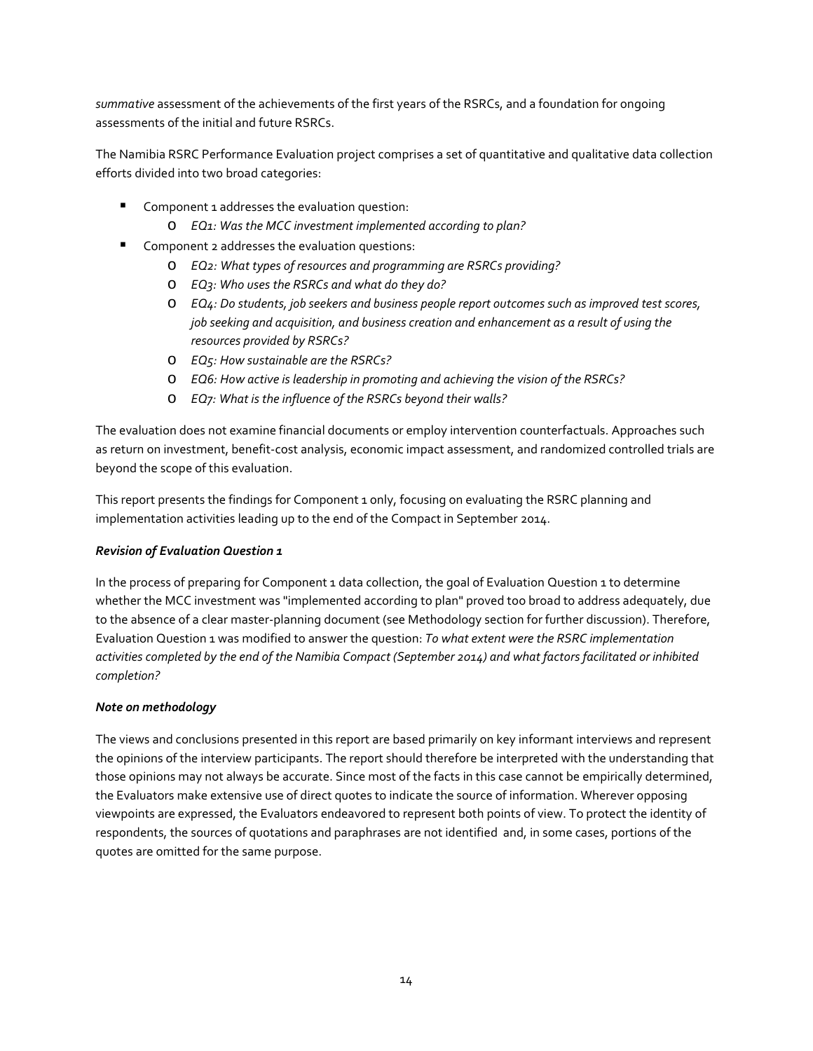*summative* assessment of the achievements of the first years of the RSRCs, and a foundation for ongoing assessments of the initial and future RSRCs.

The Namibia RSRC Performance Evaluation project comprises a set of quantitative and qualitative data collection efforts divided into two broad categories:

- Component 1 addresses the evaluation question:
  - *EQ1: Was the MCC investment implemented according to plan?*
- Component 2 addresses the evaluation questions:
  - *EQ2: What types of resources and programming are RSRCs providing?*
  - *EQ3: Who uses the RSRCs and what do they do?*
  - *EQ4: Do students, job seekers and business people report outcomes such as improved test scores, job seeking and acquisition, and business creation and enhancement as a result of using the resources provided by RSRCs?*
  - *EQ5: How sustainable are the RSRCs?*
  - *EQ6: How active is leadership in promoting and achieving the vision of the RSRCs?*
  - *EQ7: What is the influence of the RSRCs beyond their walls?*

The evaluation does not examine financial documents or employ intervention counterfactuals. Approaches such as return on investment, benefit-cost analysis, economic impact assessment, and randomized controlled trials are beyond the scope of this evaluation.

This report presents the findings for Component 1 only, focusing on evaluating the RSRC planning and implementation activities leading up to the end of the Compact in September 2014.

***Revision of Evaluation Question 1***

In the process of preparing for Component 1 data collection, the goal of Evaluation Question 1 to determine whether the MCC investment was "implemented according to plan" proved too broad to address adequately, due to the absence of a clear master-planning document (see Methodology section for further discussion). Therefore, Evaluation Question 1 was modified to answer the question: *To what extent were the RSRC implementation activities completed by the end of the Namibia Compact (September 2014) and what factors facilitated or inhibited completion?*

***Note on methodology***

The views and conclusions presented in this report are based primarily on key informant interviews and represent the opinions of the interview participants. The report should therefore be interpreted with the understanding that those opinions may not always be accurate. Since most of the facts in this case cannot be empirically determined, the Evaluators make extensive use of direct quotes to indicate the source of information. Wherever opposing viewpoints are expressed, the Evaluators endeavored to represent both points of view. To protect the identity of respondents, the sources of quotations and paraphrases are not identified and, in some cases, portions of the quotes are omitted for the same purpose.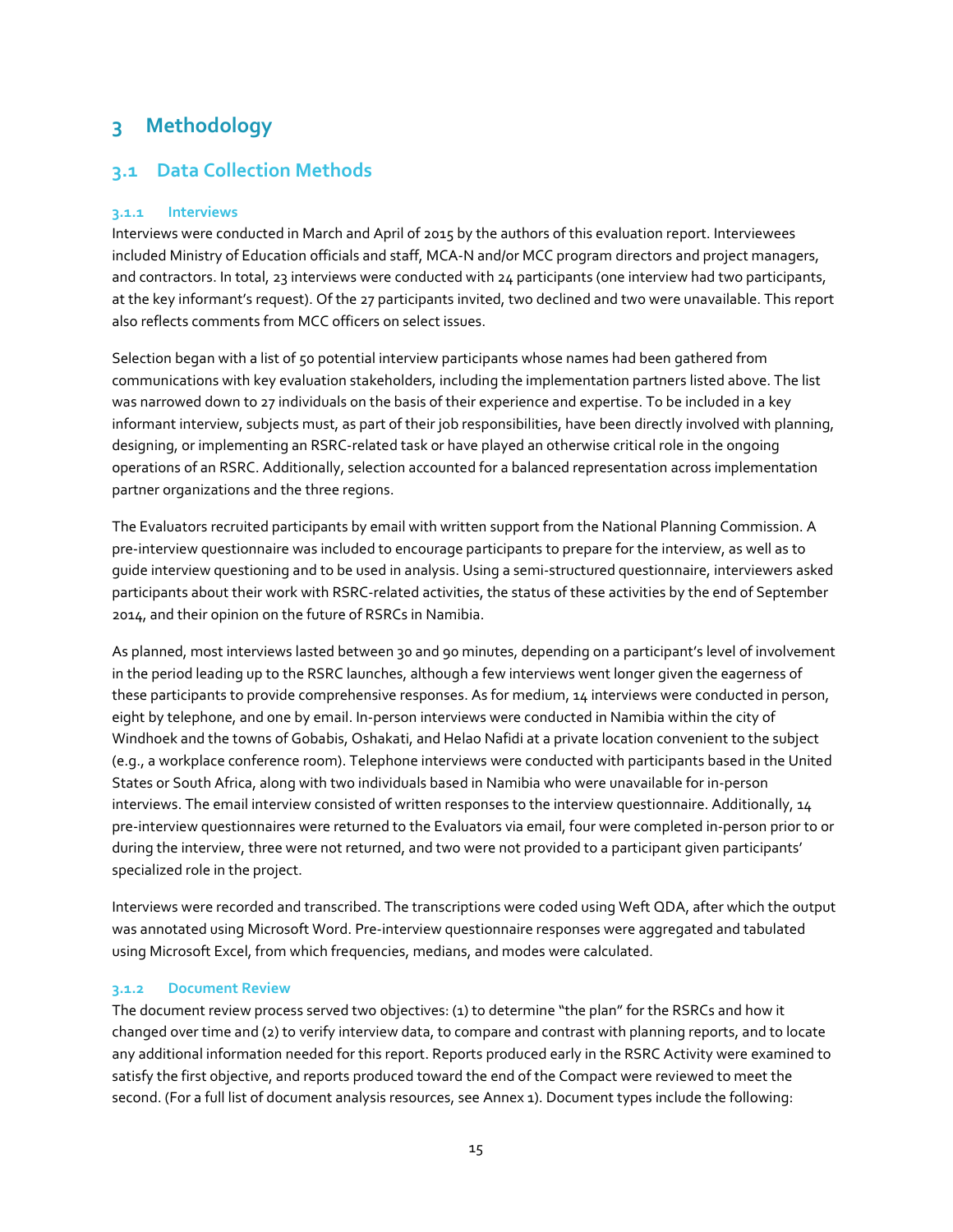# 3 Methodology

## 3.1 Data Collection Methods

### 3.1.1 Interviews

Interviews were conducted in March and April of 2015 by the authors of this evaluation report. Interviewees included Ministry of Education officials and staff, MCA-N and/or MCC program directors and project managers, and contractors. In total, 23 interviews were conducted with 24 participants (one interview had two participants, at the key informant's request). Of the 27 participants invited, two declined and two were unavailable. This report also reflects comments from MCC officers on select issues.

Selection began with a list of 50 potential interview participants whose names had been gathered from communications with key evaluation stakeholders, including the implementation partners listed above. The list was narrowed down to 27 individuals on the basis of their experience and expertise. To be included in a key informant interview, subjects must, as part of their job responsibilities, have been directly involved with planning, designing, or implementing an RSRC-related task or have played an otherwise critical role in the ongoing operations of an RSRC. Additionally, selection accounted for a balanced representation across implementation partner organizations and the three regions.

The Evaluators recruited participants by email with written support from the National Planning Commission. A pre-interview questionnaire was included to encourage participants to prepare for the interview, as well as to guide interview questioning and to be used in analysis. Using a semi-structured questionnaire, interviewers asked participants about their work with RSRC-related activities, the status of these activities by the end of September 2014, and their opinion on the future of RSRCs in Namibia.

As planned, most interviews lasted between 30 and 90 minutes, depending on a participant's level of involvement in the period leading up to the RSRC launches, although a few interviews went longer given the eagerness of these participants to provide comprehensive responses. As for medium, 14 interviews were conducted in person, eight by telephone, and one by email. In-person interviews were conducted in Namibia within the city of Windhoek and the towns of Gobabis, Oshakati, and Helao Nafidi at a private location convenient to the subject (e.g., a workplace conference room). Telephone interviews were conducted with participants based in the United States or South Africa, along with two individuals based in Namibia who were unavailable for in-person interviews. The email interview consisted of written responses to the interview questionnaire. Additionally, 14 pre-interview questionnaires were returned to the Evaluators via email, four were completed in-person prior to or during the interview, three were not returned, and two were not provided to a participant given participants' specialized role in the project.

Interviews were recorded and transcribed. The transcriptions were coded using Weft QDA, after which the output was annotated using Microsoft Word. Pre-interview questionnaire responses were aggregated and tabulated using Microsoft Excel, from which frequencies, medians, and modes were calculated.

### 3.1.2 Document Review

The document review process served two objectives: (1) to determine "the plan" for the RSRCs and how it changed over time and (2) to verify interview data, to compare and contrast with planning reports, and to locate any additional information needed for this report. Reports produced early in the RSRC Activity were examined to satisfy the first objective, and reports produced toward the end of the Compact were reviewed to meet the second. (For a full list of document analysis resources, see Annex 1). Document types include the following: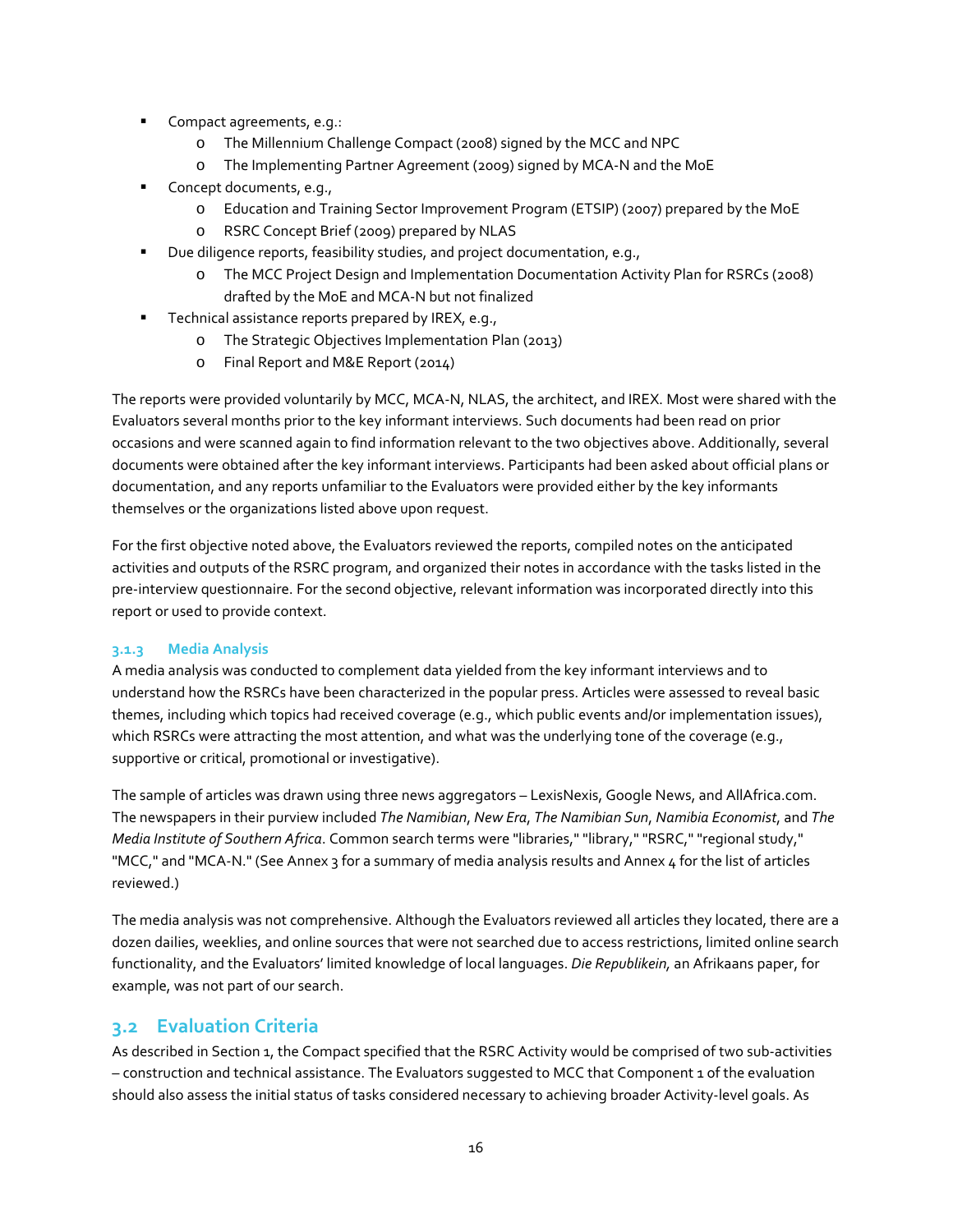- Compact agreements, e.g.:
    - The Millennium Challenge Compact (2008) signed by the MCC and NPC
    - The Implementing Partner Agreement (2009) signed by MCA-N and the MoE
- Concept documents, e.g.,
    - Education and Training Sector Improvement Program (ETSIP) (2007) prepared by the MoE
    - RSRC Concept Brief (2009) prepared by NLAS
- Due diligence reports, feasibility studies, and project documentation, e.g.,
    - The MCC Project Design and Implementation Documentation Activity Plan for RSRCs (2008) drafted by the MoE and MCA-N but not finalized
- Technical assistance reports prepared by IREX, e.g.,
    - The Strategic Objectives Implementation Plan (2013)
    - Final Report and M&E Report (2014)

The reports were provided voluntarily by MCC, MCA-N, NLAS, the architect, and IREX. Most were shared with the Evaluators several months prior to the key informant interviews. Such documents had been read on prior occasions and were scanned again to find information relevant to the two objectives above. Additionally, several documents were obtained after the key informant interviews. Participants had been asked about official plans or documentation, and any reports unfamiliar to the Evaluators were provided either by the key informants themselves or the organizations listed above upon request.

For the first objective noted above, the Evaluators reviewed the reports, compiled notes on the anticipated activities and outputs of the RSRC program, and organized their notes in accordance with the tasks listed in the pre-interview questionnaire. For the second objective, relevant information was incorporated directly into this report or used to provide context.

#### 3.1.3 Media Analysis

A media analysis was conducted to complement data yielded from the key informant interviews and to understand how the RSRCs have been characterized in the popular press. Articles were assessed to reveal basic themes, including which topics had received coverage (e.g., which public events and/or implementation issues), which RSRCs were attracting the most attention, and what was the underlying tone of the coverage (e.g., supportive or critical, promotional or investigative).

The sample of articles was drawn using three news aggregators – LexisNexis, Google News, and AllAfrica.com. The newspapers in their purview included *The Namibian*, *New Era*, *The Namibian Sun*, *Namibia Economist*, and *The Media Institute of Southern Africa*. Common search terms were "libraries," "library," "RSRC," "regional study," "MCC," and "MCA-N." (See Annex 3 for a summary of media analysis results and Annex 4 for the list of articles reviewed.)

The media analysis was not comprehensive. Although the Evaluators reviewed all articles they located, there are a dozen dailies, weeklies, and online sources that were not searched due to access restrictions, limited online search functionality, and the Evaluators' limited knowledge of local languages. *Die Republikein,* an Afrikaans paper, for example, was not part of our search.

## 3.2 Evaluation Criteria

As described in Section 1, the Compact specified that the RSRC Activity would be comprised of two sub-activities – construction and technical assistance. The Evaluators suggested to MCC that Component 1 of the evaluation should also assess the initial status of tasks considered necessary to achieving broader Activity-level goals. As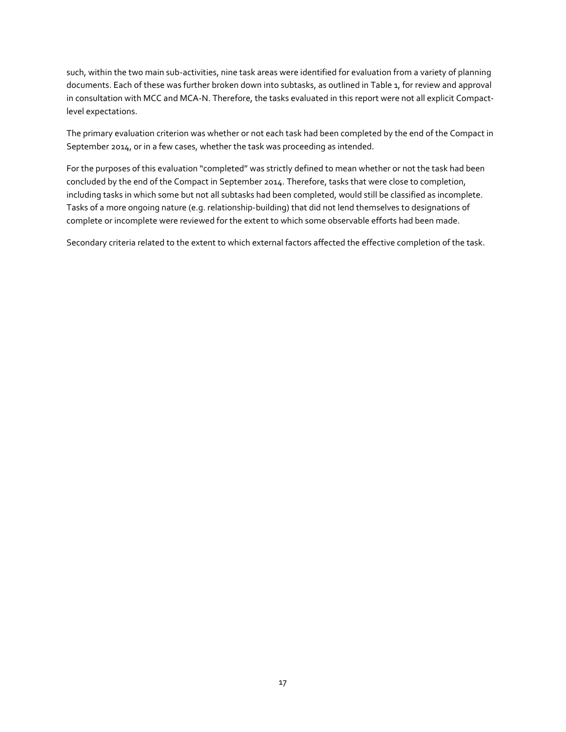such, within the two main sub-activities, nine task areas were identified for evaluation from a variety of planning documents. Each of these was further broken down into subtasks, as outlined in Table 1, for review and approval in consultation with MCC and MCA-N. Therefore, the tasks evaluated in this report were not all explicit Compact-level expectations.

The primary evaluation criterion was whether or not each task had been completed by the end of the Compact in September 2014, or in a few cases, whether the task was proceeding as intended.

For the purposes of this evaluation "completed" was strictly defined to mean whether or not the task had been concluded by the end of the Compact in September 2014. Therefore, tasks that were close to completion, including tasks in which some but not all subtasks had been completed, would still be classified as incomplete. Tasks of a more ongoing nature (e.g. relationship-building) that did not lend themselves to designations of complete or incomplete were reviewed for the extent to which some observable efforts had been made.

Secondary criteria related to the extent to which external factors affected the effective completion of the task.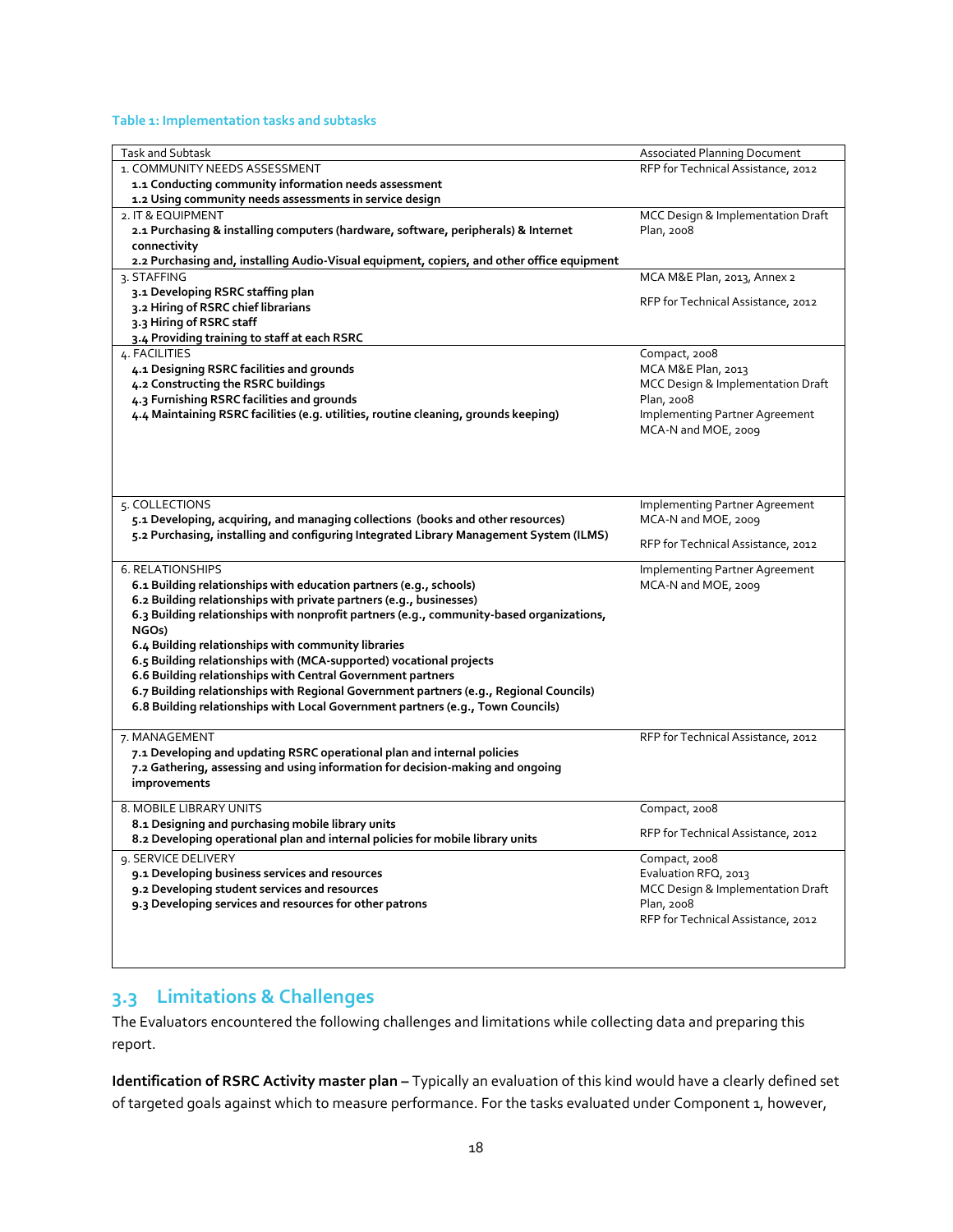**Table 1: Implementation tasks and subtasks**

| Task and Subtask | Associated Planning Document |
|---|---|
| 1. COMMUNITY NEEDS ASSESSMENT<br>**1.1 Conducting community information needs assessment**<br>**1.2 Using community needs assessments in service design** | RFP for Technical Assistance, 2012 |
| 2. IT & EQUIPMENT<br>**2.1 Purchasing & installing computers (hardware, software, peripherals) & Internet connectivity**<br>**2.2 Purchasing and, installing Audio-Visual equipment, copiers, and other office equipment** | MCC Design & Implementation Draft Plan, 2008 |
| 3. STAFFING<br>**3.1 Developing RSRC staffing plan**<br>**3.2 Hiring of RSRC chief librarians**<br>**3.3 Hiring of RSRC staff**<br>**3.4 Providing training to staff at each RSRC** | MCA M&E Plan, 2013, Annex 2<br>RFP for Technical Assistance, 2012 |
| 4. FACILITIES<br>**4.1 Designing RSRC facilities and grounds**<br>**4.2 Constructing the RSRC buildings**<br>**4.3 Furnishing RSRC facilities and grounds**<br>**4.4 Maintaining RSRC facilities (e.g. utilities, routine cleaning, grounds keeping)** | Compact, 2008<br>MCA M&E Plan, 2013<br>MCC Design & Implementation Draft Plan, 2008<br>Implementing Partner Agreement MCA-N and MOE, 2009 |
| 5. COLLECTIONS<br>**5.1 Developing, acquiring, and managing collections (books and other resources)**<br>**5.2 Purchasing, installing and configuring Integrated Library Management System (ILMS)** | Implementing Partner Agreement MCA-N and MOE, 2009<br>RFP for Technical Assistance, 2012 |
| 6. RELATIONSHIPS<br>**6.1 Building relationships with education partners (e.g., schools)**<br>**6.2 Building relationships with private partners (e.g., businesses)**<br>**6.3 Building relationships with nonprofit partners (e.g., community-based organizations, NGOs)**<br>**6.4 Building relationships with community libraries**<br>**6.5 Building relationships with (MCA-supported) vocational projects**<br>**6.6 Building relationships with Central Government partners**<br>**6.7 Building relationships with Regional Government partners (e.g., Regional Councils)**<br>**6.8 Building relationships with Local Government partners (e.g., Town Councils)** | Implementing Partner Agreement MCA-N and MOE, 2009 |
| 7. MANAGEMENT<br>**7.1 Developing and updating RSRC operational plan and internal policies**<br>**7.2 Gathering, assessing and using information for decision-making and ongoing improvements** | RFP for Technical Assistance, 2012 |
| 8. MOBILE LIBRARY UNITS<br>**8.1 Designing and purchasing mobile library units**<br>**8.2 Developing operational plan and internal policies for mobile library units** | Compact, 2008<br>RFP for Technical Assistance, 2012 |
| 9. SERVICE DELIVERY<br>**9.1 Developing business services and resources**<br>**9.2 Developing student services and resources**<br>**9.3 Developing services and resources for other patrons** | Compact, 2008<br>Evaluation RFQ, 2013<br>MCC Design & Implementation Draft Plan, 2008<br>RFP for Technical Assistance, 2012 |

## 3.3 Limitations & Challenges

The Evaluators encountered the following challenges and limitations while collecting data and preparing this report.

**Identification of RSRC Activity master plan –** Typically an evaluation of this kind would have a clearly defined set of targeted goals against which to measure performance. For the tasks evaluated under Component 1, however,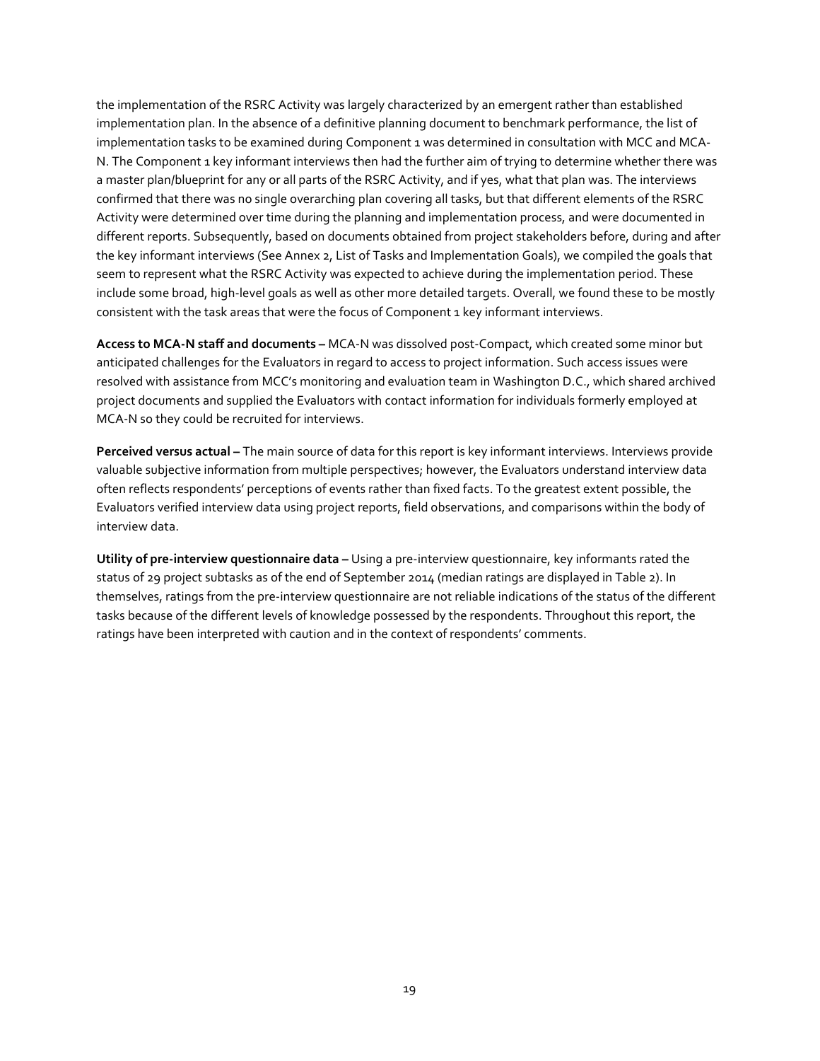the implementation of the RSRC Activity was largely characterized by an emergent rather than established implementation plan. In the absence of a definitive planning document to benchmark performance, the list of implementation tasks to be examined during Component 1 was determined in consultation with MCC and MCA-N. The Component 1 key informant interviews then had the further aim of trying to determine whether there was a master plan/blueprint for any or all parts of the RSRC Activity, and if yes, what that plan was. The interviews confirmed that there was no single overarching plan covering all tasks, but that different elements of the RSRC Activity were determined over time during the planning and implementation process, and were documented in different reports. Subsequently, based on documents obtained from project stakeholders before, during and after the key informant interviews (See Annex 2, List of Tasks and Implementation Goals), we compiled the goals that seem to represent what the RSRC Activity was expected to achieve during the implementation period. These include some broad, high-level goals as well as other more detailed targets. Overall, we found these to be mostly consistent with the task areas that were the focus of Component 1 key informant interviews.

**Access to MCA-N staff and documents –** MCA-N was dissolved post-Compact, which created some minor but anticipated challenges for the Evaluators in regard to access to project information. Such access issues were resolved with assistance from MCC's monitoring and evaluation team in Washington D.C., which shared archived project documents and supplied the Evaluators with contact information for individuals formerly employed at MCA-N so they could be recruited for interviews.

**Perceived versus actual –** The main source of data for this report is key informant interviews. Interviews provide valuable subjective information from multiple perspectives; however, the Evaluators understand interview data often reflects respondents' perceptions of events rather than fixed facts. To the greatest extent possible, the Evaluators verified interview data using project reports, field observations, and comparisons within the body of interview data.

**Utility of pre-interview questionnaire data –** Using a pre-interview questionnaire, key informants rated the status of 29 project subtasks as of the end of September 2014 (median ratings are displayed in Table 2). In themselves, ratings from the pre-interview questionnaire are not reliable indications of the status of the different tasks because of the different levels of knowledge possessed by the respondents. Throughout this report, the ratings have been interpreted with caution and in the context of respondents' comments.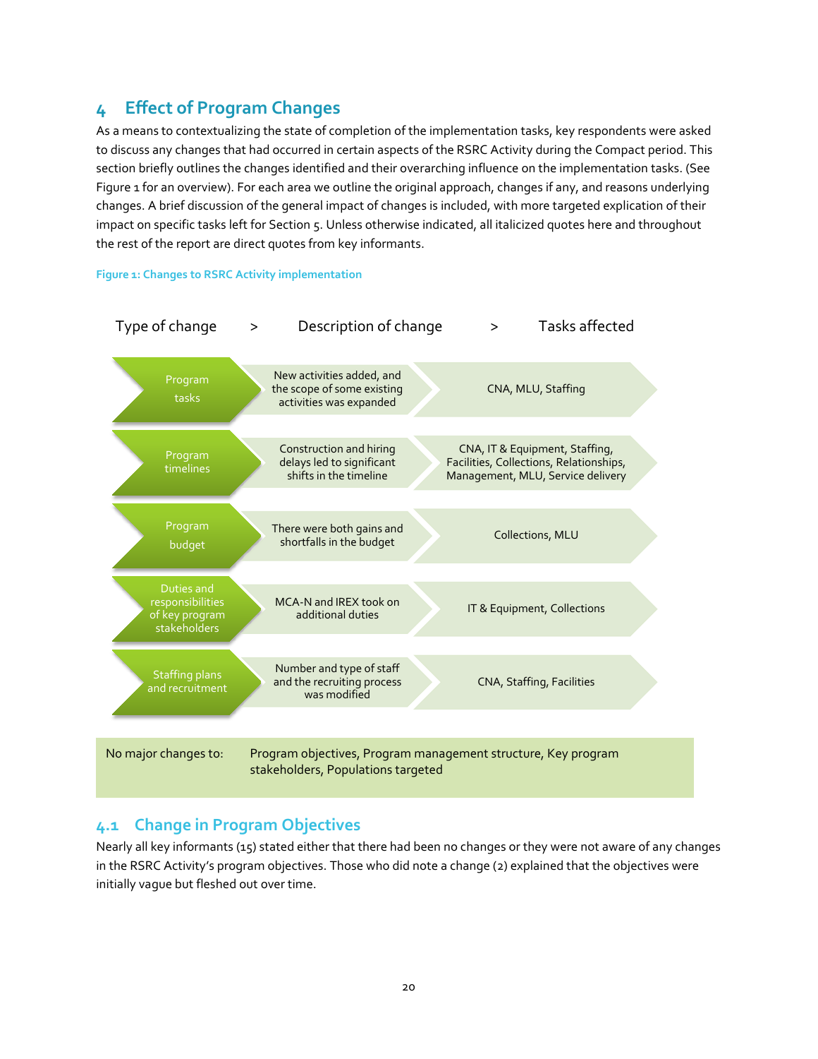# 4 Effect of Program Changes

As a means to contextualizing the state of completion of the implementation tasks, key respondents were asked to discuss any changes that had occurred in certain aspects of the RSRC Activity during the Compact period. This section briefly outlines the changes identified and their overarching influence on the implementation tasks. (See Figure 1 for an overview). For each area we outline the original approach, changes if any, and reasons underlying changes. A brief discussion of the general impact of changes is included, with more targeted explication of their impact on specific tasks left for Section 5. Unless otherwise indicated, all italicized quotes here and throughout the rest of the report are direct quotes from key informants.

**Figure 1: Changes to RSRC Activity implementation**

| Type of change | Description of change | Tasks affected |
| --- | --- | --- |
| Program tasks | New activities added, and the scope of some existing activities was expanded | CNA, MLU, Staffing |
| Program timelines | Construction and hiring delays led to significant shifts in the timeline | CNA, IT & Equipment, Staffing, Facilities, Collections, Relationships, Management, MLU, Service delivery |
| Program budget | There were both gains and shortfalls in the budget | Collections, MLU |
| Duties and responsibilities of key program stakeholders | MCA-N and IREX took on additional duties | IT & Equipment, Collections |
| Staffing plans and recruitment | Number and type of staff and the recruiting process was modified | CNA, Staffing, Facilities |

| No major changes to: | Program objectives, Program management structure, Key program stakeholders, Populations targeted |
| --- | --- |

## 4.1 Change in Program Objectives

Nearly all key informants (15) stated either that there had been no changes or they were not aware of any changes in the RSRC Activity's program objectives. Those who did note a change (2) explained that the objectives were initially vague but fleshed out over time.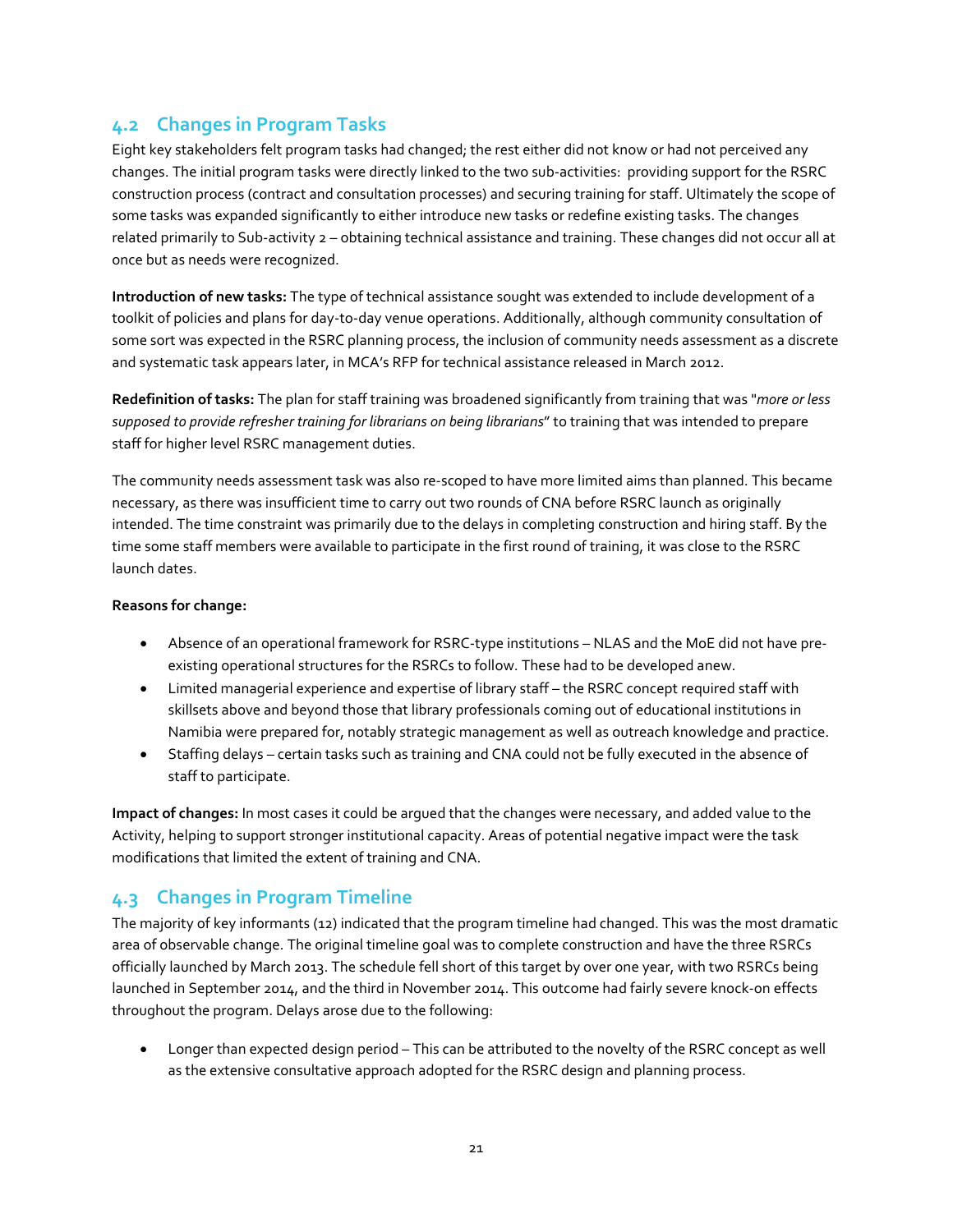## 4.2 Changes in Program Tasks

Eight key stakeholders felt program tasks had changed; the rest either did not know or had not perceived any changes. The initial program tasks were directly linked to the two sub-activities: providing support for the RSRC construction process (contract and consultation processes) and securing training for staff. Ultimately the scope of some tasks was expanded significantly to either introduce new tasks or redefine existing tasks. The changes related primarily to Sub-activity 2 – obtaining technical assistance and training. These changes did not occur all at once but as needs were recognized.

**Introduction of new tasks:** The type of technical assistance sought was extended to include development of a toolkit of policies and plans for day-to-day venue operations. Additionally, although community consultation of some sort was expected in the RSRC planning process, the inclusion of community needs assessment as a discrete and systematic task appears later, in MCA's RFP for technical assistance released in March 2012.

**Redefinition of tasks:** The plan for staff training was broadened significantly from training that was "*more or less supposed to provide refresher training for librarians on being librarians*" to training that was intended to prepare staff for higher level RSRC management duties.

The community needs assessment task was also re-scoped to have more limited aims than planned. This became necessary, as there was insufficient time to carry out two rounds of CNA before RSRC launch as originally intended. The time constraint was primarily due to the delays in completing construction and hiring staff. By the time some staff members were available to participate in the first round of training, it was close to the RSRC launch dates.

**Reasons for change:**

- Absence of an operational framework for RSRC-type institutions – NLAS and the MoE did not have pre-existing operational structures for the RSRCs to follow. These had to be developed anew.
- Limited managerial experience and expertise of library staff – the RSRC concept required staff with skillsets above and beyond those that library professionals coming out of educational institutions in Namibia were prepared for, notably strategic management as well as outreach knowledge and practice.
- Staffing delays – certain tasks such as training and CNA could not be fully executed in the absence of staff to participate.

**Impact of changes:** In most cases it could be argued that the changes were necessary, and added value to the Activity, helping to support stronger institutional capacity. Areas of potential negative impact were the task modifications that limited the extent of training and CNA.

## 4.3 Changes in Program Timeline

The majority of key informants (12) indicated that the program timeline had changed. This was the most dramatic area of observable change. The original timeline goal was to complete construction and have the three RSRCs officially launched by March 2013. The schedule fell short of this target by over one year, with two RSRCs being launched in September 2014, and the third in November 2014. This outcome had fairly severe knock-on effects throughout the program. Delays arose due to the following:

- Longer than expected design period – This can be attributed to the novelty of the RSRC concept as well as the extensive consultative approach adopted for the RSRC design and planning process.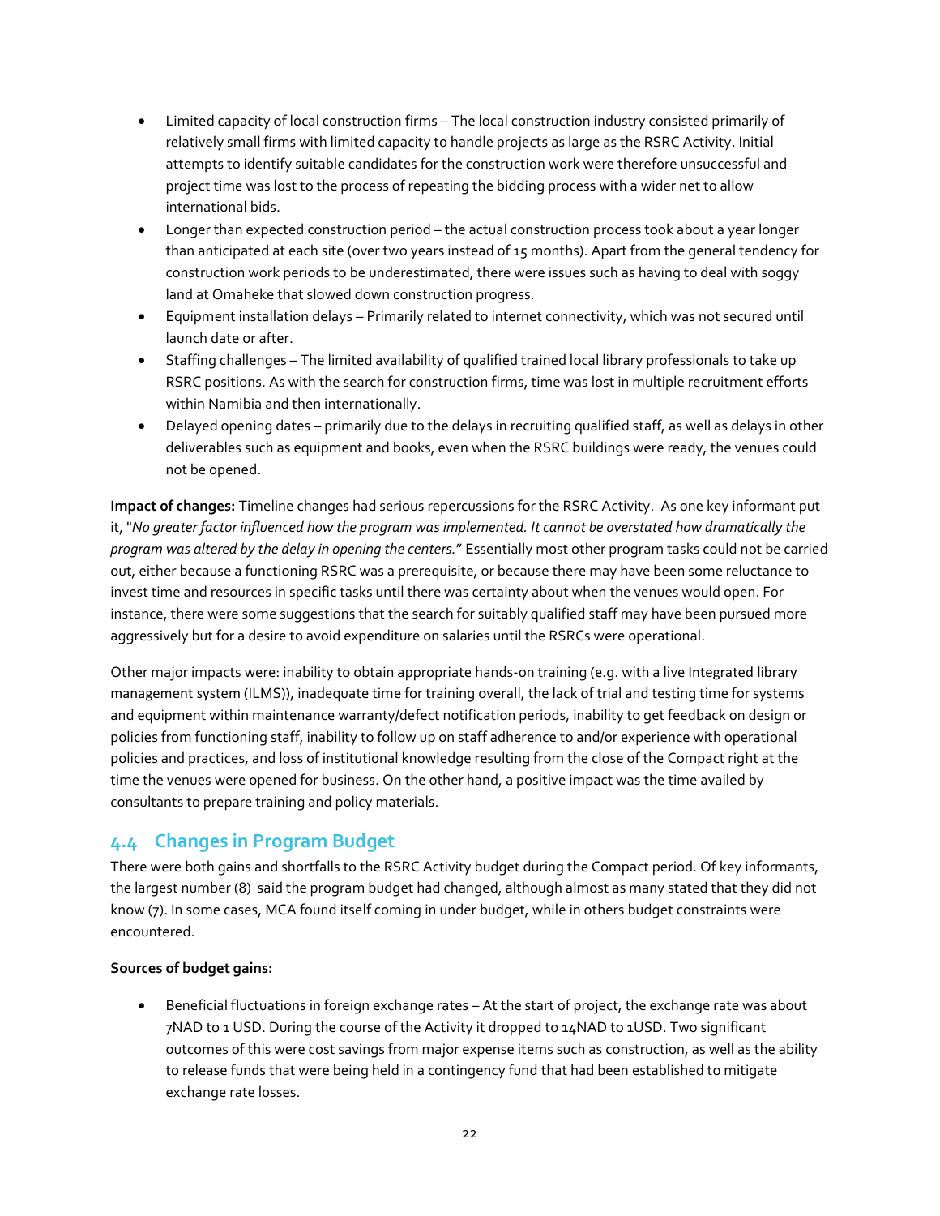- Limited capacity of local construction firms – The local construction industry consisted primarily of relatively small firms with limited capacity to handle projects as large as the RSRC Activity. Initial attempts to identify suitable candidates for the construction work were therefore unsuccessful and project time was lost to the process of repeating the bidding process with a wider net to allow international bids.
- Longer than expected construction period – the actual construction process took about a year longer than anticipated at each site (over two years instead of 15 months). Apart from the general tendency for construction work periods to be underestimated, there were issues such as having to deal with soggy land at Omaheke that slowed down construction progress.
- Equipment installation delays – Primarily related to internet connectivity, which was not secured until launch date or after.
- Staffing challenges – The limited availability of qualified trained local library professionals to take up RSRC positions. As with the search for construction firms, time was lost in multiple recruitment efforts within Namibia and then internationally.
- Delayed opening dates – primarily due to the delays in recruiting qualified staff, as well as delays in other deliverables such as equipment and books, even when the RSRC buildings were ready, the venues could not be opened.

**Impact of changes:** Timeline changes had serious repercussions for the RSRC Activity. As one key informant put it, "*No greater factor influenced how the program was implemented. It cannot be overstated how dramatically the program was altered by the delay in opening the centers.*" Essentially most other program tasks could not be carried out, either because a functioning RSRC was a prerequisite, or because there may have been some reluctance to invest time and resources in specific tasks until there was certainty about when the venues would open. For instance, there were some suggestions that the search for suitably qualified staff may have been pursued more aggressively but for a desire to avoid expenditure on salaries until the RSRCs were operational.

Other major impacts were: inability to obtain appropriate hands-on training (e.g. with a live Integrated library management system (ILMS)), inadequate time for training overall, the lack of trial and testing time for systems and equipment within maintenance warranty/defect notification periods, inability to get feedback on design or policies from functioning staff, inability to follow up on staff adherence to and/or experience with operational policies and practices, and loss of institutional knowledge resulting from the close of the Compact right at the time the venues were opened for business. On the other hand, a positive impact was the time availed by consultants to prepare training and policy materials.

## 4.4 Changes in Program Budget

There were both gains and shortfalls to the RSRC Activity budget during the Compact period. Of key informants, the largest number (8) said the program budget had changed, although almost as many stated that they did not know (7). In some cases, MCA found itself coming in under budget, while in others budget constraints were encountered.

**Sources of budget gains:**

- Beneficial fluctuations in foreign exchange rates – At the start of project, the exchange rate was about 7NAD to 1 USD. During the course of the Activity it dropped to 14NAD to 1USD. Two significant outcomes of this were cost savings from major expense items such as construction, as well as the ability to release funds that were being held in a contingency fund that had been established to mitigate exchange rate losses.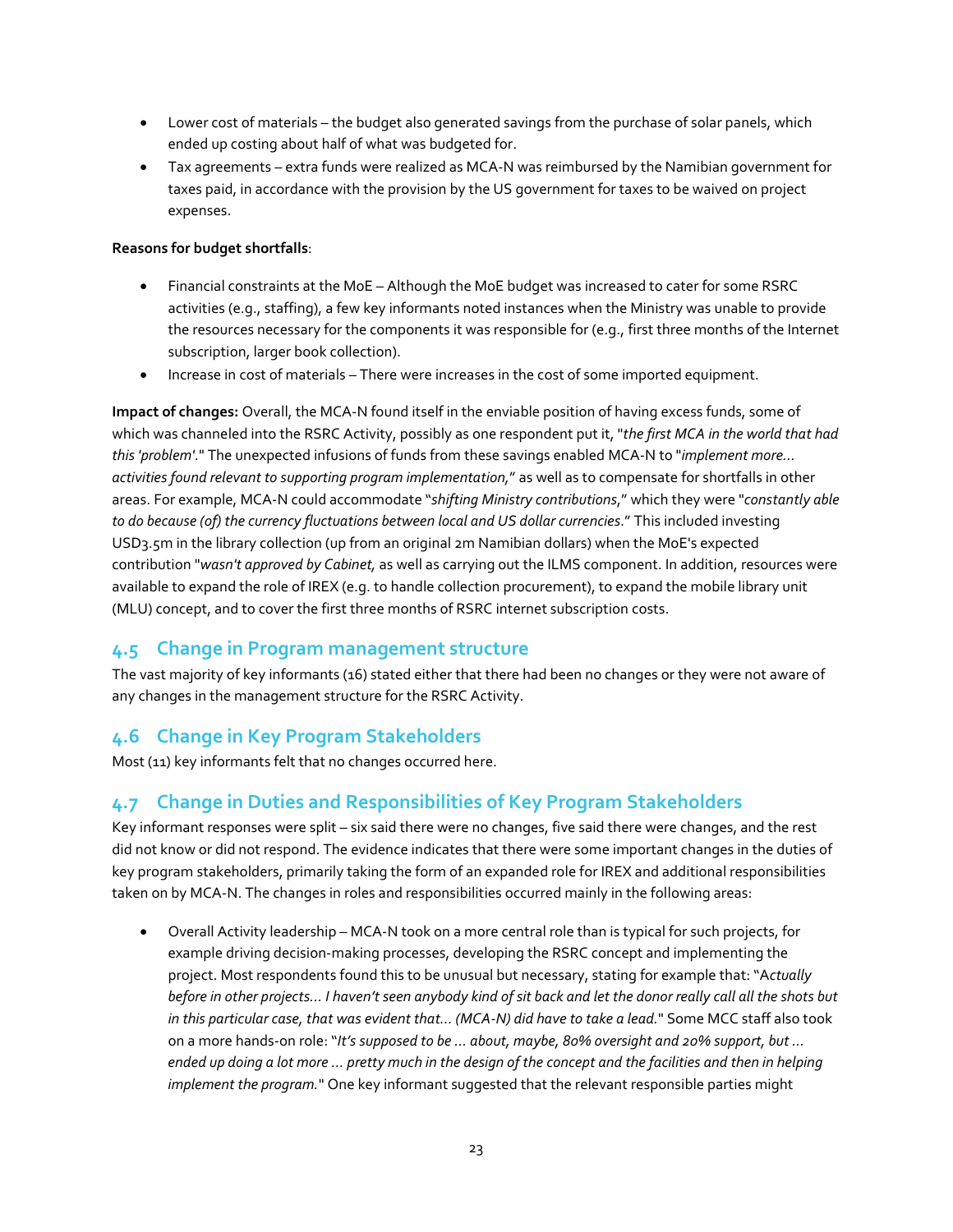- Lower cost of materials – the budget also generated savings from the purchase of solar panels, which ended up costing about half of what was budgeted for.
- Tax agreements – extra funds were realized as MCA-N was reimbursed by the Namibian government for taxes paid, in accordance with the provision by the US government for taxes to be waived on project expenses.

**Reasons for budget shortfalls**:

- Financial constraints at the MoE – Although the MoE budget was increased to cater for some RSRC activities (e.g., staffing), a few key informants noted instances when the Ministry was unable to provide the resources necessary for the components it was responsible for (e.g., first three months of the Internet subscription, larger book collection).
- Increase in cost of materials – There were increases in the cost of some imported equipment.

**Impact of changes:** Overall, the MCA-N found itself in the enviable position of having excess funds, some of which was channeled into the RSRC Activity, possibly as one respondent put it, "*the first MCA in the world that had this 'problem'*." The unexpected infusions of funds from these savings enabled MCA-N to "*implement more… activities found relevant to supporting program implementation,*" as well as to compensate for shortfalls in other areas. For example, MCA-N could accommodate "*shifting Ministry contributions*," which they were "*constantly able to do because (of) the currency fluctuations between local and US dollar currencies*." This included investing USD3.5m in the library collection (up from an original 2m Namibian dollars) when the MoE's expected contribution "*wasn't approved by Cabinet,* as well as carrying out the ILMS component. In addition, resources were available to expand the role of IREX (e.g. to handle collection procurement), to expand the mobile library unit (MLU) concept, and to cover the first three months of RSRC internet subscription costs.

## 4.5 Change in Program management structure

The vast majority of key informants (16) stated either that there had been no changes or they were not aware of any changes in the management structure for the RSRC Activity.

## 4.6 Change in Key Program Stakeholders

Most (11) key informants felt that no changes occurred here.

## 4.7 Change in Duties and Responsibilities of Key Program Stakeholders

Key informant responses were split – six said there were no changes, five said there were changes, and the rest did not know or did not respond. The evidence indicates that there were some important changes in the duties of key program stakeholders, primarily taking the form of an expanded role for IREX and additional responsibilities taken on by MCA-N. The changes in roles and responsibilities occurred mainly in the following areas:

- Overall Activity leadership – MCA-N took on a more central role than is typical for such projects, for example driving decision-making processes, developing the RSRC concept and implementing the project. Most respondents found this to be unusual but necessary, stating for example that: "A*ctually before in other projects… I haven't seen anybody kind of sit back and let the donor really call all the shots but in this particular case, that was evident that… (MCA-N) did have to take a lead.*" Some MCC staff also took on a more hands-on role: "*It's supposed to be … about, maybe, 80% oversight and 20% support, but … ended up doing a lot more … pretty much in the design of the concept and the facilities and then in helping implement the program.*" One key informant suggested that the relevant responsible parties might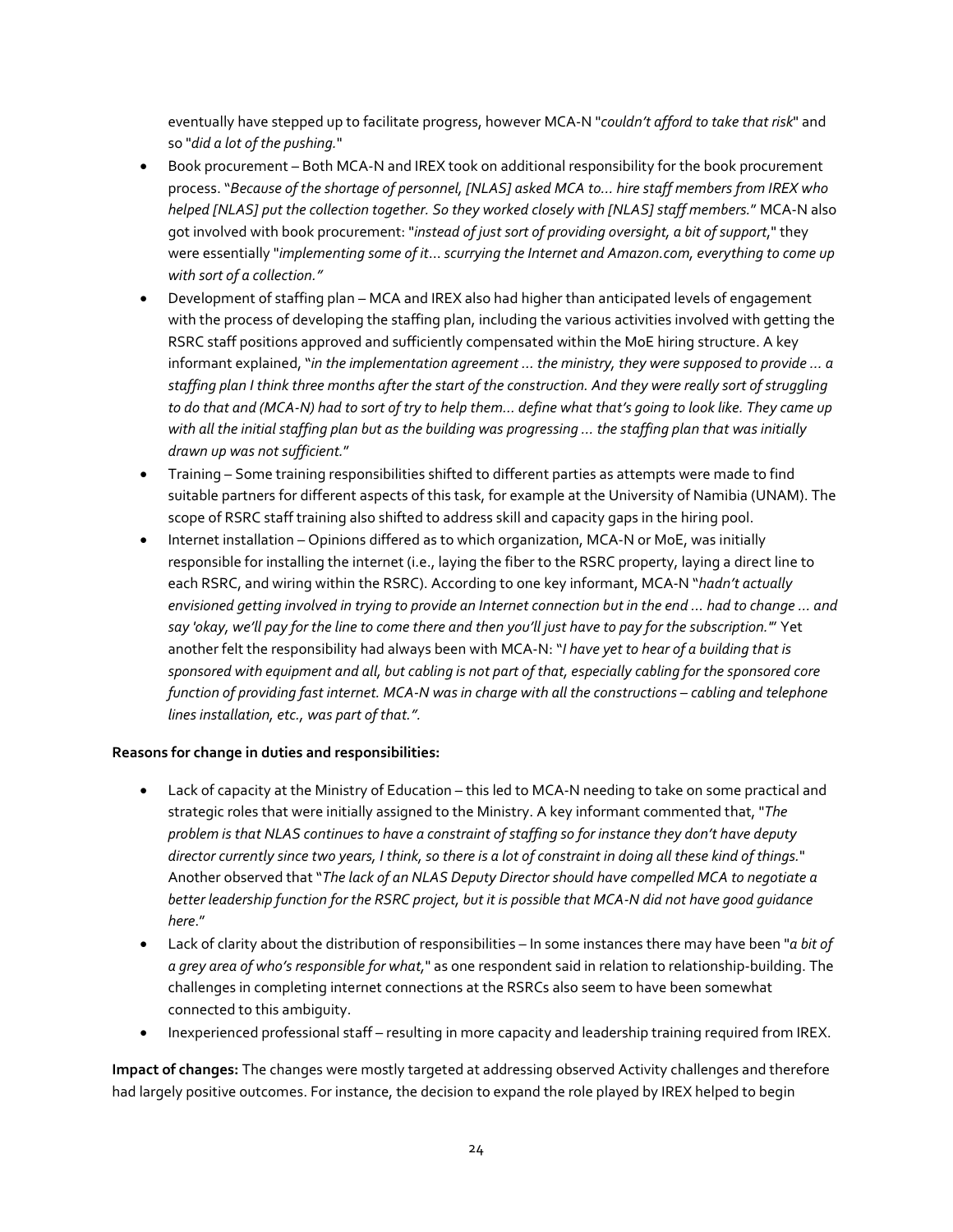eventually have stepped up to facilitate progress, however MCA-N "*couldn't afford to take that risk*" and so "*did a lot of the pushing.*"

- Book procurement – Both MCA-N and IREX took on additional responsibility for the book procurement process. "*Because of the shortage of personnel, [NLAS] asked MCA to… hire staff members from IREX who helped [NLAS] put the collection together. So they worked closely with [NLAS] staff members.*" MCA-N also got involved with book procurement: "*instead of just sort of providing oversight, a bit of support*," they were essentially "*implementing some of it… scurrying the Internet and Amazon.com, everything to come up with sort of a collection.*"
- Development of staffing plan – MCA and IREX also had higher than anticipated levels of engagement with the process of developing the staffing plan, including the various activities involved with getting the RSRC staff positions approved and sufficiently compensated within the MoE hiring structure. A key informant explained, "*in the implementation agreement … the ministry, they were supposed to provide … a staffing plan I think three months after the start of the construction. And they were really sort of struggling to do that and (MCA-N) had to sort of try to help them… define what that's going to look like. They came up with all the initial staffing plan but as the building was progressing … the staffing plan that was initially drawn up was not sufficient.*"
- Training – Some training responsibilities shifted to different parties as attempts were made to find suitable partners for different aspects of this task, for example at the University of Namibia (UNAM). The scope of RSRC staff training also shifted to address skill and capacity gaps in the hiring pool.
- Internet installation – Opinions differed as to which organization, MCA-N or MoE, was initially responsible for installing the internet (i.e., laying the fiber to the RSRC property, laying a direct line to each RSRC, and wiring within the RSRC). According to one key informant, MCA-N "*hadn't actually envisioned getting involved in trying to provide an Internet connection but in the end … had to change … and say 'okay, we'll pay for the line to come there and then you'll just have to pay for the subscription.'*" Yet another felt the responsibility had always been with MCA-N: "*I have yet to hear of a building that is sponsored with equipment and all, but cabling is not part of that, especially cabling for the sponsored core function of providing fast internet. MCA-N was in charge with all the constructions – cabling and telephone lines installation, etc., was part of that.*".

**Reasons for change in duties and responsibilities:**

- Lack of capacity at the Ministry of Education – this led to MCA-N needing to take on some practical and strategic roles that were initially assigned to the Ministry. A key informant commented that, "*The problem is that NLAS continues to have a constraint of staffing so for instance they don't have deputy director currently since two years, I think, so there is a lot of constraint in doing all these kind of things.*" Another observed that "*The lack of an NLAS Deputy Director should have compelled MCA to negotiate a better leadership function for the RSRC project, but it is possible that MCA-N did not have good guidance here*."
- Lack of clarity about the distribution of responsibilities – In some instances there may have been "*a bit of a grey area of who's responsible for what,*" as one respondent said in relation to relationship-building. The challenges in completing internet connections at the RSRCs also seem to have been somewhat connected to this ambiguity.
- Inexperienced professional staff – resulting in more capacity and leadership training required from IREX.

**Impact of changes:** The changes were mostly targeted at addressing observed Activity challenges and therefore had largely positive outcomes. For instance, the decision to expand the role played by IREX helped to begin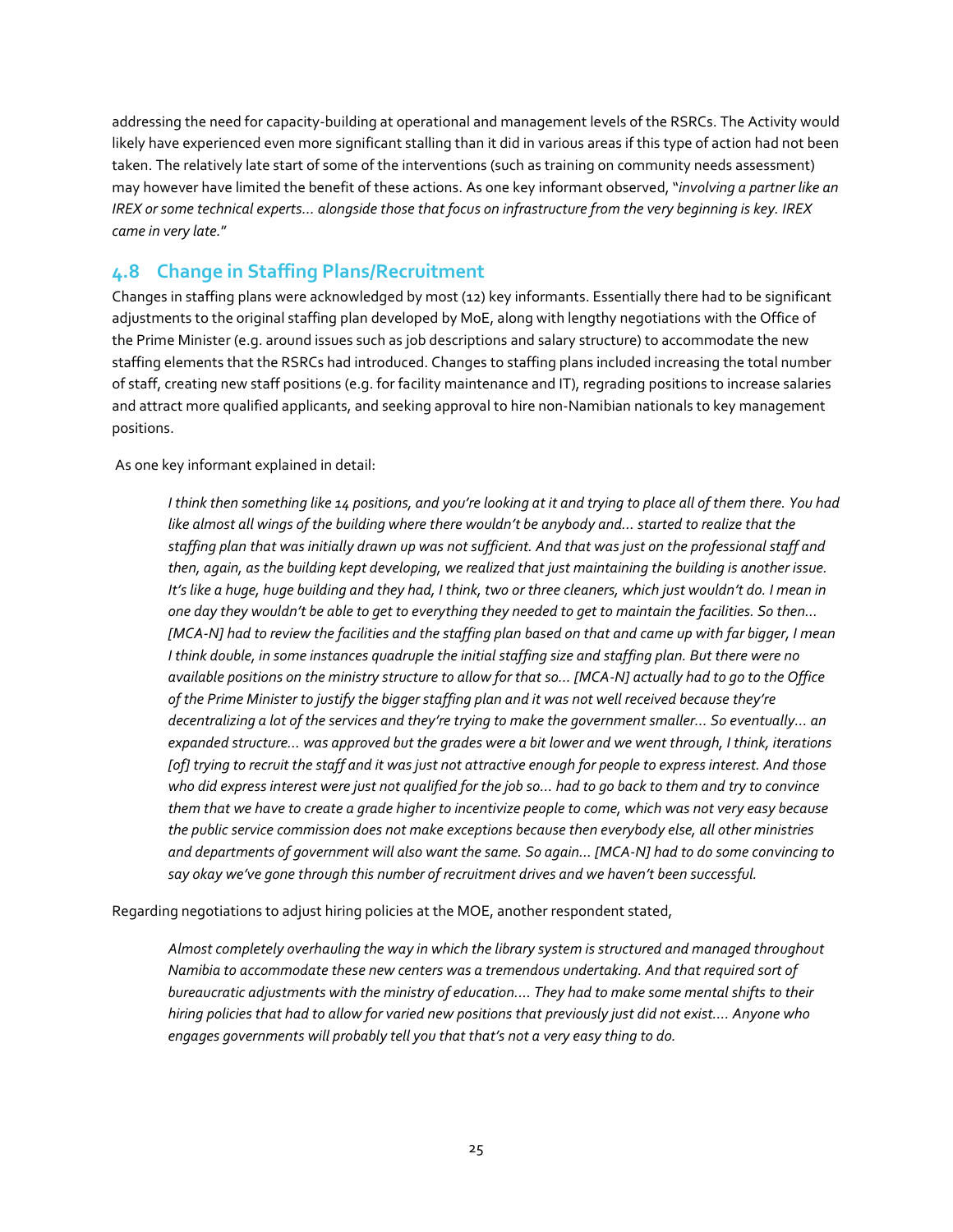addressing the need for capacity-building at operational and management levels of the RSRCs. The Activity would likely have experienced even more significant stalling than it did in various areas if this type of action had not been taken. The relatively late start of some of the interventions (such as training on community needs assessment) may however have limited the benefit of these actions. As one key informant observed, "*involving a partner like an IREX or some technical experts… alongside those that focus on infrastructure from the very beginning is key. IREX came in very late.*"

## 4.8 Change in Staffing Plans/Recruitment

Changes in staffing plans were acknowledged by most (12) key informants. Essentially there had to be significant adjustments to the original staffing plan developed by MoE, along with lengthy negotiations with the Office of the Prime Minister (e.g. around issues such as job descriptions and salary structure) to accommodate the new staffing elements that the RSRCs had introduced. Changes to staffing plans included increasing the total number of staff, creating new staff positions (e.g. for facility maintenance and IT), regrading positions to increase salaries and attract more qualified applicants, and seeking approval to hire non-Namibian nationals to key management positions.

As one key informant explained in detail:

> *I think then something like 14 positions, and you're looking at it and trying to place all of them there. You had like almost all wings of the building where there wouldn't be anybody and… started to realize that the staffing plan that was initially drawn up was not sufficient. And that was just on the professional staff and then, again, as the building kept developing, we realized that just maintaining the building is another issue. It's like a huge, huge building and they had, I think, two or three cleaners, which just wouldn't do. I mean in one day they wouldn't be able to get to everything they needed to get to maintain the facilities. So then… [MCA-N] had to review the facilities and the staffing plan based on that and came up with far bigger, I mean I think double, in some instances quadruple the initial staffing size and staffing plan. But there were no available positions on the ministry structure to allow for that so… [MCA-N] actually had to go to the Office of the Prime Minister to justify the bigger staffing plan and it was not well received because they're decentralizing a lot of the services and they're trying to make the government smaller… So eventually… an expanded structure… was approved but the grades were a bit lower and we went through, I think, iterations [of] trying to recruit the staff and it was just not attractive enough for people to express interest. And those who did express interest were just not qualified for the job so… had to go back to them and try to convince them that we have to create a grade higher to incentivize people to come, which was not very easy because the public service commission does not make exceptions because then everybody else, all other ministries and departments of government will also want the same. So again… [MCA-N] had to do some convincing to say okay we've gone through this number of recruitment drives and we haven't been successful.*

Regarding negotiations to adjust hiring policies at the MOE, another respondent stated,

> *Almost completely overhauling the way in which the library system is structured and managed throughout Namibia to accommodate these new centers was a tremendous undertaking. And that required sort of bureaucratic adjustments with the ministry of education…. They had to make some mental shifts to their hiring policies that had to allow for varied new positions that previously just did not exist…. Anyone who engages governments will probably tell you that that's not a very easy thing to do.*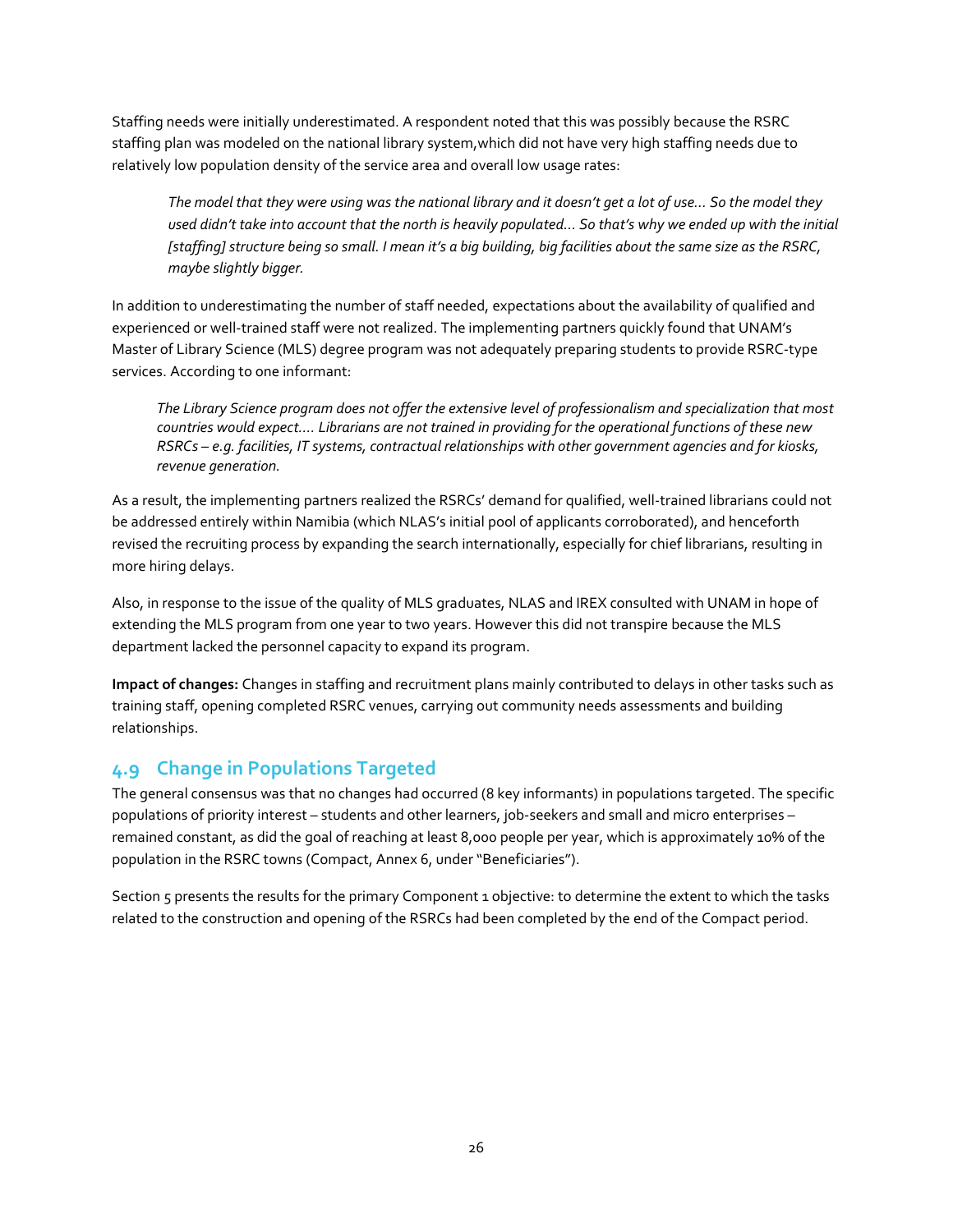Staffing needs were initially underestimated. A respondent noted that this was possibly because the RSRC staffing plan was modeled on the national library system,which did not have very high staffing needs due to relatively low population density of the service area and overall low usage rates:

> *The model that they were using was the national library and it doesn't get a lot of use… So the model they used didn't take into account that the north is heavily populated… So that's why we ended up with the initial [staffing] structure being so small. I mean it's a big building, big facilities about the same size as the RSRC, maybe slightly bigger.*

In addition to underestimating the number of staff needed, expectations about the availability of qualified and experienced or well-trained staff were not realized. The implementing partners quickly found that UNAM's Master of Library Science (MLS) degree program was not adequately preparing students to provide RSRC-type services. According to one informant:

> *The Library Science program does not offer the extensive level of professionalism and specialization that most countries would expect…. Librarians are not trained in providing for the operational functions of these new RSRCs – e.g. facilities, IT systems, contractual relationships with other government agencies and for kiosks, revenue generation.*

As a result, the implementing partners realized the RSRCs' demand for qualified, well-trained librarians could not be addressed entirely within Namibia (which NLAS's initial pool of applicants corroborated), and henceforth revised the recruiting process by expanding the search internationally, especially for chief librarians, resulting in more hiring delays.

Also, in response to the issue of the quality of MLS graduates, NLAS and IREX consulted with UNAM in hope of extending the MLS program from one year to two years. However this did not transpire because the MLS department lacked the personnel capacity to expand its program.

**Impact of changes:** Changes in staffing and recruitment plans mainly contributed to delays in other tasks such as training staff, opening completed RSRC venues, carrying out community needs assessments and building relationships.

## 4.9 Change in Populations Targeted

The general consensus was that no changes had occurred (8 key informants) in populations targeted. The specific populations of priority interest – students and other learners, job-seekers and small and micro enterprises – remained constant, as did the goal of reaching at least 8,000 people per year, which is approximately 10% of the population in the RSRC towns (Compact, Annex 6, under "Beneficiaries").

Section 5 presents the results for the primary Component 1 objective: to determine the extent to which the tasks related to the construction and opening of the RSRCs had been completed by the end of the Compact period.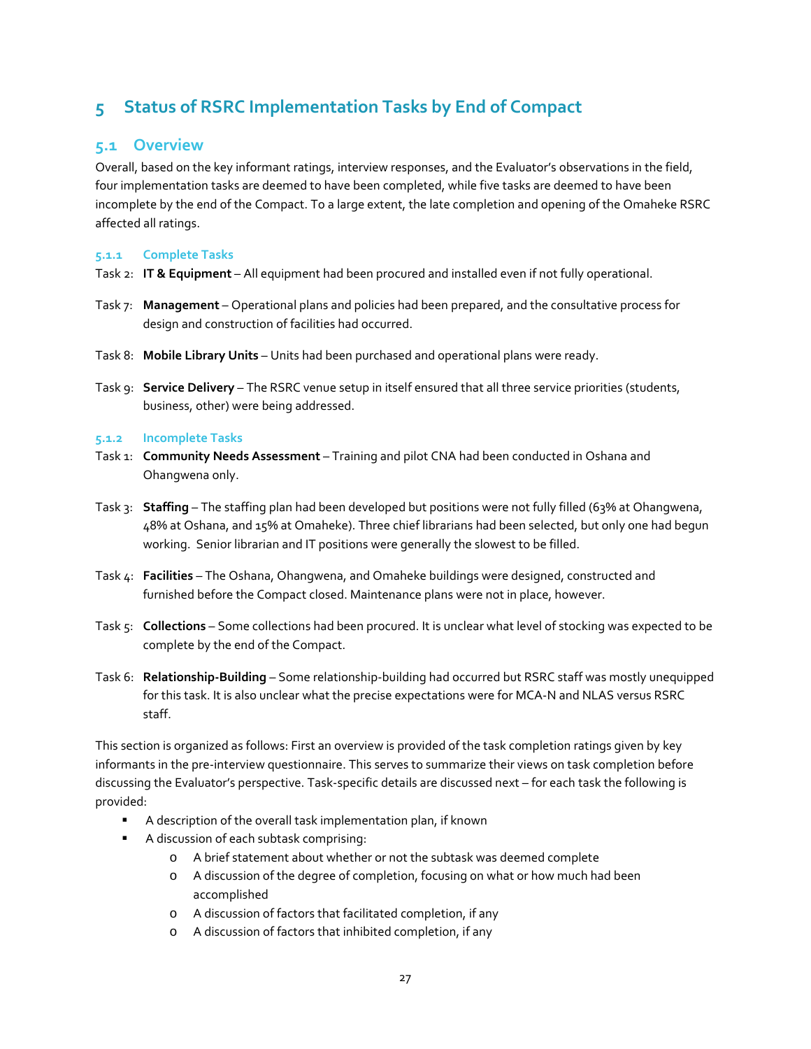# 5 Status of RSRC Implementation Tasks by End of Compact

## 5.1 Overview

Overall, based on the key informant ratings, interview responses, and the Evaluator's observations in the field, four implementation tasks are deemed to have been completed, while five tasks are deemed to have been incomplete by the end of the Compact. To a large extent, the late completion and opening of the Omaheke RSRC affected all ratings.

### 5.1.1 Complete Tasks

Task 2: **IT & Equipment** – All equipment had been procured and installed even if not fully operational.

Task 7: **Management** – Operational plans and policies had been prepared, and the consultative process for design and construction of facilities had occurred.

Task 8: **Mobile Library Units** – Units had been purchased and operational plans were ready.

Task 9: **Service Delivery** – The RSRC venue setup in itself ensured that all three service priorities (students, business, other) were being addressed.

### 5.1.2 Incomplete Tasks

Task 1: **Community Needs Assessment** – Training and pilot CNA had been conducted in Oshana and Ohangwena only.

Task 3: **Staffing** – The staffing plan had been developed but positions were not fully filled (63% at Ohangwena, 48% at Oshana, and 15% at Omaheke). Three chief librarians had been selected, but only one had begun working. Senior librarian and IT positions were generally the slowest to be filled.

Task 4: **Facilities** – The Oshana, Ohangwena, and Omaheke buildings were designed, constructed and furnished before the Compact closed. Maintenance plans were not in place, however.

Task 5: **Collections** – Some collections had been procured. It is unclear what level of stocking was expected to be complete by the end of the Compact.

Task 6: **Relationship-Building** – Some relationship-building had occurred but RSRC staff was mostly unequipped for this task. It is also unclear what the precise expectations were for MCA-N and NLAS versus RSRC staff.

This section is organized as follows: First an overview is provided of the task completion ratings given by key informants in the pre-interview questionnaire. This serves to summarize their views on task completion before discussing the Evaluator's perspective. Task-specific details are discussed next – for each task the following is provided:

- A description of the overall task implementation plan, if known
- A discussion of each subtask comprising:
  - A brief statement about whether or not the subtask was deemed complete
  - A discussion of the degree of completion, focusing on what or how much had been accomplished
  - A discussion of factors that facilitated completion, if any
  - A discussion of factors that inhibited completion, if any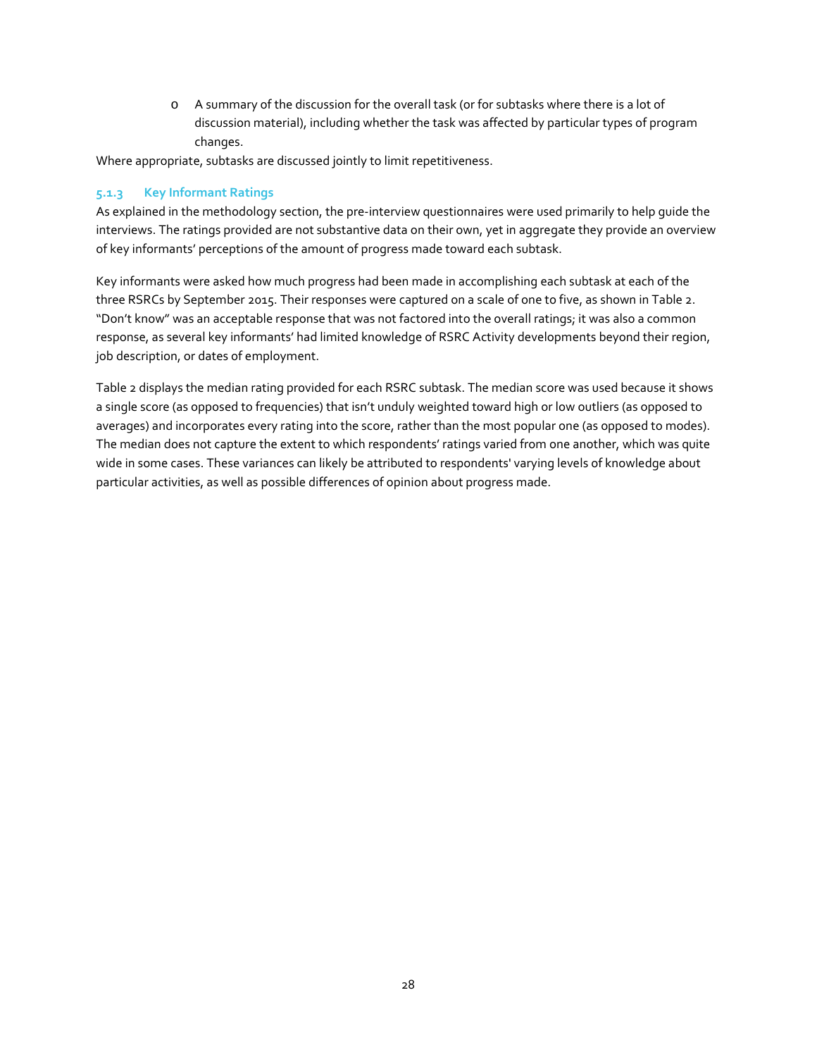- A summary of the discussion for the overall task (or for subtasks where there is a lot of discussion material), including whether the task was affected by particular types of program changes.

Where appropriate, subtasks are discussed jointly to limit repetitiveness.

### 5.1.3 Key Informant Ratings

As explained in the methodology section, the pre-interview questionnaires were used primarily to help guide the interviews. The ratings provided are not substantive data on their own, yet in aggregate they provide an overview of key informants' perceptions of the amount of progress made toward each subtask.

Key informants were asked how much progress had been made in accomplishing each subtask at each of the three RSRCs by September 2015. Their responses were captured on a scale of one to five, as shown in Table 2. "Don't know" was an acceptable response that was not factored into the overall ratings; it was also a common response, as several key informants' had limited knowledge of RSRC Activity developments beyond their region, job description, or dates of employment.

Table 2 displays the median rating provided for each RSRC subtask. The median score was used because it shows a single score (as opposed to frequencies) that isn't unduly weighted toward high or low outliers (as opposed to averages) and incorporates every rating into the score, rather than the most popular one (as opposed to modes). The median does not capture the extent to which respondents' ratings varied from one another, which was quite wide in some cases. These variances can likely be attributed to respondents' varying levels of knowledge about particular activities, as well as possible differences of opinion about progress made.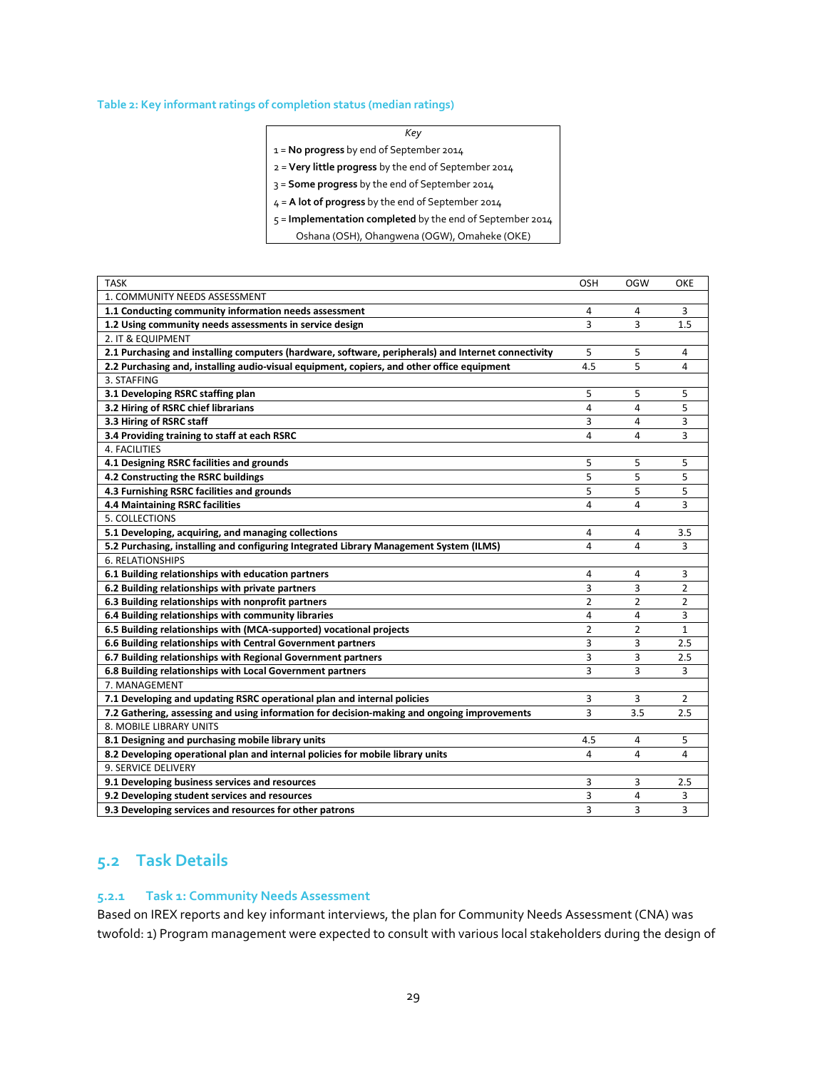Table 2: Key informant ratings of completion status (median ratings)

| *Key* |
|---|
| 1 = **No progress** by end of September 2014 |
| 2 = **Very little progress** by the end of September 2014 |
| 3 = **Some progress** by the end of September 2014 |
| 4 = **A lot of progress** by the end of September 2014 |
| 5 = **Implementation completed** by the end of September 2014 |
| Oshana (OSH), Ohangwena (OGW), Omaheke (OKE) |

| TASK | OSH | OGW | OKE |
|---|---|---|---|
| 1. COMMUNITY NEEDS ASSESSMENT | | | |
| **1.1 Conducting community information needs assessment** | 4 | 4 | 3 |
| **1.2 Using community needs assessments in service design** | 3 | 3 | 1.5 |
| 2. IT & EQUIPMENT | | | |
| **2.1 Purchasing and installing computers (hardware, software, peripherals) and Internet connectivity** | 5 | 5 | 4 |
| **2.2 Purchasing and, installing audio-visual equipment, copiers, and other office equipment** | 4.5 | 5 | 4 |
| 3. STAFFING | | | |
| **3.1 Developing RSRC staffing plan** | 5 | 5 | 5 |
| **3.2 Hiring of RSRC chief librarians** | 4 | 4 | 5 |
| **3.3 Hiring of RSRC staff** | 3 | 4 | 3 |
| **3.4 Providing training to staff at each RSRC** | 4 | 4 | 3 |
| 4. FACILITIES | | | |
| **4.1 Designing RSRC facilities and grounds** | 5 | 5 | 5 |
| **4.2 Constructing the RSRC buildings** | 5 | 5 | 5 |
| **4.3 Furnishing RSRC facilities and grounds** | 5 | 5 | 5 |
| **4.4 Maintaining RSRC facilities** | 4 | 4 | 3 |
| 5. COLLECTIONS | | | |
| **5.1 Developing, acquiring, and managing collections** | 4 | 4 | 3.5 |
| **5.2 Purchasing, installing and configuring Integrated Library Management System (ILMS)** | 4 | 4 | 3 |
| 6. RELATIONSHIPS | | | |
| **6.1 Building relationships with education partners** | 4 | 4 | 3 |
| **6.2 Building relationships with private partners** | 3 | 3 | 2 |
| **6.3 Building relationships with nonprofit partners** | 2 | 2 | 2 |
| **6.4 Building relationships with community libraries** | 4 | 4 | 3 |
| **6.5 Building relationships with (MCA-supported) vocational projects** | 2 | 2 | 1 |
| **6.6 Building relationships with Central Government partners** | 3 | 3 | 2.5 |
| **6.7 Building relationships with Regional Government partners** | 3 | 3 | 2.5 |
| **6.8 Building relationships with Local Government partners** | 3 | 3 | 3 |
| 7. MANAGEMENT | | | |
| **7.1 Developing and updating RSRC operational plan and internal policies** | 3 | 3 | 2 |
| **7.2 Gathering, assessing and using information for decision-making and ongoing improvements** | 3 | 3.5 | 2.5 |
| 8. MOBILE LIBRARY UNITS | | | |
| **8.1 Designing and purchasing mobile library units** | 4.5 | 4 | 5 |
| **8.2 Developing operational plan and internal policies for mobile library units** | 4 | 4 | 4 |
| 9. SERVICE DELIVERY | | | |
| **9.1 Developing business services and resources** | 3 | 3 | 2.5 |
| **9.2 Developing student services and resources** | 3 | 4 | 3 |
| **9.3 Developing services and resources for other patrons** | 3 | 3 | 3 |

## 5.2 Task Details

### 5.2.1 Task 1: Community Needs Assessment

Based on IREX reports and key informant interviews, the plan for Community Needs Assessment (CNA) was twofold: 1) Program management were expected to consult with various local stakeholders during the design of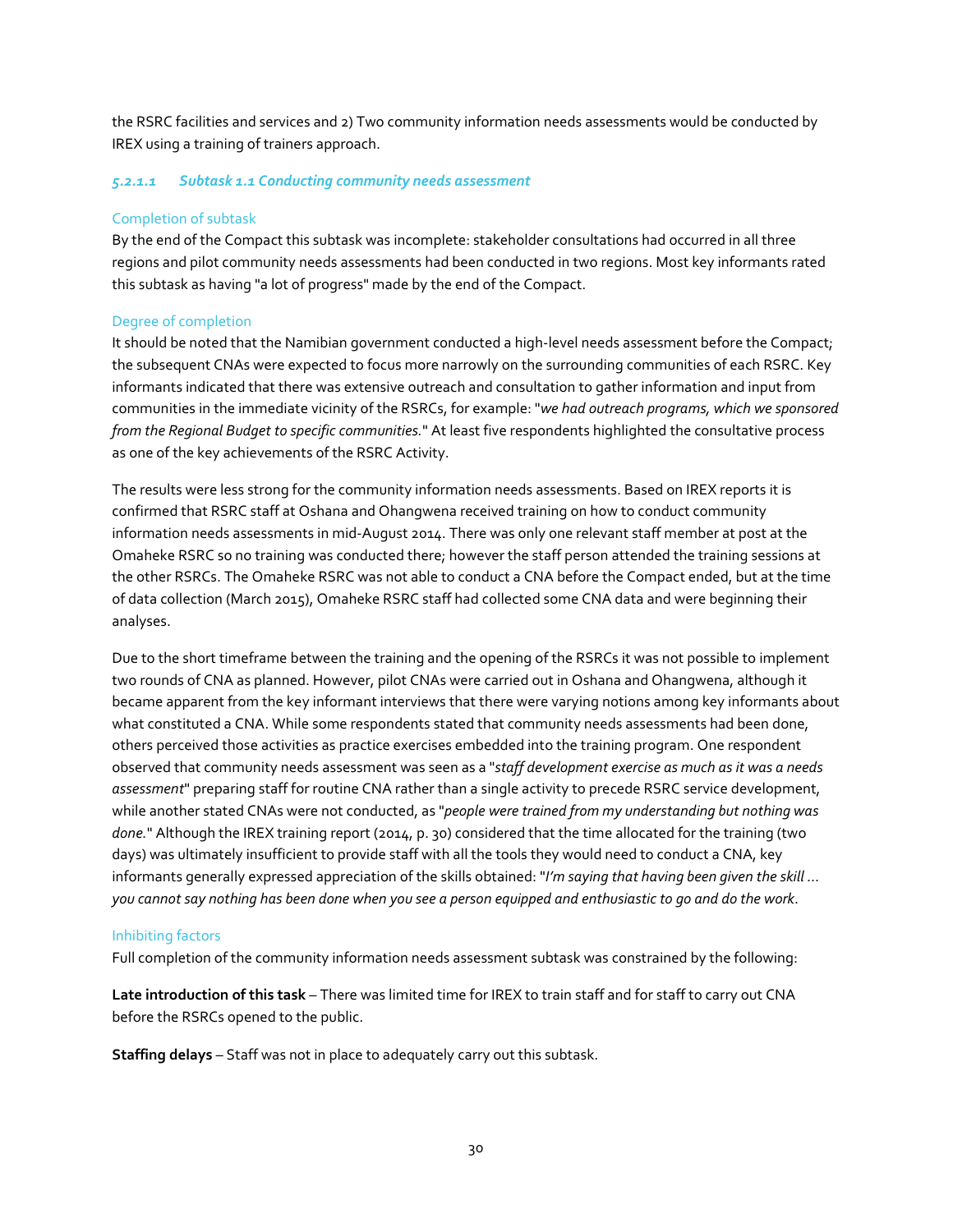the RSRC facilities and services and 2) Two community information needs assessments would be conducted by IREX using a training of trainers approach.

#### *5.2.1.1 Subtask 1.1 Conducting community needs assessment*

Completion of subtask

By the end of the Compact this subtask was incomplete: stakeholder consultations had occurred in all three regions and pilot community needs assessments had been conducted in two regions. Most key informants rated this subtask as having "a lot of progress" made by the end of the Compact.

Degree of completion

It should be noted that the Namibian government conducted a high-level needs assessment before the Compact; the subsequent CNAs were expected to focus more narrowly on the surrounding communities of each RSRC. Key informants indicated that there was extensive outreach and consultation to gather information and input from communities in the immediate vicinity of the RSRCs, for example: "*we had outreach programs, which we sponsored from the Regional Budget to specific communities.*" At least five respondents highlighted the consultative process as one of the key achievements of the RSRC Activity.

The results were less strong for the community information needs assessments. Based on IREX reports it is confirmed that RSRC staff at Oshana and Ohangwena received training on how to conduct community information needs assessments in mid-August 2014. There was only one relevant staff member at post at the Omaheke RSRC so no training was conducted there; however the staff person attended the training sessions at the other RSRCs. The Omaheke RSRC was not able to conduct a CNA before the Compact ended, but at the time of data collection (March 2015), Omaheke RSRC staff had collected some CNA data and were beginning their analyses.

Due to the short timeframe between the training and the opening of the RSRCs it was not possible to implement two rounds of CNA as planned. However, pilot CNAs were carried out in Oshana and Ohangwena, although it became apparent from the key informant interviews that there were varying notions among key informants about what constituted a CNA. While some respondents stated that community needs assessments had been done, others perceived those activities as practice exercises embedded into the training program. One respondent observed that community needs assessment was seen as a "*staff development exercise as much as it was a needs assessment*" preparing staff for routine CNA rather than a single activity to precede RSRC service development, while another stated CNAs were not conducted, as "*people were trained from my understanding but nothing was done.*" Although the IREX training report (2014, p. 30) considered that the time allocated for the training (two days) was ultimately insufficient to provide staff with all the tools they would need to conduct a CNA, key informants generally expressed appreciation of the skills obtained: "*I'm saying that having been given the skill ... you cannot say nothing has been done when you see a person equipped and enthusiastic to go and do the work*.

Inhibiting factors

Full completion of the community information needs assessment subtask was constrained by the following:

**Late introduction of this task** – There was limited time for IREX to train staff and for staff to carry out CNA before the RSRCs opened to the public.

**Staffing delays** – Staff was not in place to adequately carry out this subtask.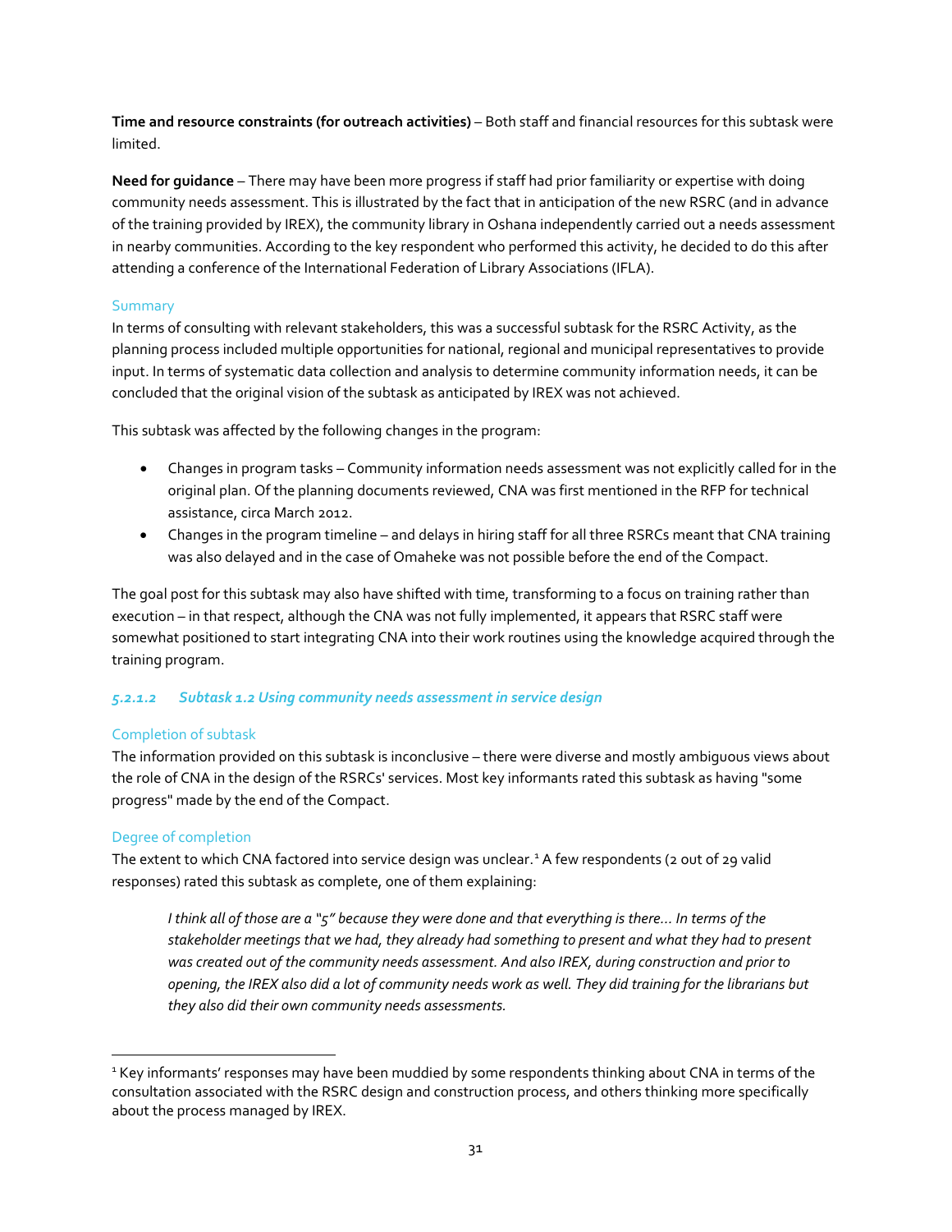**Time and resource constraints (for outreach activities)** – Both staff and financial resources for this subtask were limited.

**Need for guidance** – There may have been more progress if staff had prior familiarity or expertise with doing community needs assessment. This is illustrated by the fact that in anticipation of the new RSRC (and in advance of the training provided by IREX), the community library in Oshana independently carried out a needs assessment in nearby communities. According to the key respondent who performed this activity, he decided to do this after attending a conference of the International Federation of Library Associations (IFLA).

#### Summary

In terms of consulting with relevant stakeholders, this was a successful subtask for the RSRC Activity, as the planning process included multiple opportunities for national, regional and municipal representatives to provide input. In terms of systematic data collection and analysis to determine community information needs, it can be concluded that the original vision of the subtask as anticipated by IREX was not achieved.

This subtask was affected by the following changes in the program:

- Changes in program tasks – Community information needs assessment was not explicitly called for in the original plan. Of the planning documents reviewed, CNA was first mentioned in the RFP for technical assistance, circa March 2012.
- Changes in the program timeline – and delays in hiring staff for all three RSRCs meant that CNA training was also delayed and in the case of Omaheke was not possible before the end of the Compact.

The goal post for this subtask may also have shifted with time, transforming to a focus on training rather than execution – in that respect, although the CNA was not fully implemented, it appears that RSRC staff were somewhat positioned to start integrating CNA into their work routines using the knowledge acquired through the training program.

### *5.2.1.2 Subtask 1.2 Using community needs assessment in service design*

#### Completion of subtask

The information provided on this subtask is inconclusive – there were diverse and mostly ambiguous views about the role of CNA in the design of the RSRCs' services. Most key informants rated this subtask as having "some progress" made by the end of the Compact.

#### Degree of completion

The extent to which CNA factored into service design was unclear.[1] A few respondents (2 out of 29 valid responses) rated this subtask as complete, one of them explaining:

> *I think all of those are a "5" because they were done and that everything is there… In terms of the stakeholder meetings that we had, they already had something to present and what they had to present was created out of the community needs assessment. And also IREX, during construction and prior to opening, the IREX also did a lot of community needs work as well. They did training for the librarians but they also did their own community needs assessments.*

---

[1] Key informants' responses may have been muddied by some respondents thinking about CNA in terms of the consultation associated with the RSRC design and construction process, and others thinking more specifically about the process managed by IREX.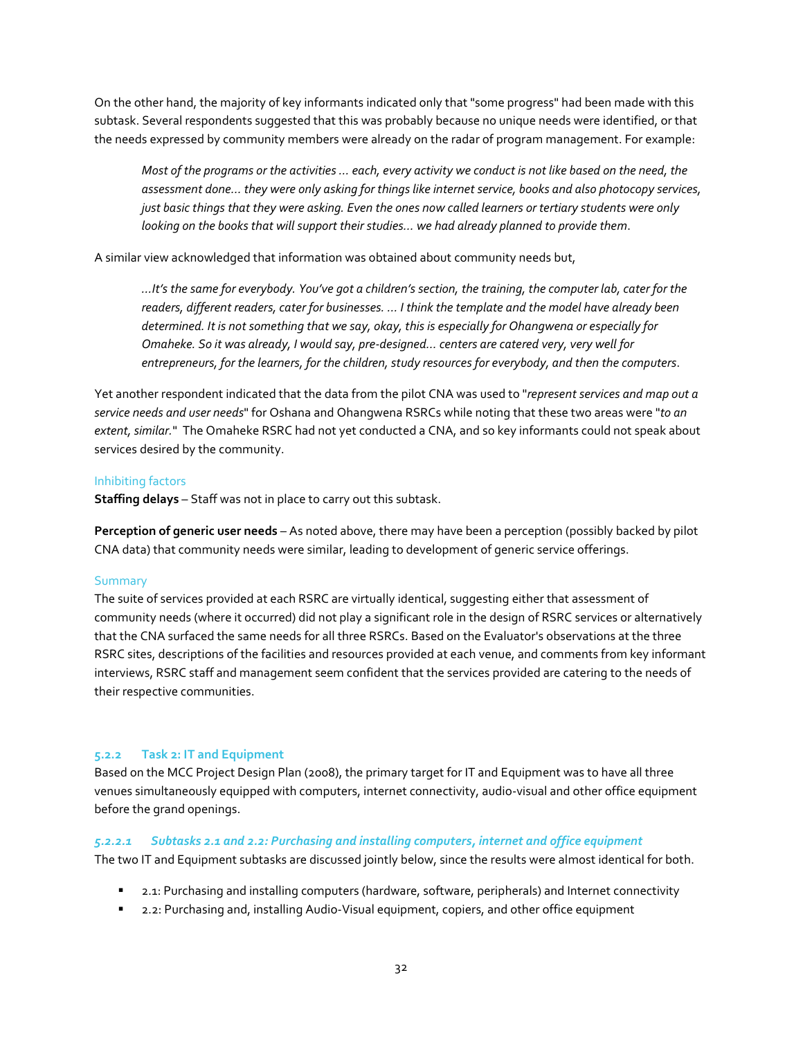On the other hand, the majority of key informants indicated only that "some progress" had been made with this subtask. Several respondents suggested that this was probably because no unique needs were identified, or that the needs expressed by community members were already on the radar of program management. For example:

> *Most of the programs or the activities … each, every activity we conduct is not like based on the need, the assessment done… they were only asking for things like internet service, books and also photocopy services, just basic things that they were asking. Even the ones now called learners or tertiary students were only looking on the books that will support their studies… we had already planned to provide them.*

A similar view acknowledged that information was obtained about community needs but,

> *…It's the same for everybody. You've got a children's section, the training, the computer lab, cater for the readers, different readers, cater for businesses. … I think the template and the model have already been determined. It is not something that we say, okay, this is especially for Ohangwena or especially for Omaheke. So it was already, I would say, pre-designed… centers are catered very, very well for entrepreneurs, for the learners, for the children, study resources for everybody, and then the computers.*

Yet another respondent indicated that the data from the pilot CNA was used to "*represent services and map out a service needs and user needs*" for Oshana and Ohangwena RSRCs while noting that these two areas were "*to an extent, similar.*" The Omaheke RSRC had not yet conducted a CNA, and so key informants could not speak about services desired by the community.

#### Inhibiting factors

**Staffing delays** – Staff was not in place to carry out this subtask.

**Perception of generic user needs** – As noted above, there may have been a perception (possibly backed by pilot CNA data) that community needs were similar, leading to development of generic service offerings.

#### Summary

The suite of services provided at each RSRC are virtually identical, suggesting either that assessment of community needs (where it occurred) did not play a significant role in the design of RSRC services or alternatively that the CNA surfaced the same needs for all three RSRCs. Based on the Evaluator's observations at the three RSRC sites, descriptions of the facilities and resources provided at each venue, and comments from key informant interviews, RSRC staff and management seem confident that the services provided are catering to the needs of their respective communities.

### 5.2.2 Task 2: IT and Equipment

Based on the MCC Project Design Plan (2008), the primary target for IT and Equipment was to have all three venues simultaneously equipped with computers, internet connectivity, audio-visual and other office equipment before the grand openings.

#### *5.2.2.1 Subtasks 2.1 and 2.2: Purchasing and installing computers, internet and office equipment*

The two IT and Equipment subtasks are discussed jointly below, since the results were almost identical for both.

- 2.1: Purchasing and installing computers (hardware, software, peripherals) and Internet connectivity
- 2.2: Purchasing and, installing Audio-Visual equipment, copiers, and other office equipment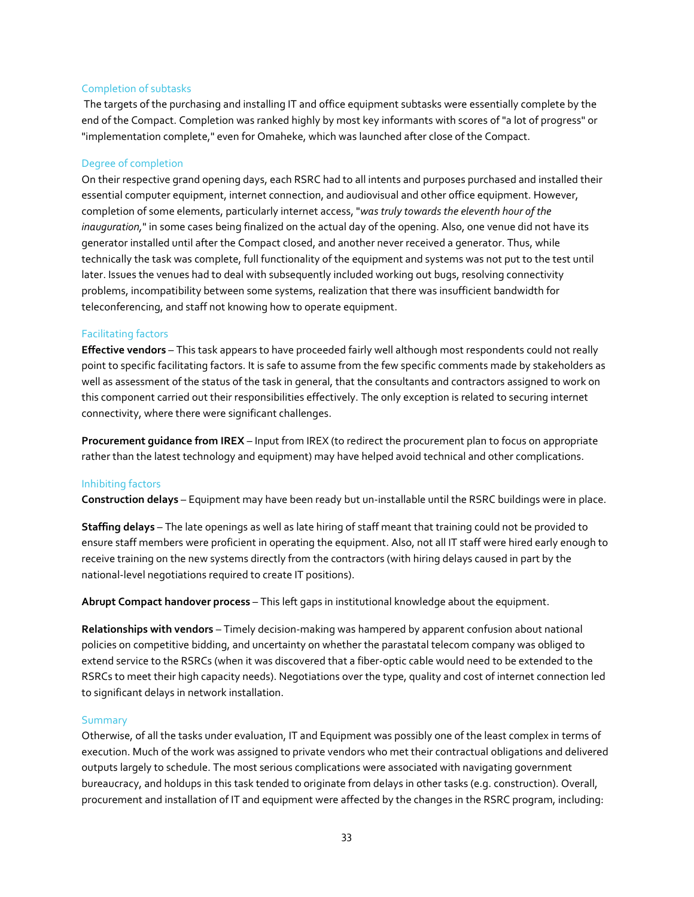### Completion of subtasks

The targets of the purchasing and installing IT and office equipment subtasks were essentially complete by the end of the Compact. Completion was ranked highly by most key informants with scores of "a lot of progress" or "implementation complete," even for Omaheke, which was launched after close of the Compact.

### Degree of completion

On their respective grand opening days, each RSRC had to all intents and purposes purchased and installed their essential computer equipment, internet connection, and audiovisual and other office equipment. However, completion of some elements, particularly internet access, "*was truly towards the eleventh hour of the inauguration,*" in some cases being finalized on the actual day of the opening. Also, one venue did not have its generator installed until after the Compact closed, and another never received a generator. Thus, while technically the task was complete, full functionality of the equipment and systems was not put to the test until later. Issues the venues had to deal with subsequently included working out bugs, resolving connectivity problems, incompatibility between some systems, realization that there was insufficient bandwidth for teleconferencing, and staff not knowing how to operate equipment.

### Facilitating factors

**Effective vendors** – This task appears to have proceeded fairly well although most respondents could not really point to specific facilitating factors. It is safe to assume from the few specific comments made by stakeholders as well as assessment of the status of the task in general, that the consultants and contractors assigned to work on this component carried out their responsibilities effectively. The only exception is related to securing internet connectivity, where there were significant challenges.

**Procurement guidance from IREX** – Input from IREX (to redirect the procurement plan to focus on appropriate rather than the latest technology and equipment) may have helped avoid technical and other complications.

### Inhibiting factors

**Construction delays** – Equipment may have been ready but un-installable until the RSRC buildings were in place.

**Staffing delays** – The late openings as well as late hiring of staff meant that training could not be provided to ensure staff members were proficient in operating the equipment. Also, not all IT staff were hired early enough to receive training on the new systems directly from the contractors (with hiring delays caused in part by the national-level negotiations required to create IT positions).

**Abrupt Compact handover process** – This left gaps in institutional knowledge about the equipment.

**Relationships with vendors** – Timely decision-making was hampered by apparent confusion about national policies on competitive bidding, and uncertainty on whether the parastatal telecom company was obliged to extend service to the RSRCs (when it was discovered that a fiber-optic cable would need to be extended to the RSRCs to meet their high capacity needs). Negotiations over the type, quality and cost of internet connection led to significant delays in network installation.

### Summary

Otherwise, of all the tasks under evaluation, IT and Equipment was possibly one of the least complex in terms of execution. Much of the work was assigned to private vendors who met their contractual obligations and delivered outputs largely to schedule. The most serious complications were associated with navigating government bureaucracy, and holdups in this task tended to originate from delays in other tasks (e.g. construction). Overall, procurement and installation of IT and equipment were affected by the changes in the RSRC program, including: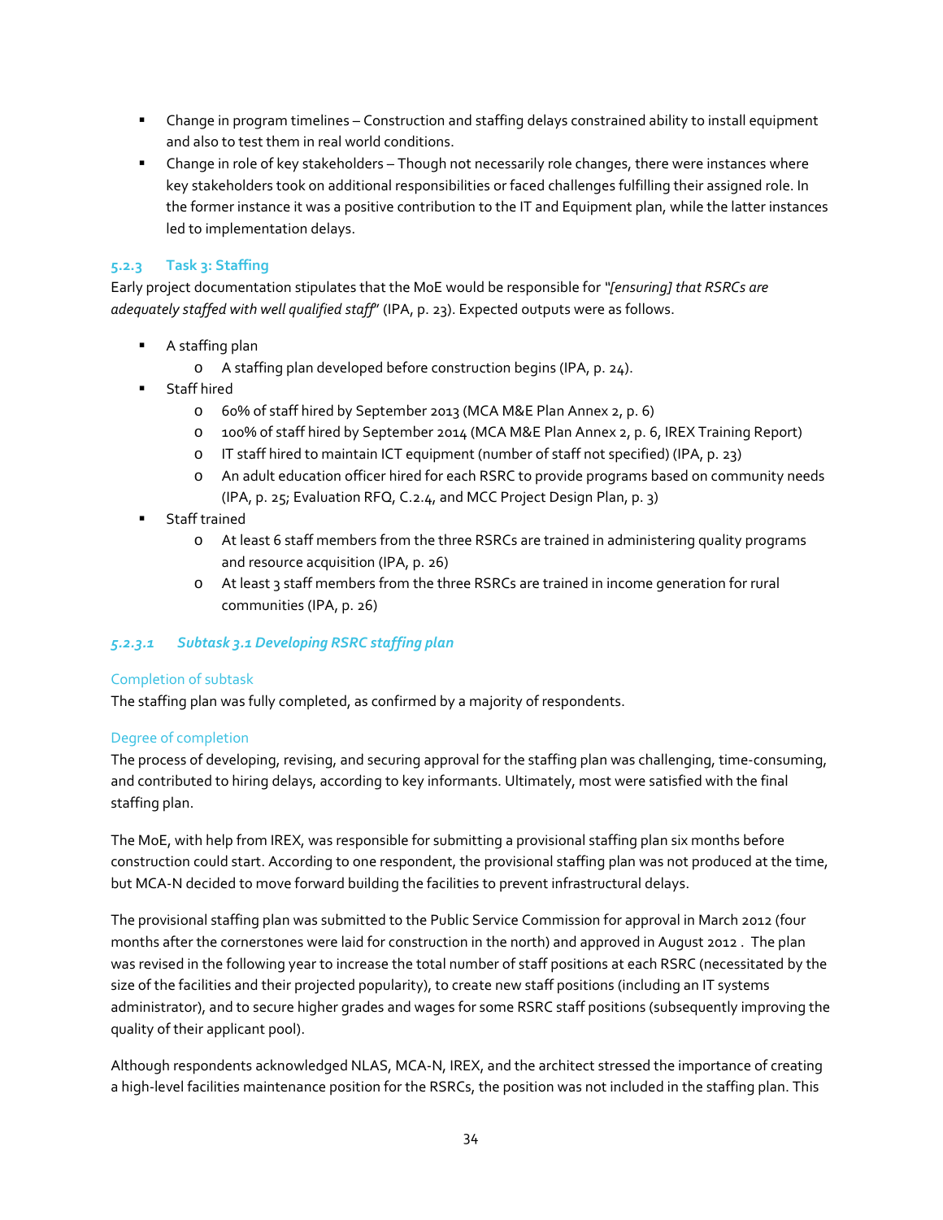- Change in program timelines – Construction and staffing delays constrained ability to install equipment and also to test them in real world conditions.
- Change in role of key stakeholders – Though not necessarily role changes, there were instances where key stakeholders took on additional responsibilities or faced challenges fulfilling their assigned role. In the former instance it was a positive contribution to the IT and Equipment plan, while the latter instances led to implementation delays.

### 5.2.3 Task 3: Staffing

Early project documentation stipulates that the MoE would be responsible for "*[ensuring] that RSRCs are adequately staffed with well qualified staff*" (IPA, p. 23). Expected outputs were as follows.

- A staffing plan
  - A staffing plan developed before construction begins (IPA, p. 24).
- Staff hired
  - 60% of staff hired by September 2013 (MCA M&E Plan Annex 2, p. 6)
  - 100% of staff hired by September 2014 (MCA M&E Plan Annex 2, p. 6, IREX Training Report)
  - IT staff hired to maintain ICT equipment (number of staff not specified) (IPA, p. 23)
  - An adult education officer hired for each RSRC to provide programs based on community needs (IPA, p. 25; Evaluation RFQ, C.2.4, and MCC Project Design Plan, p. 3)
- Staff trained
  - At least 6 staff members from the three RSRCs are trained in administering quality programs and resource acquisition (IPA, p. 26)
  - At least 3 staff members from the three RSRCs are trained in income generation for rural communities (IPA, p. 26)

#### *5.2.3.1 Subtask 3.1 Developing RSRC staffing plan*

Completion of subtask

The staffing plan was fully completed, as confirmed by a majority of respondents.

Degree of completion

The process of developing, revising, and securing approval for the staffing plan was challenging, time-consuming, and contributed to hiring delays, according to key informants. Ultimately, most were satisfied with the final staffing plan.

The MoE, with help from IREX, was responsible for submitting a provisional staffing plan six months before construction could start. According to one respondent, the provisional staffing plan was not produced at the time, but MCA-N decided to move forward building the facilities to prevent infrastructural delays.

The provisional staffing plan was submitted to the Public Service Commission for approval in March 2012 (four months after the cornerstones were laid for construction in the north) and approved in August 2012 . The plan was revised in the following year to increase the total number of staff positions at each RSRC (necessitated by the size of the facilities and their projected popularity), to create new staff positions (including an IT systems administrator), and to secure higher grades and wages for some RSRC staff positions (subsequently improving the quality of their applicant pool).

Although respondents acknowledged NLAS, MCA-N, IREX, and the architect stressed the importance of creating a high-level facilities maintenance position for the RSRCs, the position was not included in the staffing plan. This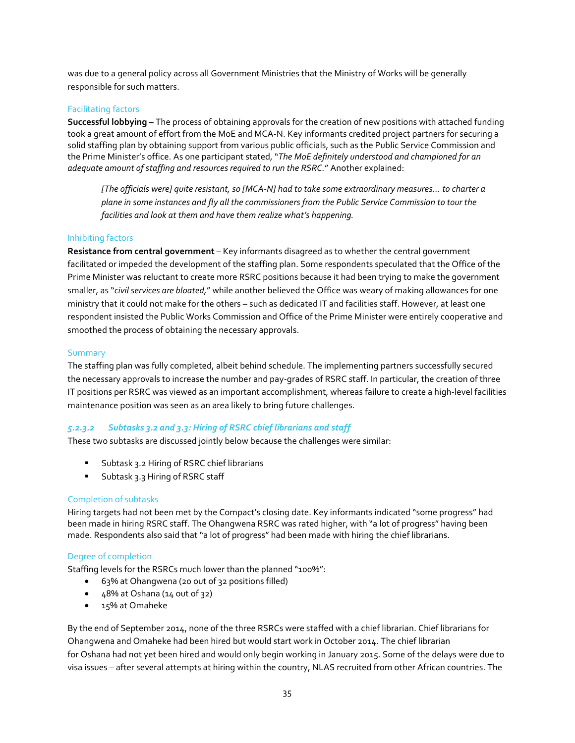was due to a general policy across all Government Ministries that the Ministry of Works will be generally responsible for such matters.

#### Facilitating factors

**Successful lobbying –** The process of obtaining approvals for the creation of new positions with attached funding took a great amount of effort from the MoE and MCA-N. Key informants credited project partners for securing a solid staffing plan by obtaining support from various public officials, such as the Public Service Commission and the Prime Minister's office. As one participant stated, "*The MoE definitely understood and championed for an adequate amount of staffing and resources required to run the RSRC.*" Another explained:

> *[The officials were] quite resistant, so [MCA-N] had to take some extraordinary measures… to charter a plane in some instances and fly all the commissioners from the Public Service Commission to tour the facilities and look at them and have them realize what's happening.*

#### Inhibiting factors

**Resistance from central government** – Key informants disagreed as to whether the central government facilitated or impeded the development of the staffing plan. Some respondents speculated that the Office of the Prime Minister was reluctant to create more RSRC positions because it had been trying to make the government smaller, as "*civil services are bloated,*" while another believed the Office was weary of making allowances for one ministry that it could not make for the others – such as dedicated IT and facilities staff. However, at least one respondent insisted the Public Works Commission and Office of the Prime Minister were entirely cooperative and smoothed the process of obtaining the necessary approvals.

#### Summary

The staffing plan was fully completed, albeit behind schedule. The implementing partners successfully secured the necessary approvals to increase the number and pay-grades of RSRC staff. In particular, the creation of three IT positions per RSRC was viewed as an important accomplishment, whereas failure to create a high-level facilities maintenance position was seen as an area likely to bring future challenges.

### *5.2.3.2 Subtasks 3.2 and 3.3: Hiring of RSRC chief librarians and staff*

These two subtasks are discussed jointly below because the challenges were similar:

- Subtask 3.2 Hiring of RSRC chief librarians
- Subtask 3.3 Hiring of RSRC staff

#### Completion of subtasks

Hiring targets had not been met by the Compact's closing date. Key informants indicated "some progress" had been made in hiring RSRC staff. The Ohangwena RSRC was rated higher, with "a lot of progress" having been made. Respondents also said that "a lot of progress" had been made with hiring the chief librarians.

#### Degree of completion

Staffing levels for the RSRCs much lower than the planned "100%":

- 63% at Ohangwena (20 out of 32 positions filled)
- 48% at Oshana (14 out of 32)
- 15% at Omaheke

By the end of September 2014, none of the three RSRCs were staffed with a chief librarian. Chief librarians for Ohangwena and Omaheke had been hired but would start work in October 2014. The chief librarian for Oshana had not yet been hired and would only begin working in January 2015. Some of the delays were due to visa issues – after several attempts at hiring within the country, NLAS recruited from other African countries. The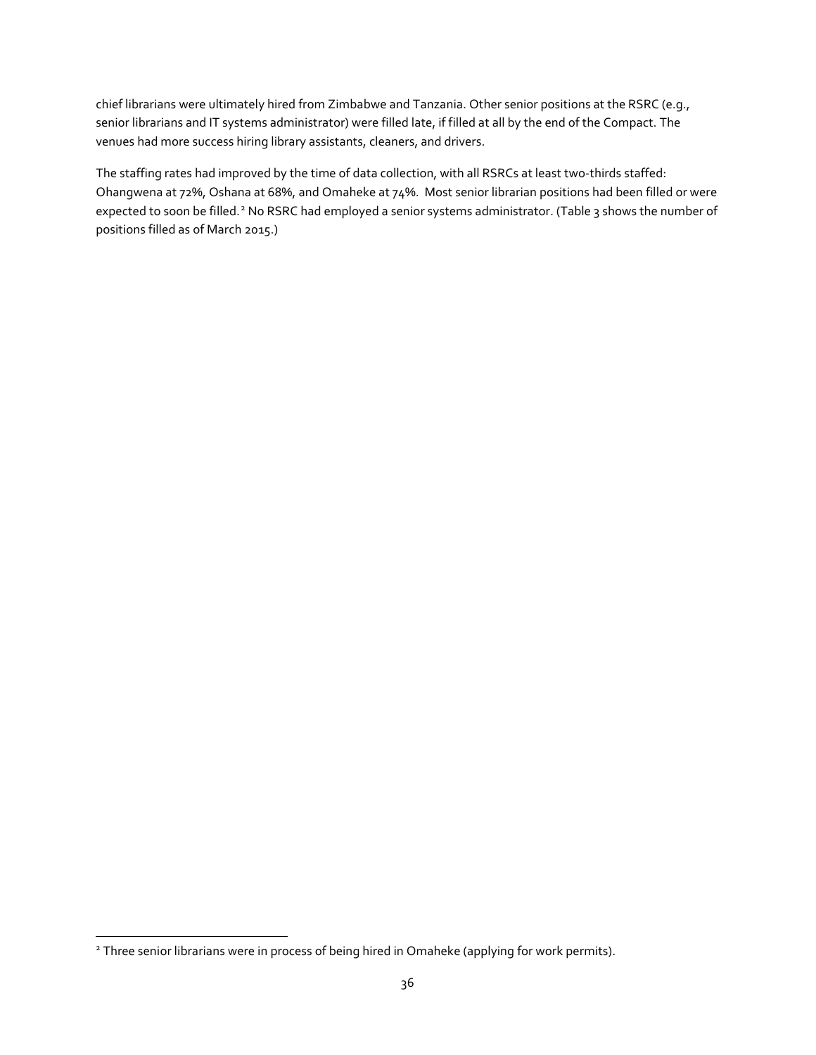chief librarians were ultimately hired from Zimbabwe and Tanzania. Other senior positions at the RSRC (e.g., senior librarians and IT systems administrator) were filled late, if filled at all by the end of the Compact. The venues had more success hiring library assistants, cleaners, and drivers.

The staffing rates had improved by the time of data collection, with all RSRCs at least two-thirds staffed: Ohangwena at 72%, Oshana at 68%, and Omaheke at 74%. Most senior librarian positions had been filled or were expected to soon be filled.[2] No RSRC had employed a senior systems administrator. (Table 3 shows the number of positions filled as of March 2015.)

[2] Three senior librarians were in process of being hired in Omaheke (applying for work permits).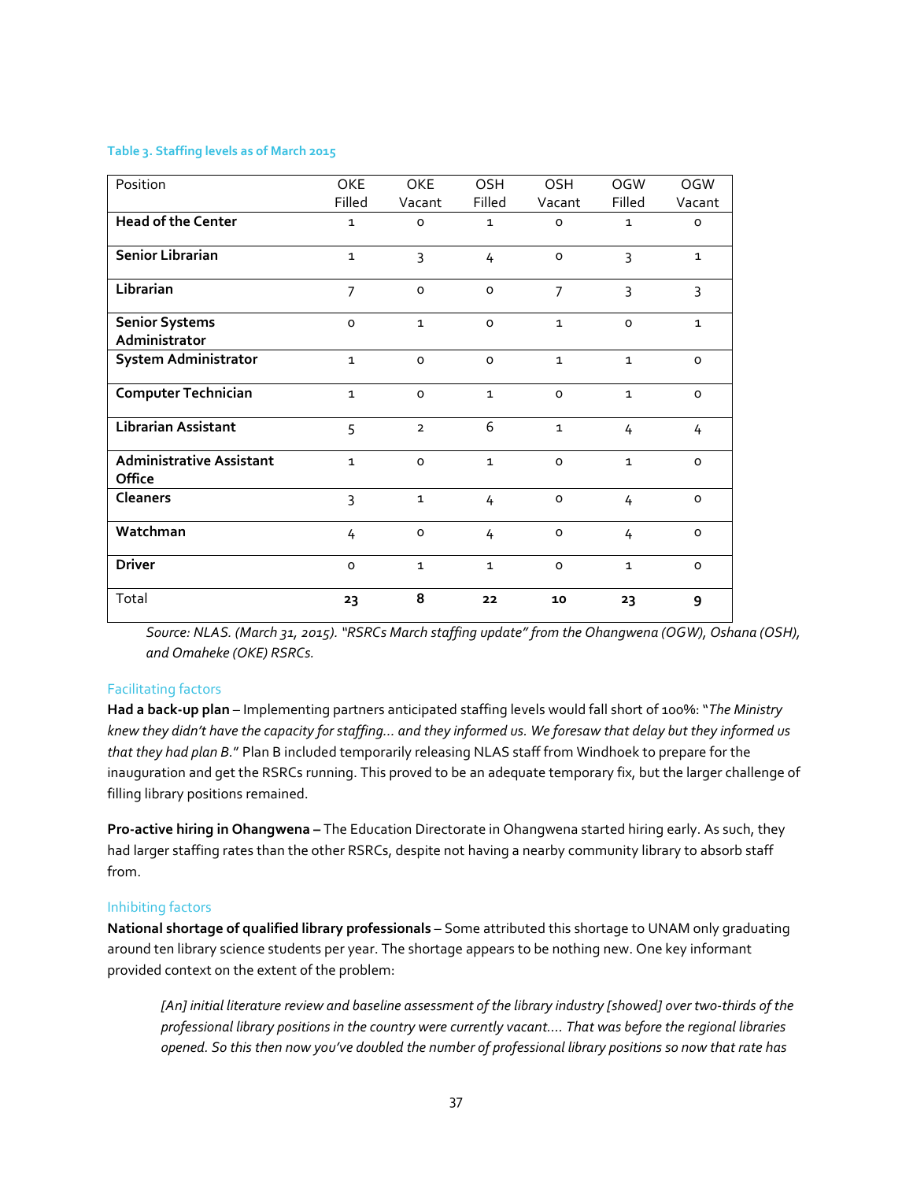**Table 3. Staffing levels as of March 2015**

| Position | OKE Filled | OKE Vacant | OSH Filled | OSH Vacant | OGW Filled | OGW Vacant |
|---|---|---|---|---|---|---|
| **Head of the Center** | 1 | 0 | 1 | 0 | 1 | 0 |
| **Senior Librarian** | 1 | 3 | 4 | 0 | 3 | 1 |
| **Librarian** | 7 | 0 | 0 | 7 | 3 | 3 |
| **Senior Systems Administrator** | 0 | 1 | 0 | 1 | 0 | 1 |
| **System Administrator** | 1 | 0 | 0 | 1 | 1 | 0 |
| **Computer Technician** | 1 | 0 | 1 | 0 | 1 | 0 |
| **Librarian Assistant** | 5 | 2 | 6 | 1 | 4 | 4 |
| **Administrative Assistant Office** | 1 | 0 | 1 | 0 | 1 | 0 |
| **Cleaners** | 3 | 1 | 4 | 0 | 4 | 0 |
| **Watchman** | 4 | 0 | 4 | 0 | 4 | 0 |
| **Driver** | 0 | 1 | 1 | 0 | 1 | 0 |
| Total | **23** | **8** | **22** | **10** | **23** | **9** |

*Source: NLAS. (March 31, 2015). "RSRCs March staffing update" from the Ohangwena (OGW), Oshana (OSH), and Omaheke (OKE) RSRCs.*

### Facilitating factors

**Had a back-up plan** – Implementing partners anticipated staffing levels would fall short of 100%: "*The Ministry knew they didn't have the capacity for staffing… and they informed us. We foresaw that delay but they informed us that they had plan B.*" Plan B included temporarily releasing NLAS staff from Windhoek to prepare for the inauguration and get the RSRCs running. This proved to be an adequate temporary fix, but the larger challenge of filling library positions remained.

**Pro-active hiring in Ohangwena –** The Education Directorate in Ohangwena started hiring early. As such, they had larger staffing rates than the other RSRCs, despite not having a nearby community library to absorb staff from.

### Inhibiting factors

**National shortage of qualified library professionals** – Some attributed this shortage to UNAM only graduating around ten library science students per year. The shortage appears to be nothing new. One key informant provided context on the extent of the problem:

> *[An] initial literature review and baseline assessment of the library industry [showed] over two-thirds of the professional library positions in the country were currently vacant.... That was before the regional libraries opened. So this then now you've doubled the number of professional library positions so now that rate has*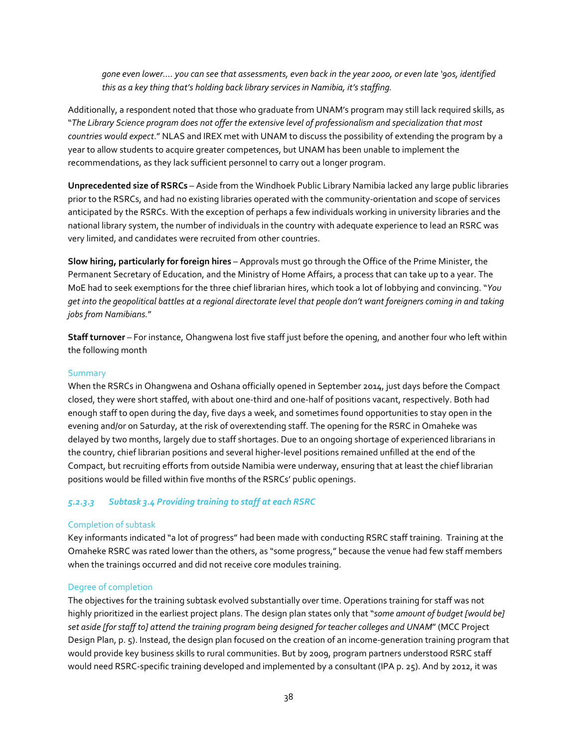> *gone even lower.... you can see that assessments, even back in the year 2000, or even late '90s, identified this as a key thing that's holding back library services in Namibia, it's staffing.*

Additionally, a respondent noted that those who graduate from UNAM's program may still lack required skills, as "*The Library Science program does not offer the extensive level of professionalism and specialization that most countries would expect*." NLAS and IREX met with UNAM to discuss the possibility of extending the program by a year to allow students to acquire greater competences, but UNAM has been unable to implement the recommendations, as they lack sufficient personnel to carry out a longer program.

**Unprecedented size of RSRCs** – Aside from the Windhoek Public Library Namibia lacked any large public libraries prior to the RSRCs, and had no existing libraries operated with the community-orientation and scope of services anticipated by the RSRCs. With the exception of perhaps a few individuals working in university libraries and the national library system, the number of individuals in the country with adequate experience to lead an RSRC was very limited, and candidates were recruited from other countries.

**Slow hiring, particularly for foreign hires** – Approvals must go through the Office of the Prime Minister, the Permanent Secretary of Education, and the Ministry of Home Affairs, a process that can take up to a year. The MoE had to seek exemptions for the three chief librarian hires, which took a lot of lobbying and convincing. "*You get into the geopolitical battles at a regional directorate level that people don't want foreigners coming in and taking jobs from Namibians.*"

**Staff turnover** – For instance, Ohangwena lost five staff just before the opening, and another four who left within the following month

#### Summary

When the RSRCs in Ohangwena and Oshana officially opened in September 2014, just days before the Compact closed, they were short staffed, with about one-third and one-half of positions vacant, respectively. Both had enough staff to open during the day, five days a week, and sometimes found opportunities to stay open in the evening and/or on Saturday, at the risk of overextending staff. The opening for the RSRC in Omaheke was delayed by two months, largely due to staff shortages. Due to an ongoing shortage of experienced librarians in the country, chief librarian positions and several higher-level positions remained unfilled at the end of the Compact, but recruiting efforts from outside Namibia were underway, ensuring that at least the chief librarian positions would be filled within five months of the RSRCs' public openings.

### *5.2.3.3 Subtask 3.4 Providing training to staff at each RSRC*

#### Completion of subtask

Key informants indicated "a lot of progress" had been made with conducting RSRC staff training. Training at the Omaheke RSRC was rated lower than the others, as "some progress," because the venue had few staff members when the trainings occurred and did not receive core modules training.

#### Degree of completion

The objectives for the training subtask evolved substantially over time. Operations training for staff was not highly prioritized in the earliest project plans. The design plan states only that "*some amount of budget [would be] set aside [for staff to] attend the training program being designed for teacher colleges and UNAM*" (MCC Project Design Plan, p. 5). Instead, the design plan focused on the creation of an income-generation training program that would provide key business skills to rural communities. But by 2009, program partners understood RSRC staff would need RSRC-specific training developed and implemented by a consultant (IPA p. 25). And by 2012, it was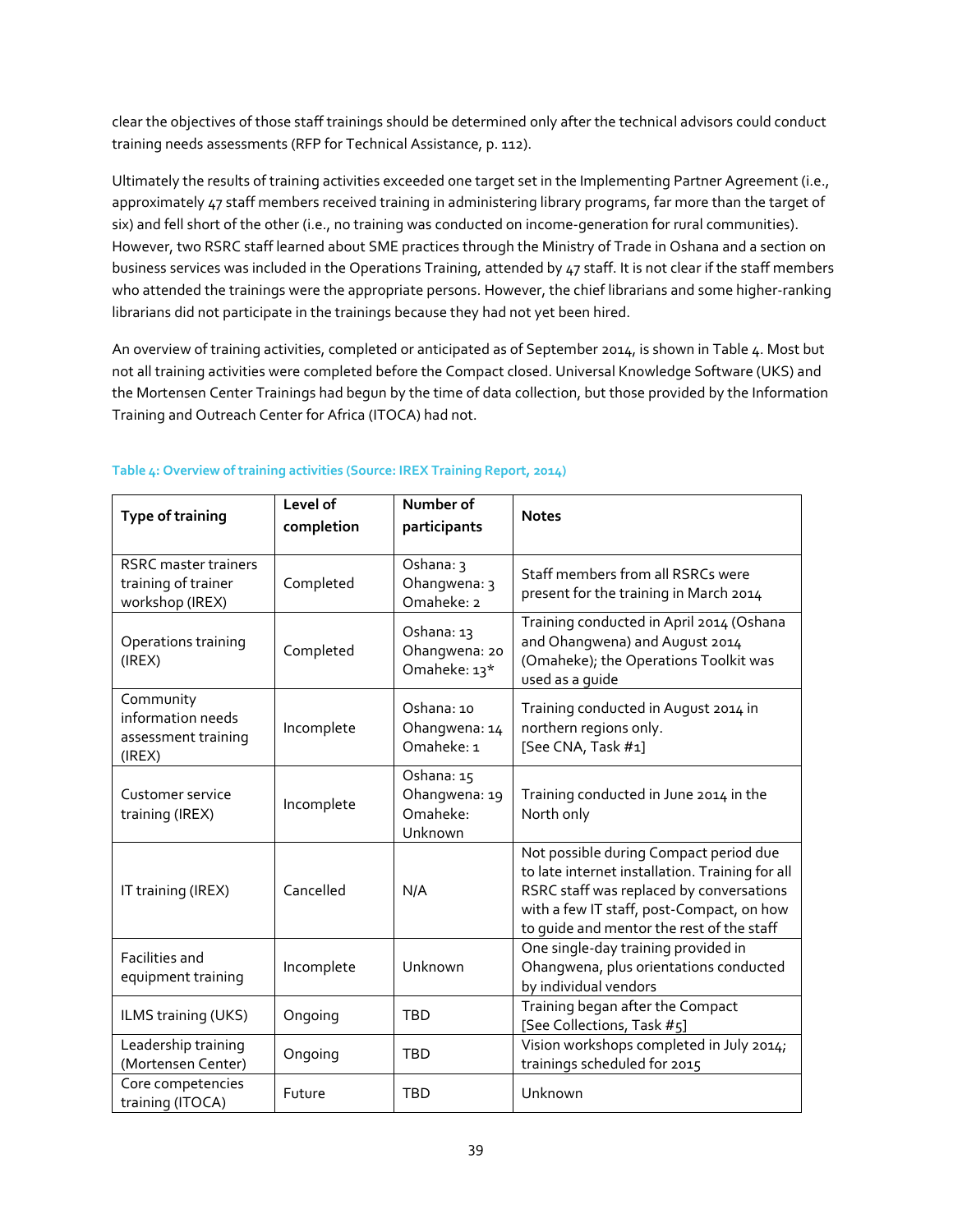clear the objectives of those staff trainings should be determined only after the technical advisors could conduct training needs assessments (RFP for Technical Assistance, p. 112).

Ultimately the results of training activities exceeded one target set in the Implementing Partner Agreement (i.e., approximately 47 staff members received training in administering library programs, far more than the target of six) and fell short of the other (i.e., no training was conducted on income-generation for rural communities). However, two RSRC staff learned about SME practices through the Ministry of Trade in Oshana and a section on business services was included in the Operations Training, attended by 47 staff. It is not clear if the staff members who attended the trainings were the appropriate persons. However, the chief librarians and some higher-ranking librarians did not participate in the trainings because they had not yet been hired.

An overview of training activities, completed or anticipated as of September 2014, is shown in Table 4. Most but not all training activities were completed before the Compact closed. Universal Knowledge Software (UKS) and the Mortensen Center Trainings had begun by the time of data collection, but those provided by the Information Training and Outreach Center for Africa (ITOCA) had not.

**Table 4: Overview of training activities (Source: IREX Training Report, 2014)**

| Type of training | Level of completion | Number of participants | Notes |
|---|---|---|---|
| RSRC master trainers training of trainer workshop (IREX) | Completed | Oshana: 3<br>Ohangwena: 3<br>Omaheke: 2 | Staff members from all RSRCs were present for the training in March 2014 |
| Operations training (IREX) | Completed | Oshana: 13<br>Ohangwena: 20<br>Omaheke: 13* | Training conducted in April 2014 (Oshana and Ohangwena) and August 2014 (Omaheke); the Operations Toolkit was used as a guide |
| Community information needs assessment training (IREX) | Incomplete | Oshana: 10<br>Ohangwena: 14<br>Omaheke: 1 | Training conducted in August 2014 in northern regions only.<br>[See CNA, Task #1] |
| Customer service training (IREX) | Incomplete | Oshana: 15<br>Ohangwena: 19<br>Omaheke: Unknown | Training conducted in June 2014 in the North only |
| IT training (IREX) | Cancelled | N/A | Not possible during Compact period due to late internet installation. Training for all RSRC staff was replaced by conversations with a few IT staff, post-Compact, on how to guide and mentor the rest of the staff |
| Facilities and equipment training | Incomplete | Unknown | One single-day training provided in Ohangwena, plus orientations conducted by individual vendors |
| ILMS training (UKS) | Ongoing | TBD | Training began after the Compact<br>[See Collections, Task #5] |
| Leadership training (Mortensen Center) | Ongoing | TBD | Vision workshops completed in July 2014; trainings scheduled for 2015 |
| Core competencies training (ITOCA) | Future | TBD | Unknown |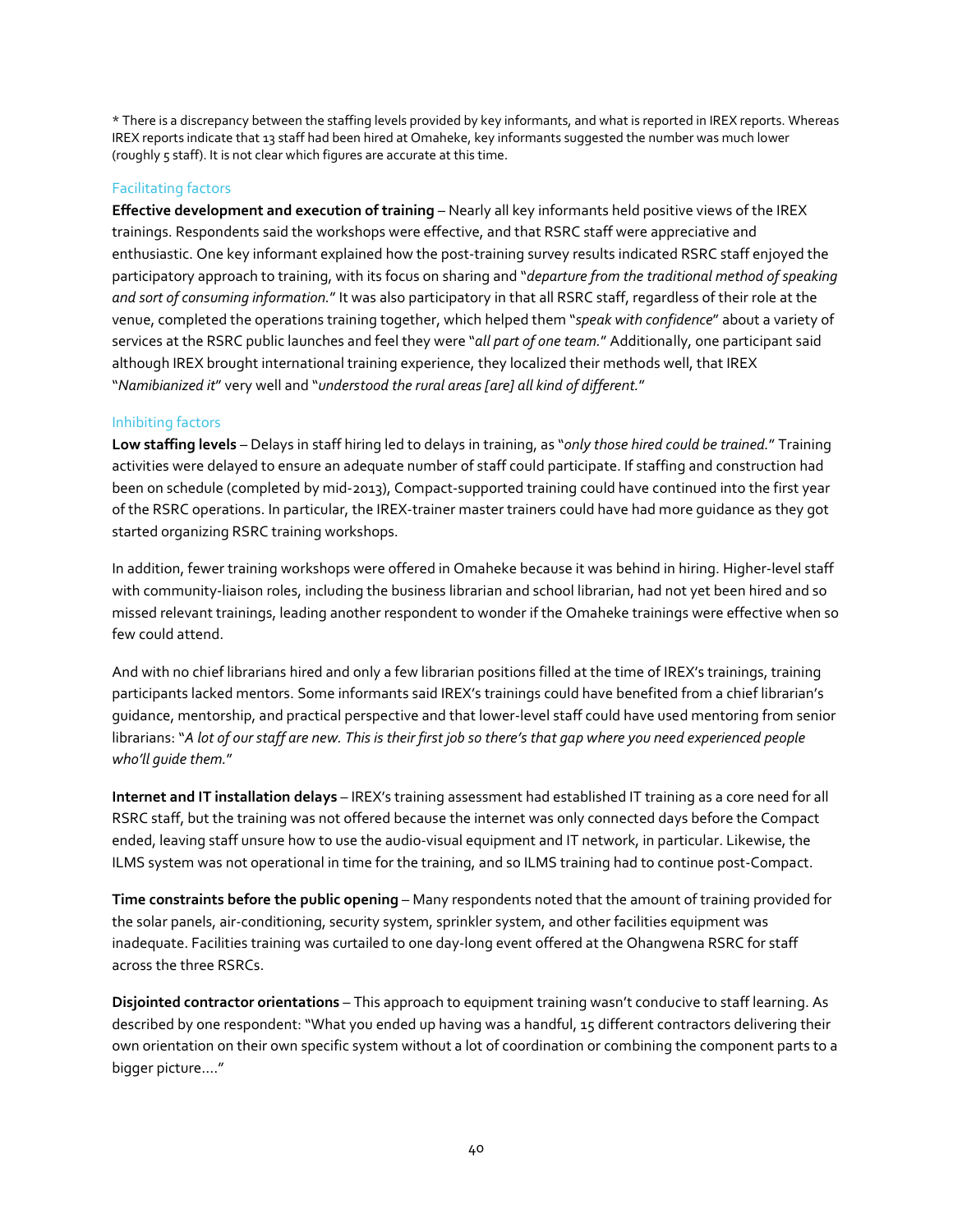* There is a discrepancy between the staffing levels provided by key informants, and what is reported in IREX reports. Whereas IREX reports indicate that 13 staff had been hired at Omaheke, key informants suggested the number was much lower (roughly 5 staff). It is not clear which figures are accurate at this time.

### Facilitating factors

**Effective development and execution of training** – Nearly all key informants held positive views of the IREX trainings. Respondents said the workshops were effective, and that RSRC staff were appreciative and enthusiastic. One key informant explained how the post-training survey results indicated RSRC staff enjoyed the participatory approach to training, with its focus on sharing and "*departure from the traditional method of speaking and sort of consuming information.*" It was also participatory in that all RSRC staff, regardless of their role at the venue, completed the operations training together, which helped them "*speak with confidence*" about a variety of services at the RSRC public launches and feel they were "*all part of one team.*" Additionally, one participant said although IREX brought international training experience, they localized their methods well, that IREX "*Namibianized it*" very well and "*understood the rural areas [are] all kind of different.*"

### Inhibiting factors

**Low staffing levels** – Delays in staff hiring led to delays in training, as "*only those hired could be trained.*" Training activities were delayed to ensure an adequate number of staff could participate. If staffing and construction had been on schedule (completed by mid-2013), Compact-supported training could have continued into the first year of the RSRC operations. In particular, the IREX-trainer master trainers could have had more guidance as they got started organizing RSRC training workshops.

In addition, fewer training workshops were offered in Omaheke because it was behind in hiring. Higher-level staff with community-liaison roles, including the business librarian and school librarian, had not yet been hired and so missed relevant trainings, leading another respondent to wonder if the Omaheke trainings were effective when so few could attend.

And with no chief librarians hired and only a few librarian positions filled at the time of IREX's trainings, training participants lacked mentors. Some informants said IREX's trainings could have benefited from a chief librarian's guidance, mentorship, and practical perspective and that lower-level staff could have used mentoring from senior librarians: "*A lot of our staff are new. This is their first job so there's that gap where you need experienced people who'll guide them.*"

**Internet and IT installation delays** – IREX's training assessment had established IT training as a core need for all RSRC staff, but the training was not offered because the internet was only connected days before the Compact ended, leaving staff unsure how to use the audio-visual equipment and IT network, in particular. Likewise, the ILMS system was not operational in time for the training, and so ILMS training had to continue post-Compact.

**Time constraints before the public opening** – Many respondents noted that the amount of training provided for the solar panels, air-conditioning, security system, sprinkler system, and other facilities equipment was inadequate. Facilities training was curtailed to one day-long event offered at the Ohangwena RSRC for staff across the three RSRCs.

**Disjointed contractor orientations** – This approach to equipment training wasn't conducive to staff learning. As described by one respondent: "What you ended up having was a handful, 15 different contractors delivering their own orientation on their own specific system without a lot of coordination or combining the component parts to a bigger picture…."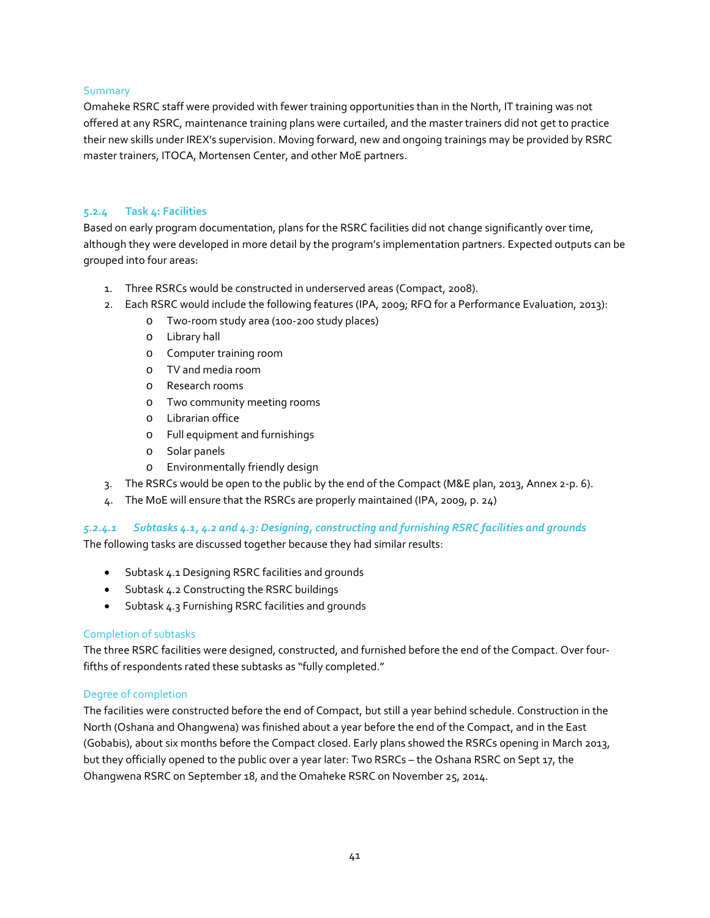#### Summary

Omaheke RSRC staff were provided with fewer training opportunities than in the North, IT training was not offered at any RSRC, maintenance training plans were curtailed, and the master trainers did not get to practice their new skills under IREX's supervision. Moving forward, new and ongoing trainings may be provided by RSRC master trainers, ITOCA, Mortensen Center, and other MoE partners.

### 5.2.4 Task 4: Facilities

Based on early program documentation, plans for the RSRC facilities did not change significantly over time, although they were developed in more detail by the program's implementation partners. Expected outputs can be grouped into four areas:

1. Three RSRCs would be constructed in underserved areas (Compact, 2008).
2. Each RSRC would include the following features (IPA, 2009; RFQ for a Performance Evaluation, 2013):
   - Two-room study area (100-200 study places)
   - Library hall
   - Computer training room
   - TV and media room
   - Research rooms
   - Two community meeting rooms
   - Librarian office
   - Full equipment and furnishings
   - Solar panels
   - Environmentally friendly design
3. The RSRCs would be open to the public by the end of the Compact (M&E plan, 2013, Annex 2-p. 6).
4. The MoE will ensure that the RSRCs are properly maintained (IPA, 2009, p. 24)

#### *5.2.4.1 Subtasks 4.1, 4.2 and 4.3: Designing, constructing and furnishing RSRC facilities and grounds*

The following tasks are discussed together because they had similar results:

- Subtask 4.1 Designing RSRC facilities and grounds
- Subtask 4.2 Constructing the RSRC buildings
- Subtask 4.3 Furnishing RSRC facilities and grounds

#### Completion of subtasks

The three RSRC facilities were designed, constructed, and furnished before the end of the Compact. Over four-fifths of respondents rated these subtasks as "fully completed."

#### Degree of completion

The facilities were constructed before the end of Compact, but still a year behind schedule. Construction in the North (Oshana and Ohangwena) was finished about a year before the end of the Compact, and in the East (Gobabis), about six months before the Compact closed. Early plans showed the RSRCs opening in March 2013, but they officially opened to the public over a year later: Two RSRCs – the Oshana RSRC on Sept 17, the Ohangwena RSRC on September 18, and the Omaheke RSRC on November 25, 2014.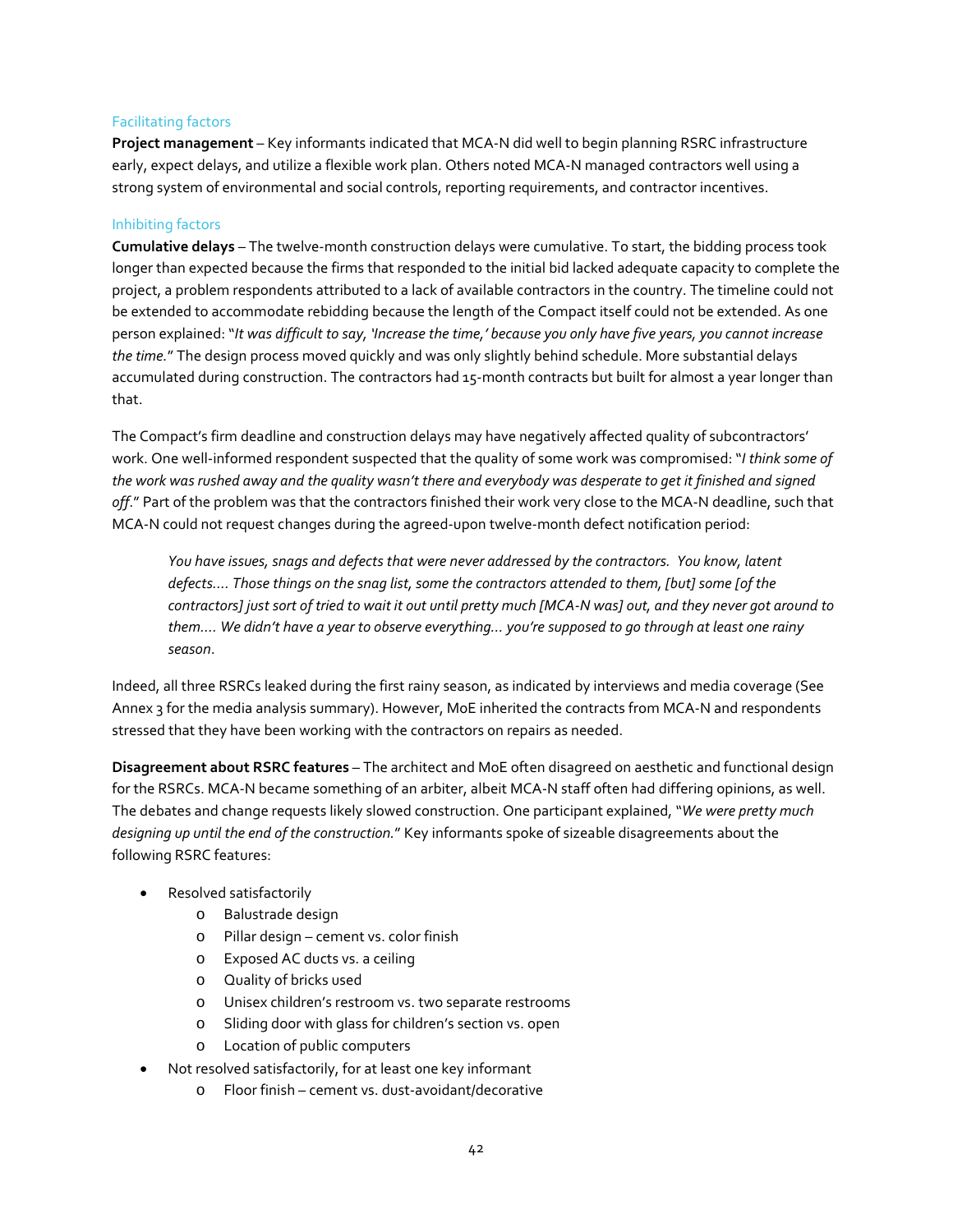### Facilitating factors

**Project management** – Key informants indicated that MCA-N did well to begin planning RSRC infrastructure early, expect delays, and utilize a flexible work plan. Others noted MCA-N managed contractors well using a strong system of environmental and social controls, reporting requirements, and contractor incentives.

### Inhibiting factors

**Cumulative delays** – The twelve-month construction delays were cumulative. To start, the bidding process took longer than expected because the firms that responded to the initial bid lacked adequate capacity to complete the project, a problem respondents attributed to a lack of available contractors in the country. The timeline could not be extended to accommodate rebidding because the length of the Compact itself could not be extended. As one person explained: "*It was difficult to say, 'Increase the time,' because you only have five years, you cannot increase the time.*" The design process moved quickly and was only slightly behind schedule. More substantial delays accumulated during construction. The contractors had 15-month contracts but built for almost a year longer than that.

The Compact's firm deadline and construction delays may have negatively affected quality of subcontractors' work. One well-informed respondent suspected that the quality of some work was compromised: "*I think some of the work was rushed away and the quality wasn't there and everybody was desperate to get it finished and signed off*." Part of the problem was that the contractors finished their work very close to the MCA-N deadline, such that MCA-N could not request changes during the agreed-upon twelve-month defect notification period:

> *You have issues, snags and defects that were never addressed by the contractors. You know, latent defects.... Those things on the snag list, some the contractors attended to them, [but] some [of the contractors] just sort of tried to wait it out until pretty much [MCA-N was] out, and they never got around to them.... We didn't have a year to observe everything... you're supposed to go through at least one rainy season*.

Indeed, all three RSRCs leaked during the first rainy season, as indicated by interviews and media coverage (See Annex 3 for the media analysis summary). However, MoE inherited the contracts from MCA-N and respondents stressed that they have been working with the contractors on repairs as needed.

**Disagreement about RSRC features** – The architect and MoE often disagreed on aesthetic and functional design for the RSRCs. MCA-N became something of an arbiter, albeit MCA-N staff often had differing opinions, as well. The debates and change requests likely slowed construction. One participant explained, "*We were pretty much designing up until the end of the construction.*" Key informants spoke of sizeable disagreements about the following RSRC features:

- Resolved satisfactorily
  - Balustrade design
  - Pillar design – cement vs. color finish
  - Exposed AC ducts vs. a ceiling
  - Quality of bricks used
  - Unisex children's restroom vs. two separate restrooms
  - Sliding door with glass for children's section vs. open
  - Location of public computers
- Not resolved satisfactorily, for at least one key informant
  - Floor finish – cement vs. dust-avoidant/decorative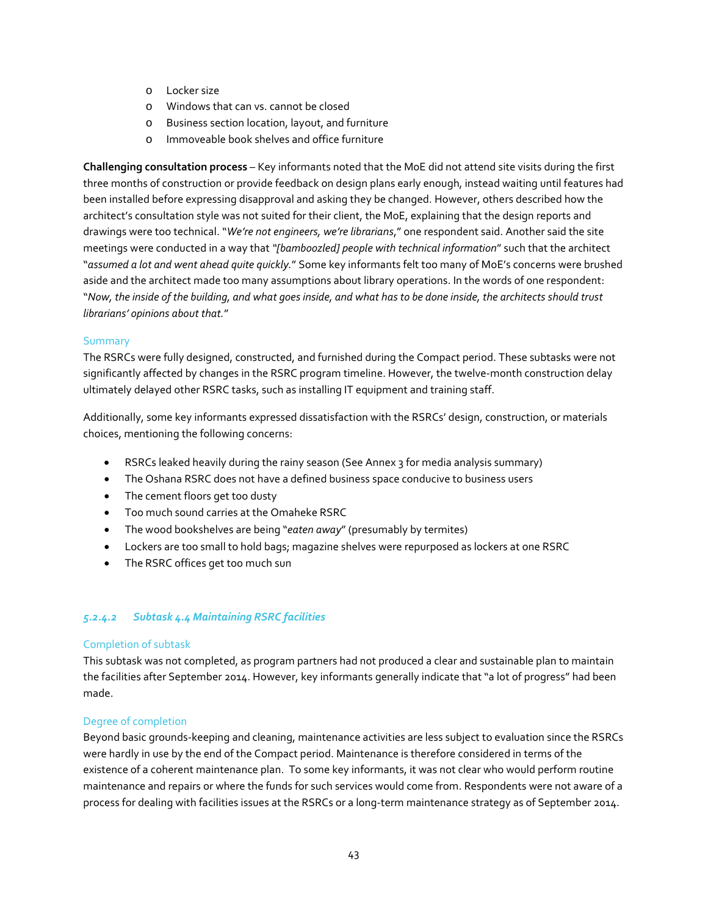- Locker size
- Windows that can vs. cannot be closed
- Business section location, layout, and furniture
- Immoveable book shelves and office furniture

**Challenging consultation process** – Key informants noted that the MoE did not attend site visits during the first three months of construction or provide feedback on design plans early enough, instead waiting until features had been installed before expressing disapproval and asking they be changed. However, others described how the architect's consultation style was not suited for their client, the MoE, explaining that the design reports and drawings were too technical. "*We're not engineers, we're librarians*," one respondent said. Another said the site meetings were conducted in a way that "*[bamboozled] people with technical information*" such that the architect "*assumed a lot and went ahead quite quickly.*" Some key informants felt too many of MoE's concerns were brushed aside and the architect made too many assumptions about library operations. In the words of one respondent: "*Now, the inside of the building, and what goes inside, and what has to be done inside, the architects should trust librarians' opinions about that.*"

#### Summary

The RSRCs were fully designed, constructed, and furnished during the Compact period. These subtasks were not significantly affected by changes in the RSRC program timeline. However, the twelve-month construction delay ultimately delayed other RSRC tasks, such as installing IT equipment and training staff.

Additionally, some key informants expressed dissatisfaction with the RSRCs' design, construction, or materials choices, mentioning the following concerns:

- RSRCs leaked heavily during the rainy season (See Annex 3 for media analysis summary)
- The Oshana RSRC does not have a defined business space conducive to business users
- The cement floors get too dusty
- Too much sound carries at the Omaheke RSRC
- The wood bookshelves are being "*eaten away*" (presumably by termites)
- Lockers are too small to hold bags; magazine shelves were repurposed as lockers at one RSRC
- The RSRC offices get too much sun

### *5.2.4.2 Subtask 4.4 Maintaining RSRC facilities*

#### Completion of subtask

This subtask was not completed, as program partners had not produced a clear and sustainable plan to maintain the facilities after September 2014. However, key informants generally indicate that "a lot of progress" had been made.

#### Degree of completion

Beyond basic grounds-keeping and cleaning, maintenance activities are less subject to evaluation since the RSRCs were hardly in use by the end of the Compact period. Maintenance is therefore considered in terms of the existence of a coherent maintenance plan. To some key informants, it was not clear who would perform routine maintenance and repairs or where the funds for such services would come from. Respondents were not aware of a process for dealing with facilities issues at the RSRCs or a long-term maintenance strategy as of September 2014.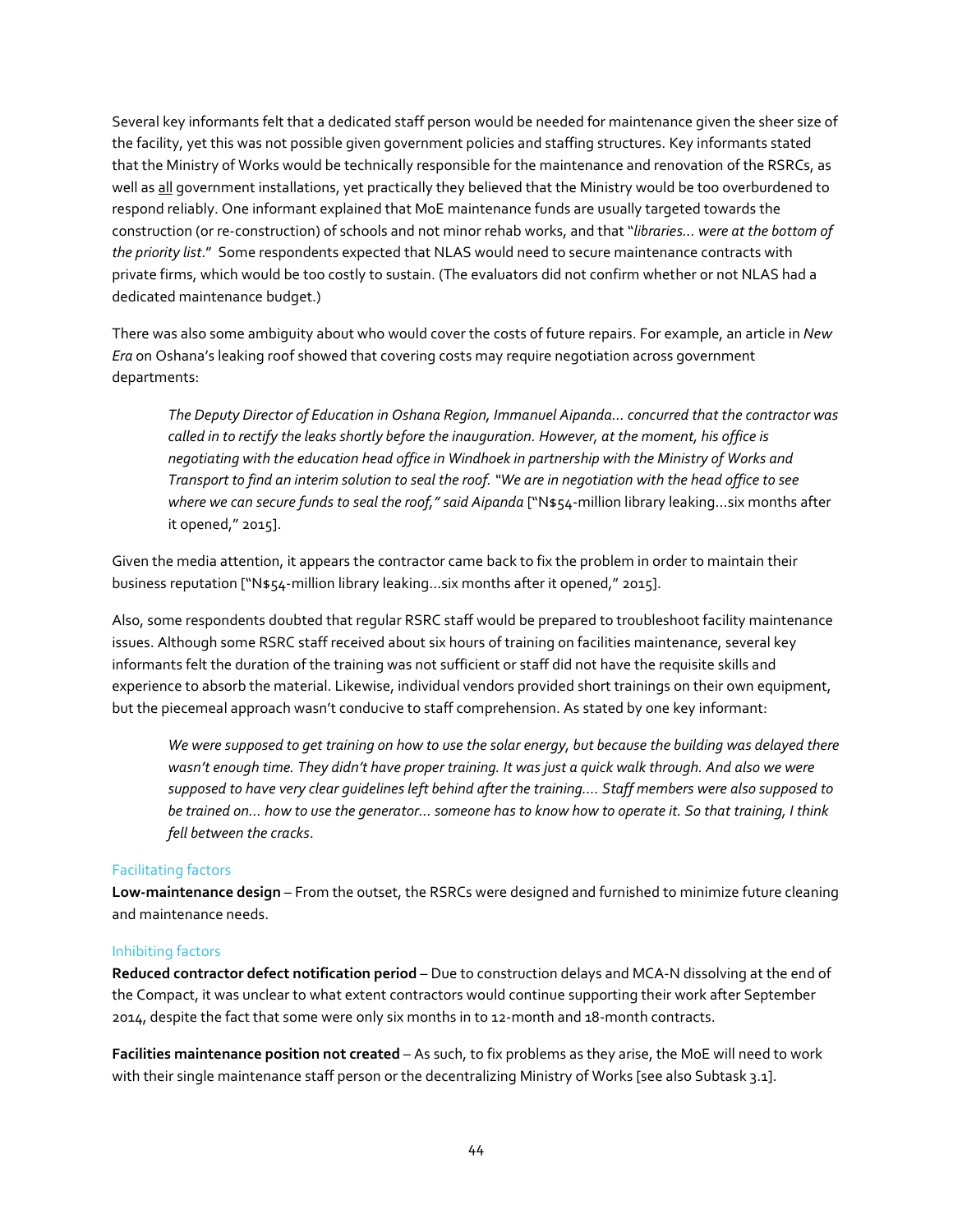Several key informants felt that a dedicated staff person would be needed for maintenance given the sheer size of the facility, yet this was not possible given government policies and staffing structures. Key informants stated that the Ministry of Works would be technically responsible for the maintenance and renovation of the RSRCs, as well as <u>all</u> government installations, yet practically they believed that the Ministry would be too overburdened to respond reliably. One informant explained that MoE maintenance funds are usually targeted towards the construction (or re-construction) of schools and not minor rehab works, and that "*libraries… were at the bottom of the priority list*." Some respondents expected that NLAS would need to secure maintenance contracts with private firms, which would be too costly to sustain. (The evaluators did not confirm whether or not NLAS had a dedicated maintenance budget.)

There was also some ambiguity about who would cover the costs of future repairs. For example, an article in *New Era* on Oshana's leaking roof showed that covering costs may require negotiation across government departments:

> *The Deputy Director of Education in Oshana Region, Immanuel Aipanda… concurred that the contractor was called in to rectify the leaks shortly before the inauguration. However, at the moment, his office is negotiating with the education head office in Windhoek in partnership with the Ministry of Works and Transport to find an interim solution to seal the roof. "We are in negotiation with the head office to see where we can secure funds to seal the roof," said Aipanda* ["N$54-million library leaking…six months after it opened," 2015].

Given the media attention, it appears the contractor came back to fix the problem in order to maintain their business reputation ["N$54-million library leaking…six months after it opened," 2015].

Also, some respondents doubted that regular RSRC staff would be prepared to troubleshoot facility maintenance issues. Although some RSRC staff received about six hours of training on facilities maintenance, several key informants felt the duration of the training was not sufficient or staff did not have the requisite skills and experience to absorb the material. Likewise, individual vendors provided short trainings on their own equipment, but the piecemeal approach wasn't conducive to staff comprehension. As stated by one key informant:

> *We were supposed to get training on how to use the solar energy, but because the building was delayed there wasn't enough time. They didn't have proper training. It was just a quick walk through. And also we were supposed to have very clear guidelines left behind after the training…. Staff members were also supposed to be trained on… how to use the generator… someone has to know how to operate it. So that training, I think fell between the cracks*.

### Facilitating factors

**Low-maintenance design** – From the outset, the RSRCs were designed and furnished to minimize future cleaning and maintenance needs.

### Inhibiting factors

**Reduced contractor defect notification period** – Due to construction delays and MCA-N dissolving at the end of the Compact, it was unclear to what extent contractors would continue supporting their work after September 2014, despite the fact that some were only six months in to 12-month and 18-month contracts.

**Facilities maintenance position not created** – As such, to fix problems as they arise, the MoE will need to work with their single maintenance staff person or the decentralizing Ministry of Works [see also Subtask 3.1].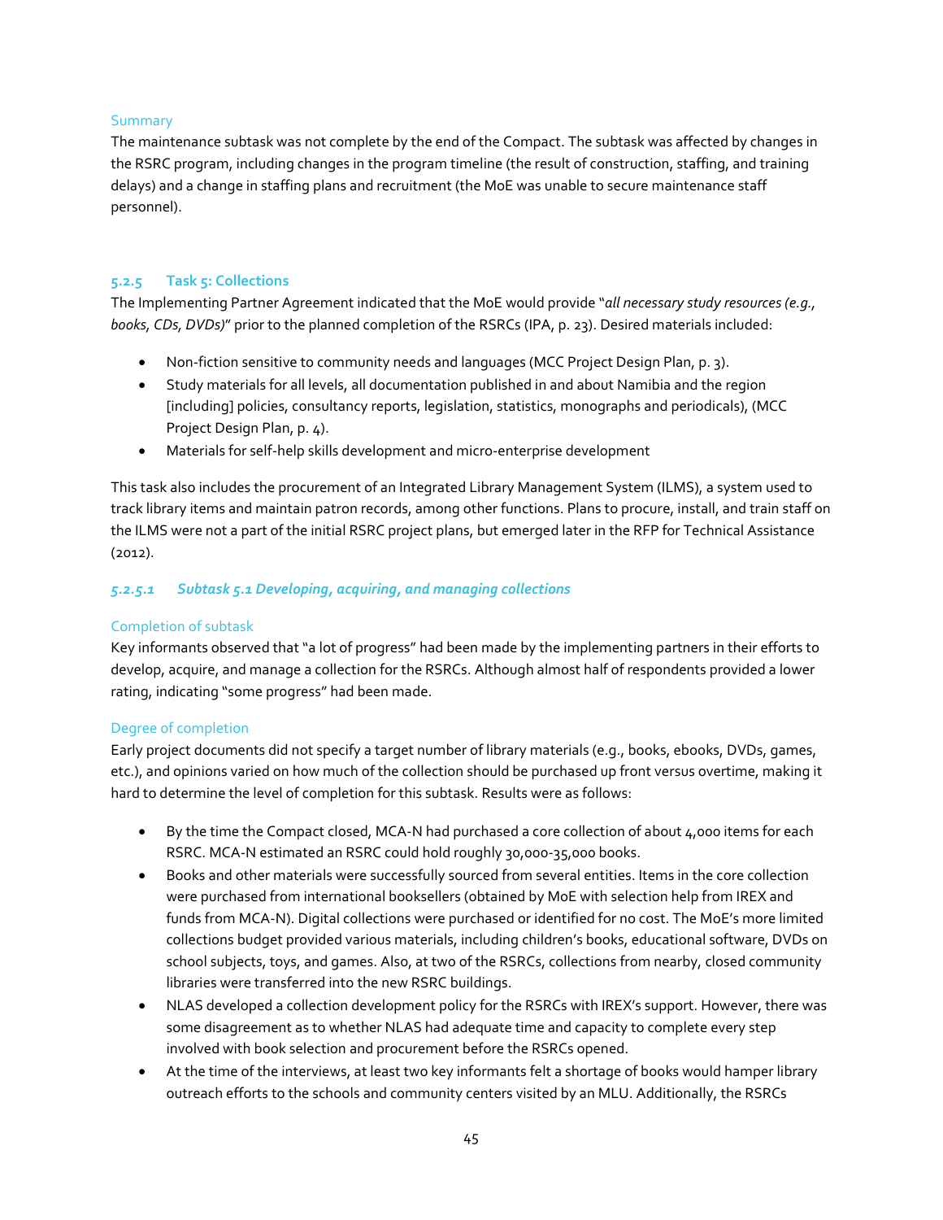Summary

The maintenance subtask was not complete by the end of the Compact. The subtask was affected by changes in the RSRC program, including changes in the program timeline (the result of construction, staffing, and training delays) and a change in staffing plans and recruitment (the MoE was unable to secure maintenance staff personnel).

### 5.2.5 Task 5: Collections

The Implementing Partner Agreement indicated that the MoE would provide "*all necessary study resources (e.g., books, CDs, DVDs)*" prior to the planned completion of the RSRCs (IPA, p. 23). Desired materials included:

- Non-fiction sensitive to community needs and languages (MCC Project Design Plan, p. 3).
- Study materials for all levels, all documentation published in and about Namibia and the region [including] policies, consultancy reports, legislation, statistics, monographs and periodicals), (MCC Project Design Plan, p. 4).
- Materials for self-help skills development and micro-enterprise development

This task also includes the procurement of an Integrated Library Management System (ILMS), a system used to track library items and maintain patron records, among other functions. Plans to procure, install, and train staff on the ILMS were not a part of the initial RSRC project plans, but emerged later in the RFP for Technical Assistance (2012).

#### *5.2.5.1 Subtask 5.1 Developing, acquiring, and managing collections*

Completion of subtask

Key informants observed that "a lot of progress" had been made by the implementing partners in their efforts to develop, acquire, and manage a collection for the RSRCs. Although almost half of respondents provided a lower rating, indicating "some progress" had been made.

Degree of completion

Early project documents did not specify a target number of library materials (e.g., books, ebooks, DVDs, games, etc.), and opinions varied on how much of the collection should be purchased up front versus overtime, making it hard to determine the level of completion for this subtask. Results were as follows:

- By the time the Compact closed, MCA-N had purchased a core collection of about 4,000 items for each RSRC. MCA-N estimated an RSRC could hold roughly 30,000-35,000 books.
- Books and other materials were successfully sourced from several entities. Items in the core collection were purchased from international booksellers (obtained by MoE with selection help from IREX and funds from MCA-N). Digital collections were purchased or identified for no cost. The MoE's more limited collections budget provided various materials, including children's books, educational software, DVDs on school subjects, toys, and games. Also, at two of the RSRCs, collections from nearby, closed community libraries were transferred into the new RSRC buildings.
- NLAS developed a collection development policy for the RSRCs with IREX's support. However, there was some disagreement as to whether NLAS had adequate time and capacity to complete every step involved with book selection and procurement before the RSRCs opened.
- At the time of the interviews, at least two key informants felt a shortage of books would hamper library outreach efforts to the schools and community centers visited by an MLU. Additionally, the RSRCs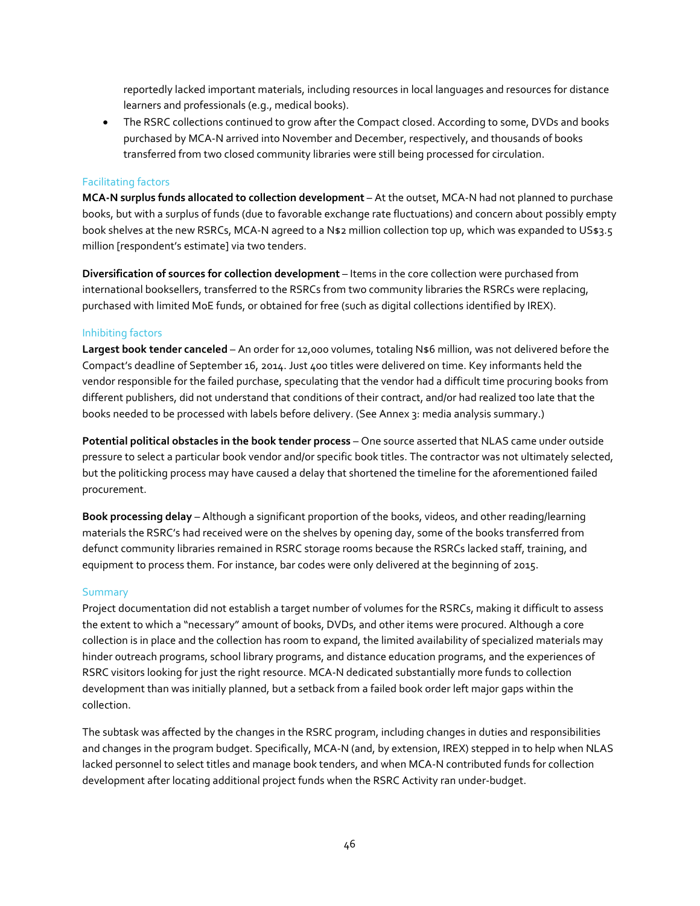reportedly lacked important materials, including resources in local languages and resources for distance learners and professionals (e.g., medical books).

- The RSRC collections continued to grow after the Compact closed. According to some, DVDs and books purchased by MCA-N arrived into November and December, respectively, and thousands of books transferred from two closed community libraries were still being processed for circulation.

### Facilitating factors

**MCA-N surplus funds allocated to collection development** – At the outset, MCA-N had not planned to purchase books, but with a surplus of funds (due to favorable exchange rate fluctuations) and concern about possibly empty book shelves at the new RSRCs, MCA-N agreed to a N$2 million collection top up, which was expanded to US$3.5 million [respondent's estimate] via two tenders.

**Diversification of sources for collection development** – Items in the core collection were purchased from international booksellers, transferred to the RSRCs from two community libraries the RSRCs were replacing, purchased with limited MoE funds, or obtained for free (such as digital collections identified by IREX).

### Inhibiting factors

**Largest book tender canceled** – An order for 12,000 volumes, totaling N$6 million, was not delivered before the Compact's deadline of September 16, 2014. Just 400 titles were delivered on time. Key informants held the vendor responsible for the failed purchase, speculating that the vendor had a difficult time procuring books from different publishers, did not understand that conditions of their contract, and/or had realized too late that the books needed to be processed with labels before delivery. (See Annex 3: media analysis summary.)

**Potential political obstacles in the book tender process** – One source asserted that NLAS came under outside pressure to select a particular book vendor and/or specific book titles. The contractor was not ultimately selected, but the politicking process may have caused a delay that shortened the timeline for the aforementioned failed procurement.

**Book processing delay** – Although a significant proportion of the books, videos, and other reading/learning materials the RSRC's had received were on the shelves by opening day, some of the books transferred from defunct community libraries remained in RSRC storage rooms because the RSRCs lacked staff, training, and equipment to process them. For instance, bar codes were only delivered at the beginning of 2015.

### Summary

Project documentation did not establish a target number of volumes for the RSRCs, making it difficult to assess the extent to which a "necessary" amount of books, DVDs, and other items were procured. Although a core collection is in place and the collection has room to expand, the limited availability of specialized materials may hinder outreach programs, school library programs, and distance education programs, and the experiences of RSRC visitors looking for just the right resource. MCA-N dedicated substantially more funds to collection development than was initially planned, but a setback from a failed book order left major gaps within the collection.

The subtask was affected by the changes in the RSRC program, including changes in duties and responsibilities and changes in the program budget. Specifically, MCA-N (and, by extension, IREX) stepped in to help when NLAS lacked personnel to select titles and manage book tenders, and when MCA-N contributed funds for collection development after locating additional project funds when the RSRC Activity ran under-budget.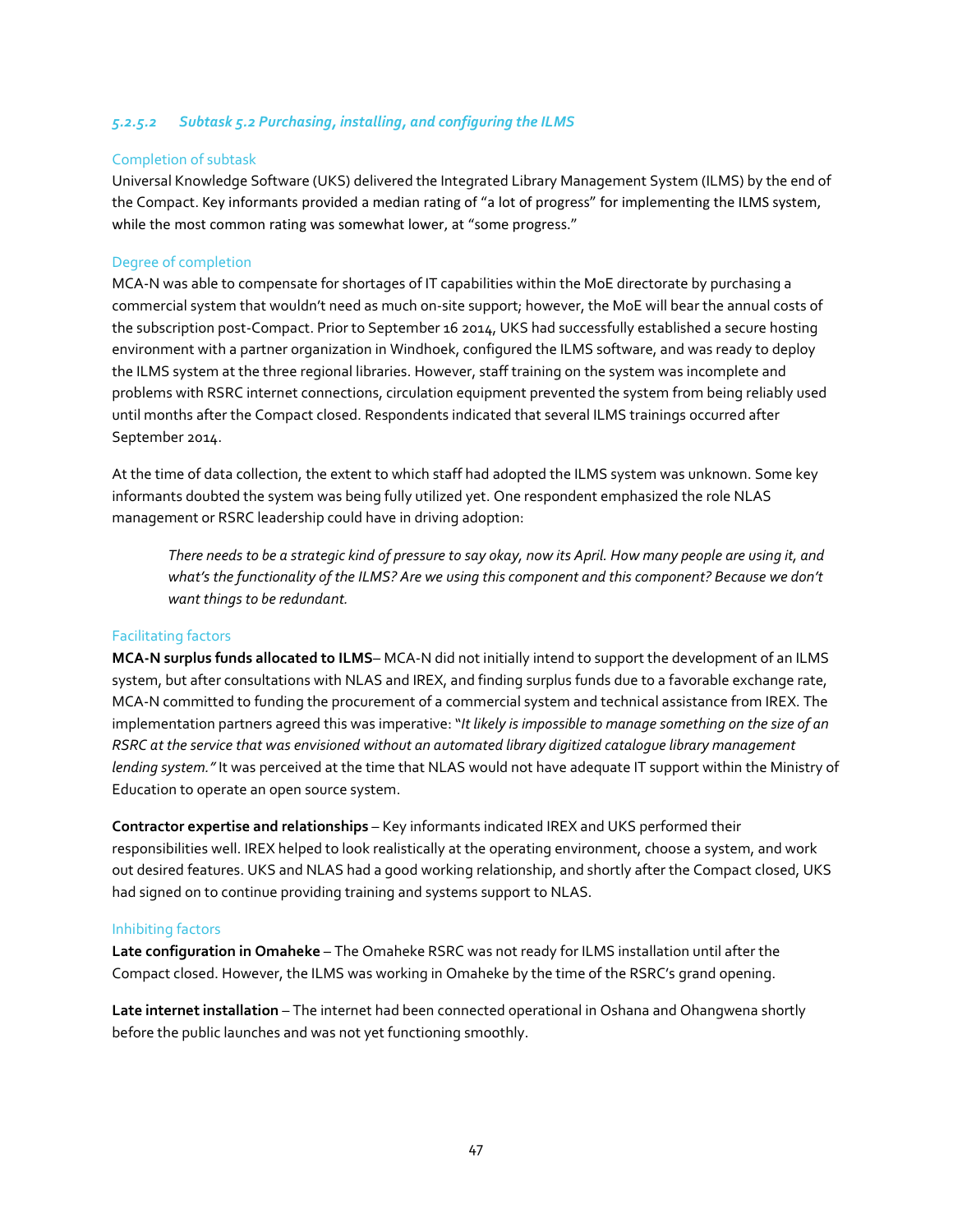##### *5.2.5.2 Subtask 5.2 Purchasing, installing, and configuring the ILMS*

Completion of subtask

Universal Knowledge Software (UKS) delivered the Integrated Library Management System (ILMS) by the end of the Compact. Key informants provided a median rating of "a lot of progress" for implementing the ILMS system, while the most common rating was somewhat lower, at "some progress."

Degree of completion

MCA-N was able to compensate for shortages of IT capabilities within the MoE directorate by purchasing a commercial system that wouldn't need as much on-site support; however, the MoE will bear the annual costs of the subscription post-Compact. Prior to September 16 2014, UKS had successfully established a secure hosting environment with a partner organization in Windhoek, configured the ILMS software, and was ready to deploy the ILMS system at the three regional libraries. However, staff training on the system was incomplete and problems with RSRC internet connections, circulation equipment prevented the system from being reliably used until months after the Compact closed. Respondents indicated that several ILMS trainings occurred after September 2014.

At the time of data collection, the extent to which staff had adopted the ILMS system was unknown. Some key informants doubted the system was being fully utilized yet. One respondent emphasized the role NLAS management or RSRC leadership could have in driving adoption:

> *There needs to be a strategic kind of pressure to say okay, now its April. How many people are using it, and what's the functionality of the ILMS? Are we using this component and this component? Because we don't want things to be redundant.*

Facilitating factors

**MCA-N surplus funds allocated to ILMS**– MCA-N did not initially intend to support the development of an ILMS system, but after consultations with NLAS and IREX, and finding surplus funds due to a favorable exchange rate, MCA-N committed to funding the procurement of a commercial system and technical assistance from IREX. The implementation partners agreed this was imperative: "*It likely is impossible to manage something on the size of an RSRC at the service that was envisioned without an automated library digitized catalogue library management lending system."* It was perceived at the time that NLAS would not have adequate IT support within the Ministry of Education to operate an open source system.

**Contractor expertise and relationships** – Key informants indicated IREX and UKS performed their responsibilities well. IREX helped to look realistically at the operating environment, choose a system, and work out desired features. UKS and NLAS had a good working relationship, and shortly after the Compact closed, UKS had signed on to continue providing training and systems support to NLAS.

Inhibiting factors

**Late configuration in Omaheke** – The Omaheke RSRC was not ready for ILMS installation until after the Compact closed. However, the ILMS was working in Omaheke by the time of the RSRC's grand opening.

**Late internet installation** – The internet had been connected operational in Oshana and Ohangwena shortly before the public launches and was not yet functioning smoothly.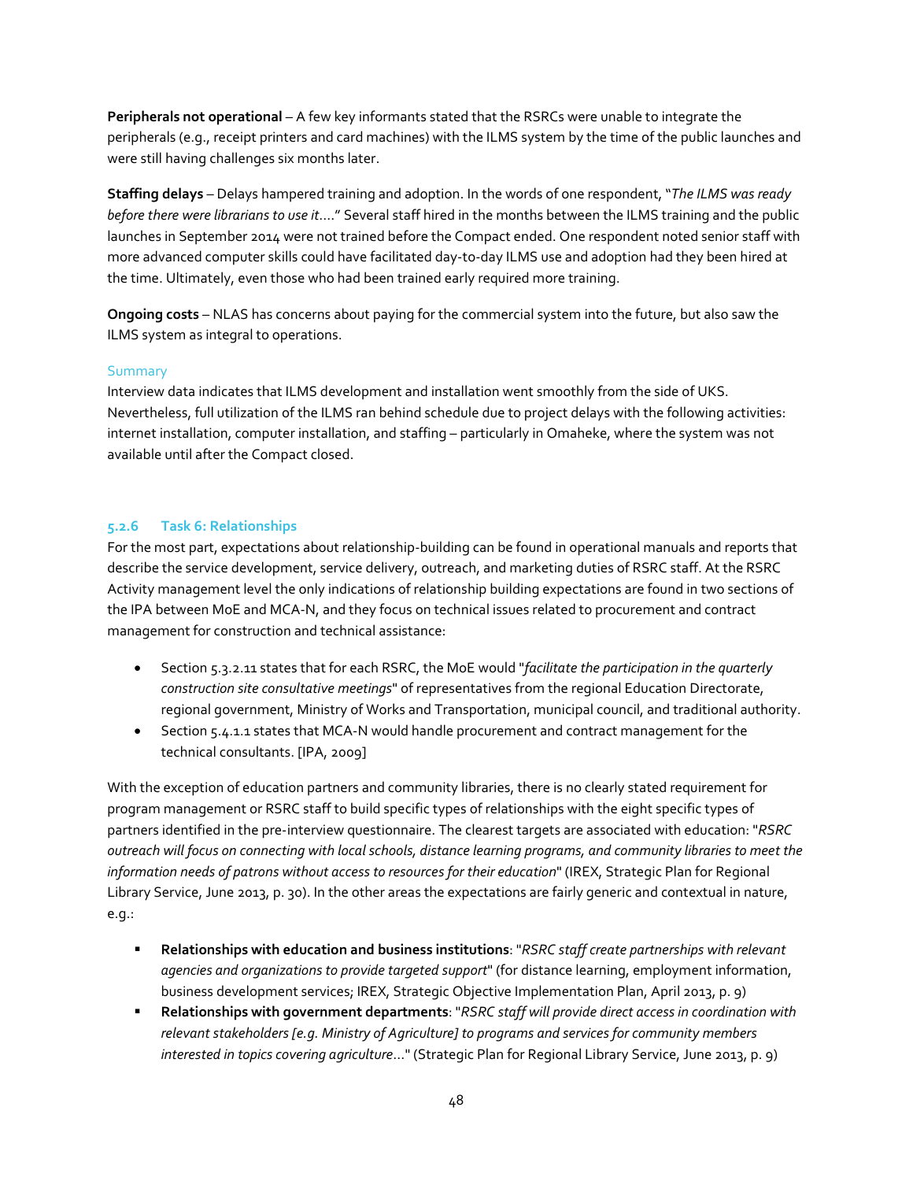**Peripherals not operational** – A few key informants stated that the RSRCs were unable to integrate the peripherals (e.g., receipt printers and card machines) with the ILMS system by the time of the public launches and were still having challenges six months later.

**Staffing delays** – Delays hampered training and adoption. In the words of one respondent, "*The ILMS was ready before there were librarians to use it….*" Several staff hired in the months between the ILMS training and the public launches in September 2014 were not trained before the Compact ended. One respondent noted senior staff with more advanced computer skills could have facilitated day-to-day ILMS use and adoption had they been hired at the time. Ultimately, even those who had been trained early required more training.

**Ongoing costs** – NLAS has concerns about paying for the commercial system into the future, but also saw the ILMS system as integral to operations.

#### Summary

Interview data indicates that ILMS development and installation went smoothly from the side of UKS. Nevertheless, full utilization of the ILMS ran behind schedule due to project delays with the following activities: internet installation, computer installation, and staffing – particularly in Omaheke, where the system was not available until after the Compact closed.

### 5.2.6 Task 6: Relationships

For the most part, expectations about relationship-building can be found in operational manuals and reports that describe the service development, service delivery, outreach, and marketing duties of RSRC staff. At the RSRC Activity management level the only indications of relationship building expectations are found in two sections of the IPA between MoE and MCA-N, and they focus on technical issues related to procurement and contract management for construction and technical assistance:

- Section 5.3.2.11 states that for each RSRC, the MoE would "*facilitate the participation in the quarterly construction site consultative meetings*" of representatives from the regional Education Directorate, regional government, Ministry of Works and Transportation, municipal council, and traditional authority.
- Section 5.4.1.1 states that MCA-N would handle procurement and contract management for the technical consultants. [IPA, 2009]

With the exception of education partners and community libraries, there is no clearly stated requirement for program management or RSRC staff to build specific types of relationships with the eight specific types of partners identified in the pre-interview questionnaire. The clearest targets are associated with education: "*RSRC outreach will focus on connecting with local schools, distance learning programs, and community libraries to meet the information needs of patrons without access to resources for their education*" (IREX, Strategic Plan for Regional Library Service, June 2013, p. 30). In the other areas the expectations are fairly generic and contextual in nature, e.g.:

- **Relationships with education and business institutions**: "*RSRC staff create partnerships with relevant agencies and organizations to provide targeted support*" (for distance learning, employment information, business development services; IREX, Strategic Objective Implementation Plan, April 2013, p. 9)
- **Relationships with government departments**: "*RSRC staff will provide direct access in coordination with relevant stakeholders [e.g. Ministry of Agriculture] to programs and services for community members interested in topics covering agriculture…*" (Strategic Plan for Regional Library Service, June 2013, p. 9)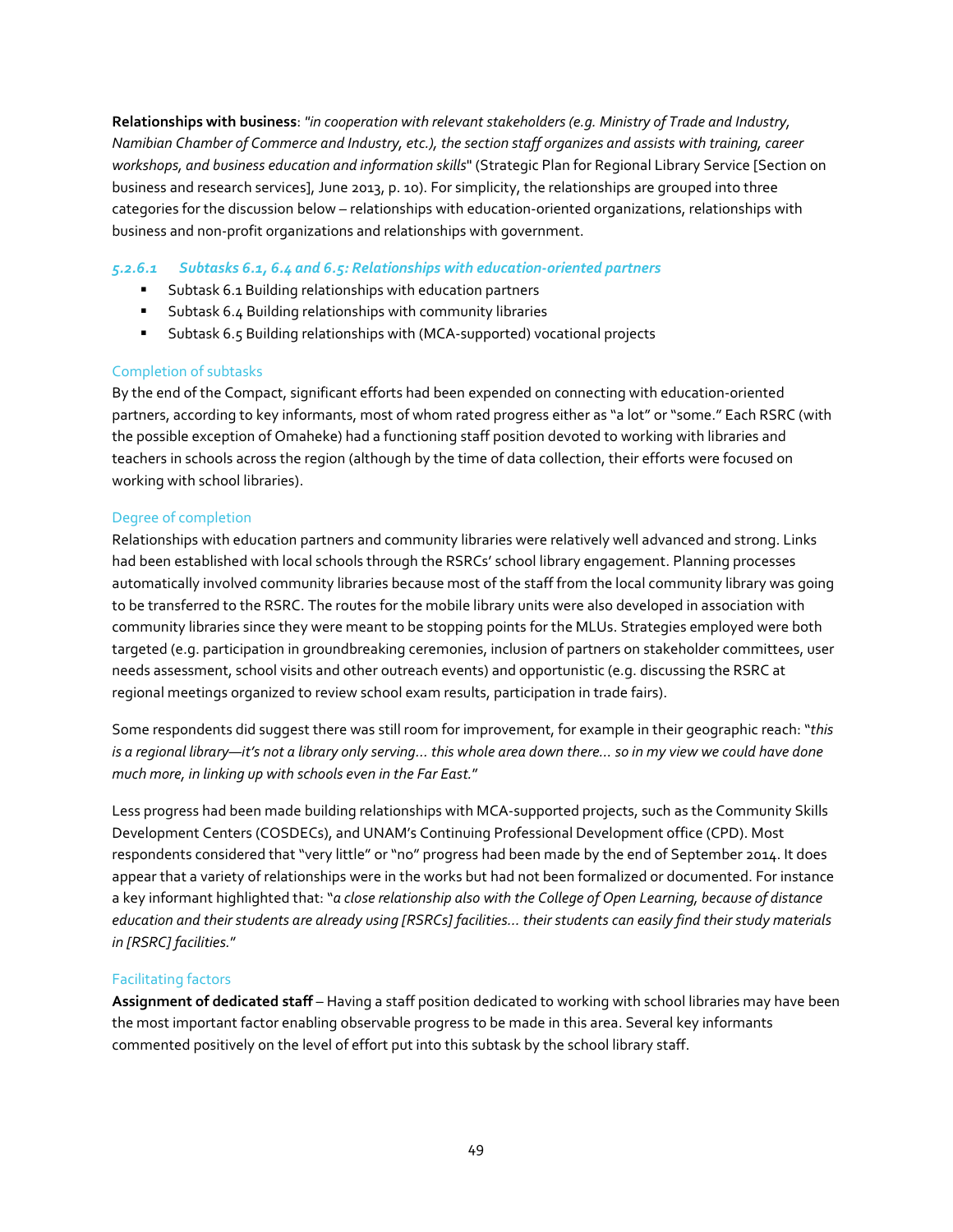**Relationships with business**: *"in cooperation with relevant stakeholders (e.g. Ministry of Trade and Industry, Namibian Chamber of Commerce and Industry, etc.), the section staff organizes and assists with training, career workshops, and business education and information skills*" (Strategic Plan for Regional Library Service [Section on business and research services], June 2013, p. 10). For simplicity, the relationships are grouped into three categories for the discussion below – relationships with education-oriented organizations, relationships with business and non-profit organizations and relationships with government.

#### *5.2.6.1 Subtasks 6.1, 6.4 and 6.5: Relationships with education-oriented partners*

- Subtask 6.1 Building relationships with education partners
- Subtask 6.4 Building relationships with community libraries
- Subtask 6.5 Building relationships with (MCA-supported) vocational projects

##### Completion of subtasks

By the end of the Compact, significant efforts had been expended on connecting with education-oriented partners, according to key informants, most of whom rated progress either as "a lot" or "some." Each RSRC (with the possible exception of Omaheke) had a functioning staff position devoted to working with libraries and teachers in schools across the region (although by the time of data collection, their efforts were focused on working with school libraries).

##### Degree of completion

Relationships with education partners and community libraries were relatively well advanced and strong. Links had been established with local schools through the RSRCs' school library engagement. Planning processes automatically involved community libraries because most of the staff from the local community library was going to be transferred to the RSRC. The routes for the mobile library units were also developed in association with community libraries since they were meant to be stopping points for the MLUs. Strategies employed were both targeted (e.g. participation in groundbreaking ceremonies, inclusion of partners on stakeholder committees, user needs assessment, school visits and other outreach events) and opportunistic (e.g. discussing the RSRC at regional meetings organized to review school exam results, participation in trade fairs).

Some respondents did suggest there was still room for improvement, for example in their geographic reach: "*this is a regional library—it's not a library only serving… this whole area down there… so in my view we could have done much more, in linking up with schools even in the Far East.*"

Less progress had been made building relationships with MCA-supported projects, such as the Community Skills Development Centers (COSDECs), and UNAM's Continuing Professional Development office (CPD). Most respondents considered that "very little" or "no" progress had been made by the end of September 2014. It does appear that a variety of relationships were in the works but had not been formalized or documented. For instance a key informant highlighted that: "*a close relationship also with the College of Open Learning, because of distance education and their students are already using [RSRCs] facilities… their students can easily find their study materials in [RSRC] facilities.*"

##### Facilitating factors

**Assignment of dedicated staff** – Having a staff position dedicated to working with school libraries may have been the most important factor enabling observable progress to be made in this area. Several key informants commented positively on the level of effort put into this subtask by the school library staff.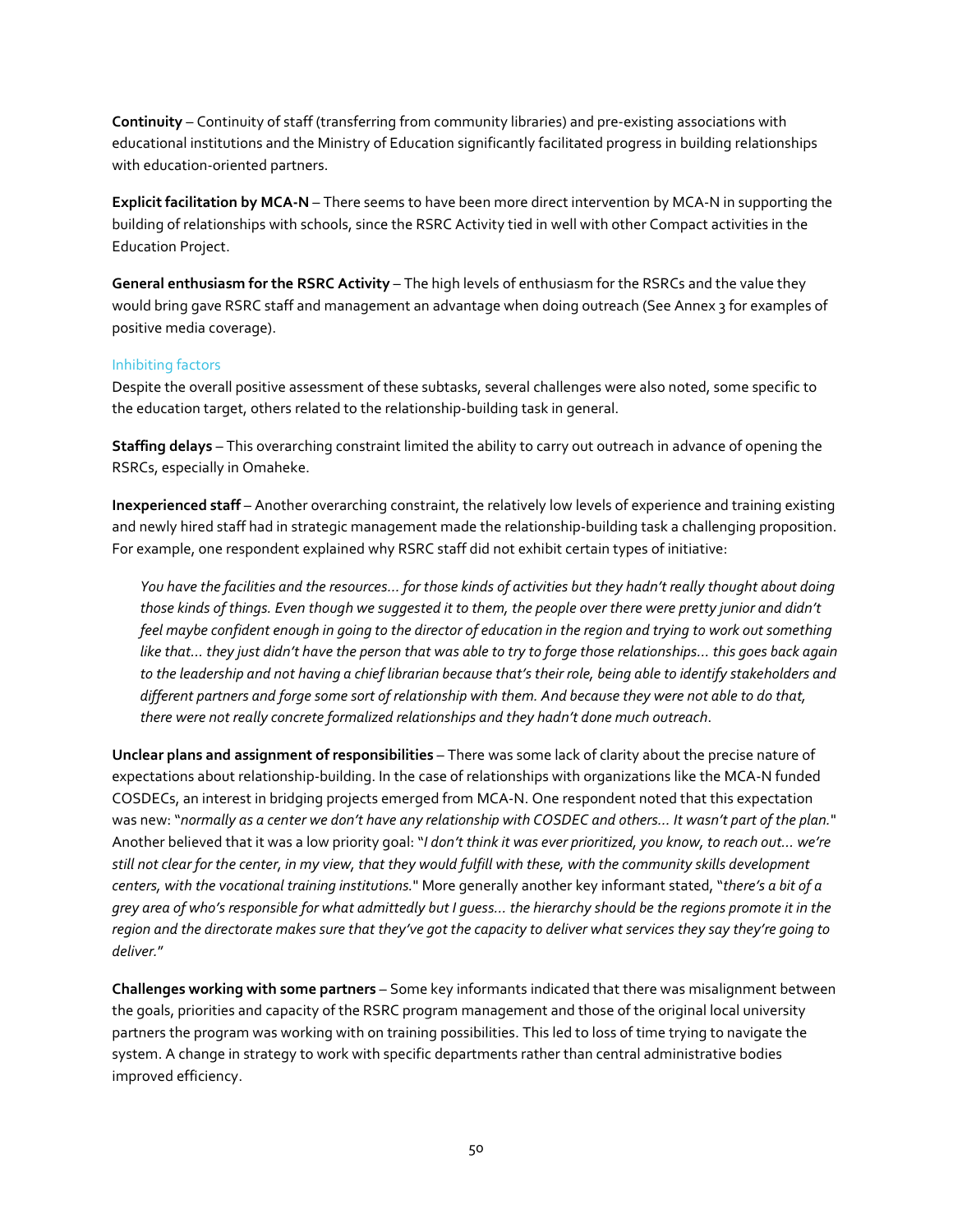**Continuity** – Continuity of staff (transferring from community libraries) and pre-existing associations with educational institutions and the Ministry of Education significantly facilitated progress in building relationships with education-oriented partners.

**Explicit facilitation by MCA-N** – There seems to have been more direct intervention by MCA-N in supporting the building of relationships with schools, since the RSRC Activity tied in well with other Compact activities in the Education Project.

**General enthusiasm for the RSRC Activity** – The high levels of enthusiasm for the RSRCs and the value they would bring gave RSRC staff and management an advantage when doing outreach (See Annex 3 for examples of positive media coverage).

### Inhibiting factors

Despite the overall positive assessment of these subtasks, several challenges were also noted, some specific to the education target, others related to the relationship-building task in general.

**Staffing delays** – This overarching constraint limited the ability to carry out outreach in advance of opening the RSRCs, especially in Omaheke.

**Inexperienced staff** – Another overarching constraint, the relatively low levels of experience and training existing and newly hired staff had in strategic management made the relationship-building task a challenging proposition. For example, one respondent explained why RSRC staff did not exhibit certain types of initiative:

> *You have the facilities and the resources… for those kinds of activities but they hadn't really thought about doing those kinds of things. Even though we suggested it to them, the people over there were pretty junior and didn't feel maybe confident enough in going to the director of education in the region and trying to work out something like that… they just didn't have the person that was able to try to forge those relationships… this goes back again to the leadership and not having a chief librarian because that's their role, being able to identify stakeholders and different partners and forge some sort of relationship with them. And because they were not able to do that, there were not really concrete formalized relationships and they hadn't done much outreach.*

**Unclear plans and assignment of responsibilities** – There was some lack of clarity about the precise nature of expectations about relationship-building. In the case of relationships with organizations like the MCA-N funded COSDECs, an interest in bridging projects emerged from MCA-N. One respondent noted that this expectation was new: "*normally as a center we don't have any relationship with COSDEC and others… It wasn't part of the plan.*" Another believed that it was a low priority goal: "*I don't think it was ever prioritized, you know, to reach out… we're still not clear for the center, in my view, that they would fulfill with these, with the community skills development centers, with the vocational training institutions.*" More generally another key informant stated, "*there's a bit of a grey area of who's responsible for what admittedly but I guess… the hierarchy should be the regions promote it in the region and the directorate makes sure that they've got the capacity to deliver what services they say they're going to deliver.*"

**Challenges working with some partners** – Some key informants indicated that there was misalignment between the goals, priorities and capacity of the RSRC program management and those of the original local university partners the program was working with on training possibilities. This led to loss of time trying to navigate the system. A change in strategy to work with specific departments rather than central administrative bodies improved efficiency.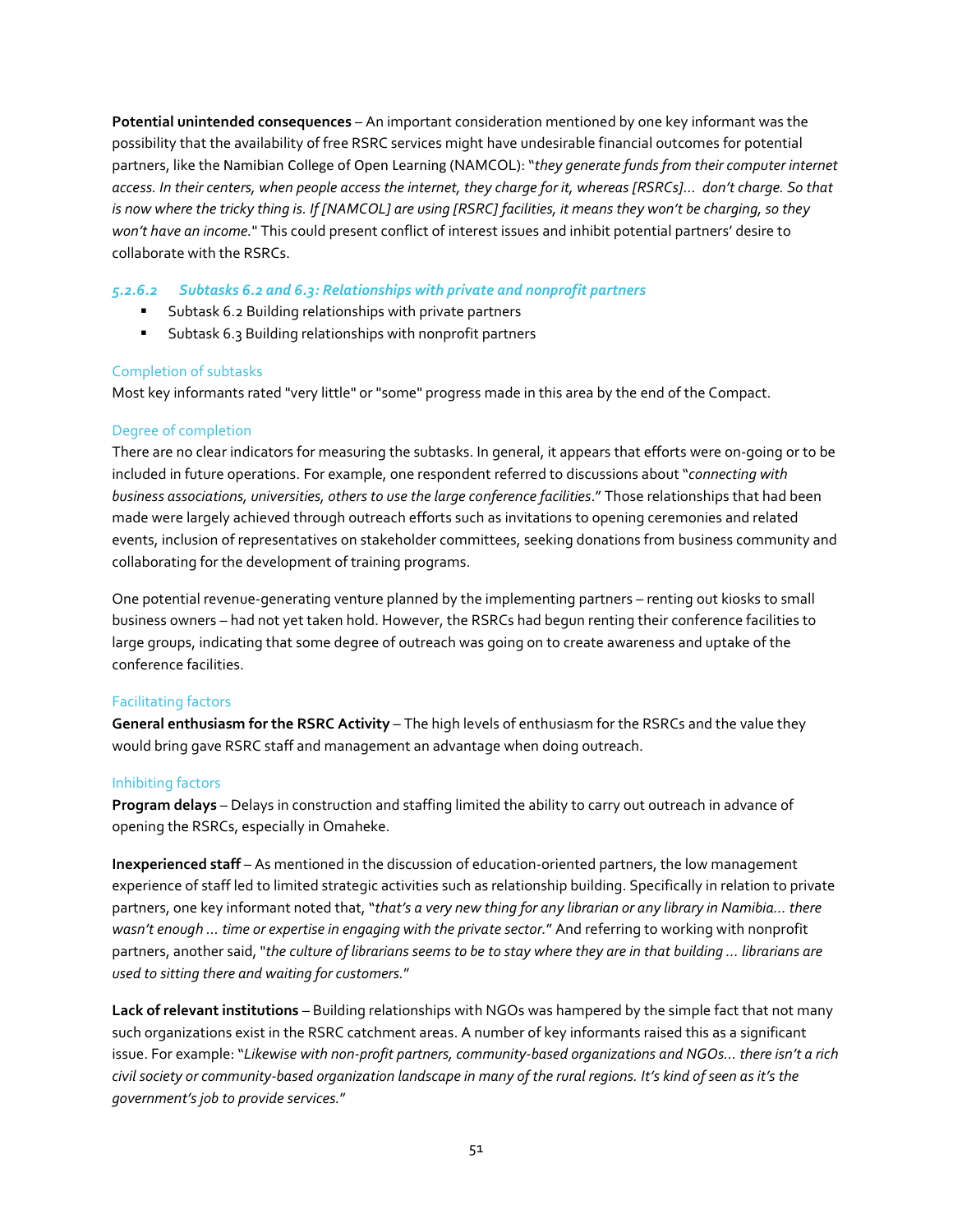**Potential unintended consequences** – An important consideration mentioned by one key informant was the possibility that the availability of free RSRC services might have undesirable financial outcomes for potential partners, like the Namibian College of Open Learning (NAMCOL): "*they generate funds from their computer internet access. In their centers, when people access the internet, they charge for it, whereas [RSRCs]… don't charge. So that is now where the tricky thing is. If [NAMCOL] are using [RSRC] facilities, it means they won't be charging, so they won't have an income.*" This could present conflict of interest issues and inhibit potential partners' desire to collaborate with the RSRCs.

#### *5.2.6.2 Subtasks 6.2 and 6.3: Relationships with private and nonprofit partners*

- Subtask 6.2 Building relationships with private partners
- Subtask 6.3 Building relationships with nonprofit partners

##### Completion of subtasks

Most key informants rated "very little" or "some" progress made in this area by the end of the Compact.

##### Degree of completion

There are no clear indicators for measuring the subtasks. In general, it appears that efforts were on-going or to be included in future operations. For example, one respondent referred to discussions about "*connecting with business associations, universities, others to use the large conference facilities*." Those relationships that had been made were largely achieved through outreach efforts such as invitations to opening ceremonies and related events, inclusion of representatives on stakeholder committees, seeking donations from business community and collaborating for the development of training programs.

One potential revenue-generating venture planned by the implementing partners – renting out kiosks to small business owners – had not yet taken hold. However, the RSRCs had begun renting their conference facilities to large groups, indicating that some degree of outreach was going on to create awareness and uptake of the conference facilities.

##### Facilitating factors

**General enthusiasm for the RSRC Activity** – The high levels of enthusiasm for the RSRCs and the value they would bring gave RSRC staff and management an advantage when doing outreach.

##### Inhibiting factors

**Program delays** – Delays in construction and staffing limited the ability to carry out outreach in advance of opening the RSRCs, especially in Omaheke.

**Inexperienced staff** – As mentioned in the discussion of education-oriented partners, the low management experience of staff led to limited strategic activities such as relationship building. Specifically in relation to private partners, one key informant noted that, "*that's a very new thing for any librarian or any library in Namibia… there wasn't enough … time or expertise in engaging with the private sector.*" And referring to working with nonprofit partners, another said, "*the culture of librarians seems to be to stay where they are in that building … librarians are used to sitting there and waiting for customers.*"

**Lack of relevant institutions** – Building relationships with NGOs was hampered by the simple fact that not many such organizations exist in the RSRC catchment areas. A number of key informants raised this as a significant issue. For example: "*Likewise with non-profit partners, community-based organizations and NGOs… there isn't a rich civil society or community-based organization landscape in many of the rural regions. It's kind of seen as it's the government's job to provide services.*"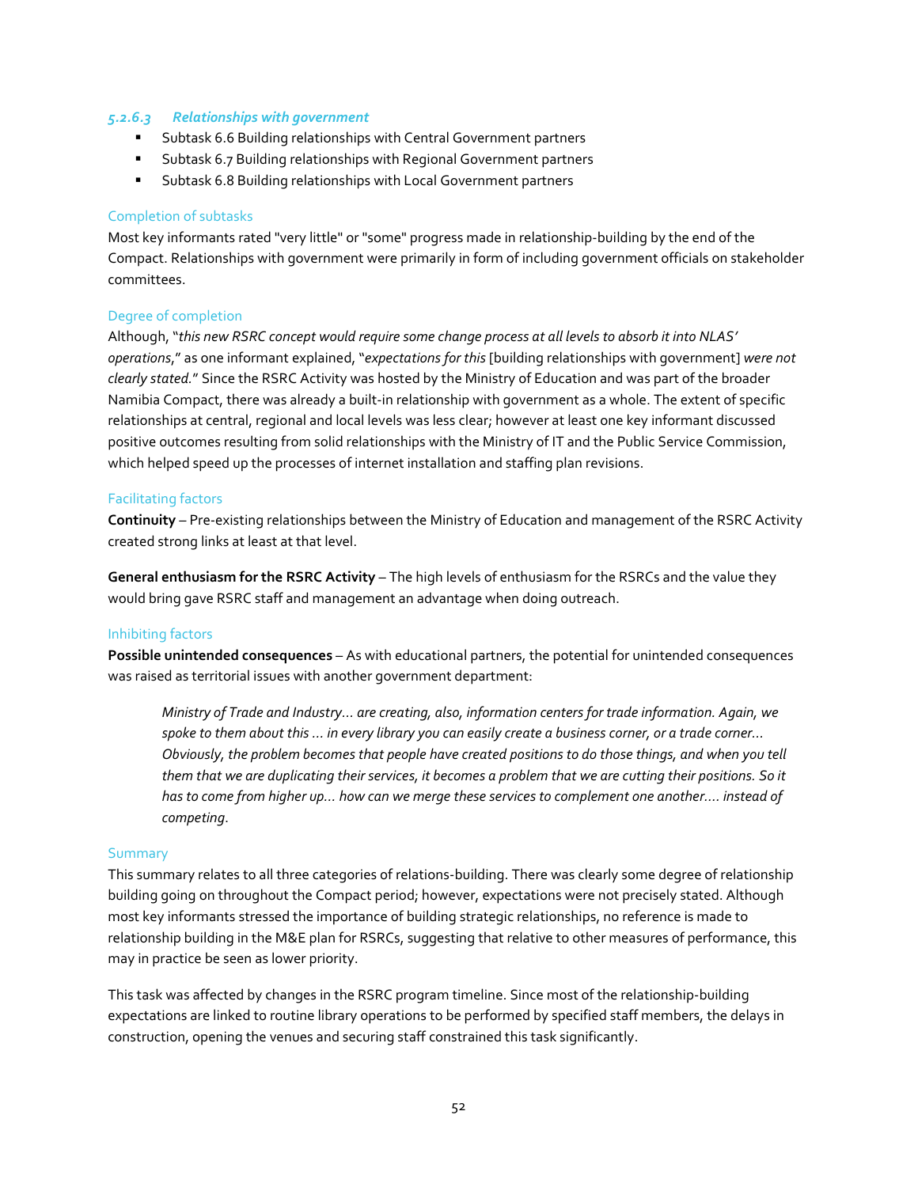#### *5.2.6.3 Relationships with government*

- Subtask 6.6 Building relationships with Central Government partners
- Subtask 6.7 Building relationships with Regional Government partners
- Subtask 6.8 Building relationships with Local Government partners

Completion of subtasks

Most key informants rated "very little" or "some" progress made in relationship-building by the end of the Compact. Relationships with government were primarily in form of including government officials on stakeholder committees.

Degree of completion

Although, "*this new RSRC concept would require some change process at all levels to absorb it into NLAS' operations*," as one informant explained, "*expectations for this* [building relationships with government] *were not clearly stated.*" Since the RSRC Activity was hosted by the Ministry of Education and was part of the broader Namibia Compact, there was already a built-in relationship with government as a whole. The extent of specific relationships at central, regional and local levels was less clear; however at least one key informant discussed positive outcomes resulting from solid relationships with the Ministry of IT and the Public Service Commission, which helped speed up the processes of internet installation and staffing plan revisions.

Facilitating factors

**Continuity** – Pre-existing relationships between the Ministry of Education and management of the RSRC Activity created strong links at least at that level.

**General enthusiasm for the RSRC Activity** – The high levels of enthusiasm for the RSRCs and the value they would bring gave RSRC staff and management an advantage when doing outreach.

Inhibiting factors

**Possible unintended consequences** – As with educational partners, the potential for unintended consequences was raised as territorial issues with another government department:

> *Ministry of Trade and Industry… are creating, also, information centers for trade information. Again, we spoke to them about this … in every library you can easily create a business corner, or a trade corner… Obviously, the problem becomes that people have created positions to do those things, and when you tell them that we are duplicating their services, it becomes a problem that we are cutting their positions. So it has to come from higher up… how can we merge these services to complement one another…. instead of competing.*

Summary

This summary relates to all three categories of relations-building. There was clearly some degree of relationship building going on throughout the Compact period; however, expectations were not precisely stated. Although most key informants stressed the importance of building strategic relationships, no reference is made to relationship building in the M&E plan for RSRCs, suggesting that relative to other measures of performance, this may in practice be seen as lower priority.

This task was affected by changes in the RSRC program timeline. Since most of the relationship-building expectations are linked to routine library operations to be performed by specified staff members, the delays in construction, opening the venues and securing staff constrained this task significantly.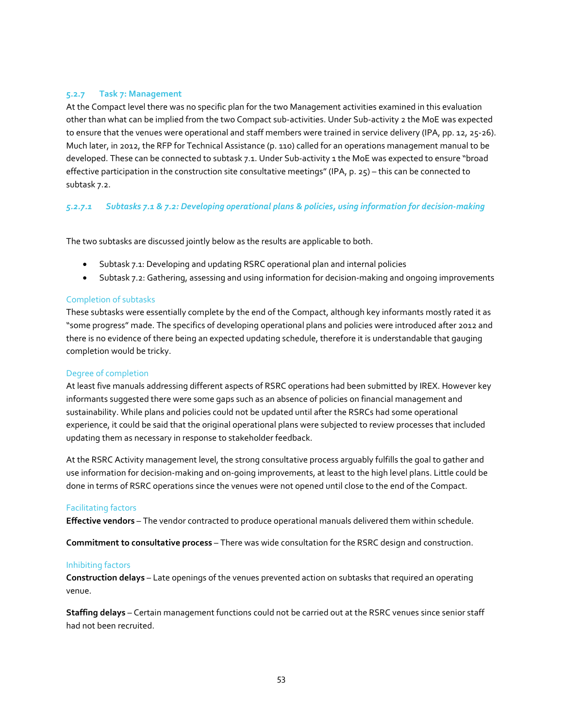### 5.2.7 Task 7: Management

At the Compact level there was no specific plan for the two Management activities examined in this evaluation other than what can be implied from the two Compact sub-activities. Under Sub-activity 2 the MoE was expected to ensure that the venues were operational and staff members were trained in service delivery (IPA, pp. 12, 25-26). Much later, in 2012, the RFP for Technical Assistance (p. 110) called for an operations management manual to be developed. These can be connected to subtask 7.1. Under Sub-activity 1 the MoE was expected to ensure "broad effective participation in the construction site consultative meetings" (IPA, p. 25) – this can be connected to subtask 7.2.

#### *5.2.7.1 Subtasks 7.1 & 7.2: Developing operational plans & policies, using information for decision-making*

The two subtasks are discussed jointly below as the results are applicable to both.

- Subtask 7.1: Developing and updating RSRC operational plan and internal policies
- Subtask 7.2: Gathering, assessing and using information for decision-making and ongoing improvements

Completion of subtasks

These subtasks were essentially complete by the end of the Compact, although key informants mostly rated it as "some progress" made. The specifics of developing operational plans and policies were introduced after 2012 and there is no evidence of there being an expected updating schedule, therefore it is understandable that gauging completion would be tricky.

Degree of completion

At least five manuals addressing different aspects of RSRC operations had been submitted by IREX. However key informants suggested there were some gaps such as an absence of policies on financial management and sustainability. While plans and policies could not be updated until after the RSRCs had some operational experience, it could be said that the original operational plans were subjected to review processes that included updating them as necessary in response to stakeholder feedback.

At the RSRC Activity management level, the strong consultative process arguably fulfills the goal to gather and use information for decision-making and on-going improvements, at least to the high level plans. Little could be done in terms of RSRC operations since the venues were not opened until close to the end of the Compact.

Facilitating factors

**Effective vendors** – The vendor contracted to produce operational manuals delivered them within schedule.

**Commitment to consultative process** – There was wide consultation for the RSRC design and construction.

Inhibiting factors

**Construction delays** – Late openings of the venues prevented action on subtasks that required an operating venue.

**Staffing delays** – Certain management functions could not be carried out at the RSRC venues since senior staff had not been recruited.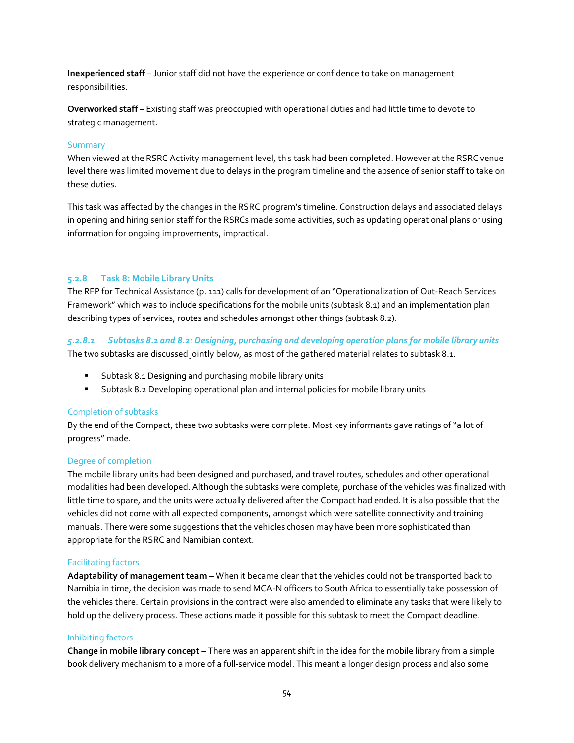**Inexperienced staff** – Junior staff did not have the experience or confidence to take on management responsibilities.

**Overworked staff** – Existing staff was preoccupied with operational duties and had little time to devote to strategic management.

Summary

When viewed at the RSRC Activity management level, this task had been completed. However at the RSRC venue level there was limited movement due to delays in the program timeline and the absence of senior staff to take on these duties.

This task was affected by the changes in the RSRC program's timeline. Construction delays and associated delays in opening and hiring senior staff for the RSRCs made some activities, such as updating operational plans or using information for ongoing improvements, impractical.

### 5.2.8 Task 8: Mobile Library Units

The RFP for Technical Assistance (p. 111) calls for development of an "Operationalization of Out-Reach Services Framework" which was to include specifications for the mobile units (subtask 8.1) and an implementation plan describing types of services, routes and schedules amongst other things (subtask 8.2).

#### *5.2.8.1 Subtasks 8.1 and 8.2: Designing, purchasing and developing operation plans for mobile library units*

The two subtasks are discussed jointly below, as most of the gathered material relates to subtask 8.1.

- Subtask 8.1 Designing and purchasing mobile library units
- Subtask 8.2 Developing operational plan and internal policies for mobile library units

Completion of subtasks

By the end of the Compact, these two subtasks were complete. Most key informants gave ratings of "a lot of progress" made.

Degree of completion

The mobile library units had been designed and purchased, and travel routes, schedules and other operational modalities had been developed. Although the subtasks were complete, purchase of the vehicles was finalized with little time to spare, and the units were actually delivered after the Compact had ended. It is also possible that the vehicles did not come with all expected components, amongst which were satellite connectivity and training manuals. There were some suggestions that the vehicles chosen may have been more sophisticated than appropriate for the RSRC and Namibian context.

Facilitating factors

**Adaptability of management team** – When it became clear that the vehicles could not be transported back to Namibia in time, the decision was made to send MCA-N officers to South Africa to essentially take possession of the vehicles there. Certain provisions in the contract were also amended to eliminate any tasks that were likely to hold up the delivery process. These actions made it possible for this subtask to meet the Compact deadline.

Inhibiting factors

**Change in mobile library concept** – There was an apparent shift in the idea for the mobile library from a simple book delivery mechanism to a more of a full-service model. This meant a longer design process and also some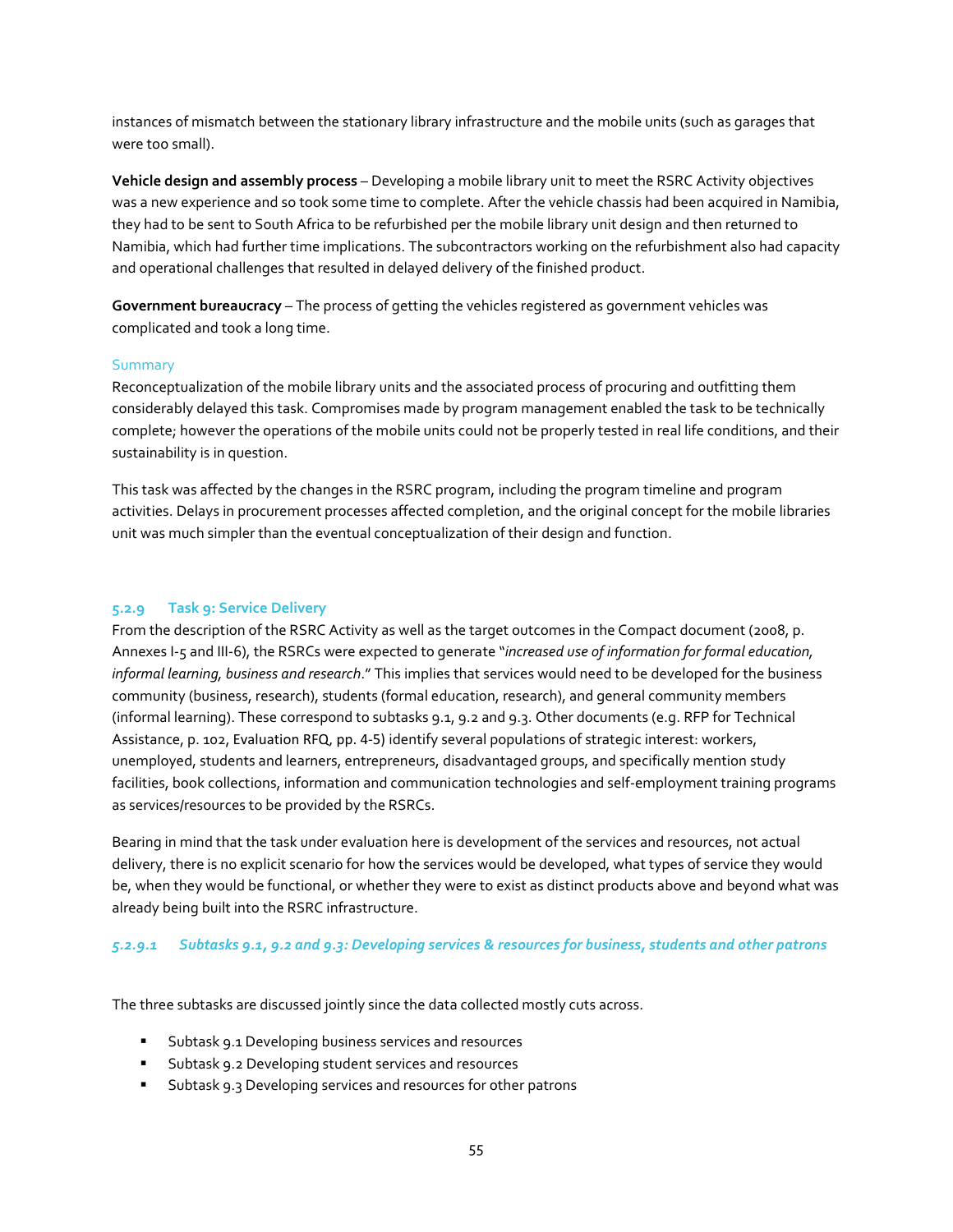instances of mismatch between the stationary library infrastructure and the mobile units (such as garages that were too small).

**Vehicle design and assembly process** – Developing a mobile library unit to meet the RSRC Activity objectives was a new experience and so took some time to complete. After the vehicle chassis had been acquired in Namibia, they had to be sent to South Africa to be refurbished per the mobile library unit design and then returned to Namibia, which had further time implications. The subcontractors working on the refurbishment also had capacity and operational challenges that resulted in delayed delivery of the finished product.

**Government bureaucracy** – The process of getting the vehicles registered as government vehicles was complicated and took a long time.

#### Summary

Reconceptualization of the mobile library units and the associated process of procuring and outfitting them considerably delayed this task. Compromises made by program management enabled the task to be technically complete; however the operations of the mobile units could not be properly tested in real life conditions, and their sustainability is in question.

This task was affected by the changes in the RSRC program, including the program timeline and program activities. Delays in procurement processes affected completion, and the original concept for the mobile libraries unit was much simpler than the eventual conceptualization of their design and function.

### 5.2.9 Task 9: Service Delivery

From the description of the RSRC Activity as well as the target outcomes in the Compact document (2008, p. Annexes I-5 and III-6), the RSRCs were expected to generate "*increased use of information for formal education, informal learning, business and research*." This implies that services would need to be developed for the business community (business, research), students (formal education, research), and general community members (informal learning). These correspond to subtasks 9.1, 9.2 and 9.3. Other documents (e.g. RFP for Technical Assistance, p. 102, Evaluation RFQ, pp. 4-5) identify several populations of strategic interest: workers, unemployed, students and learners, entrepreneurs, disadvantaged groups, and specifically mention study facilities, book collections, information and communication technologies and self-employment training programs as services/resources to be provided by the RSRCs.

Bearing in mind that the task under evaluation here is development of the services and resources, not actual delivery, there is no explicit scenario for how the services would be developed, what types of service they would be, when they would be functional, or whether they were to exist as distinct products above and beyond what was already being built into the RSRC infrastructure.

#### *5.2.9.1 Subtasks 9.1, 9.2 and 9.3: Developing services & resources for business, students and other patrons*

The three subtasks are discussed jointly since the data collected mostly cuts across.

- Subtask 9.1 Developing business services and resources
- Subtask 9.2 Developing student services and resources
- Subtask 9.3 Developing services and resources for other patrons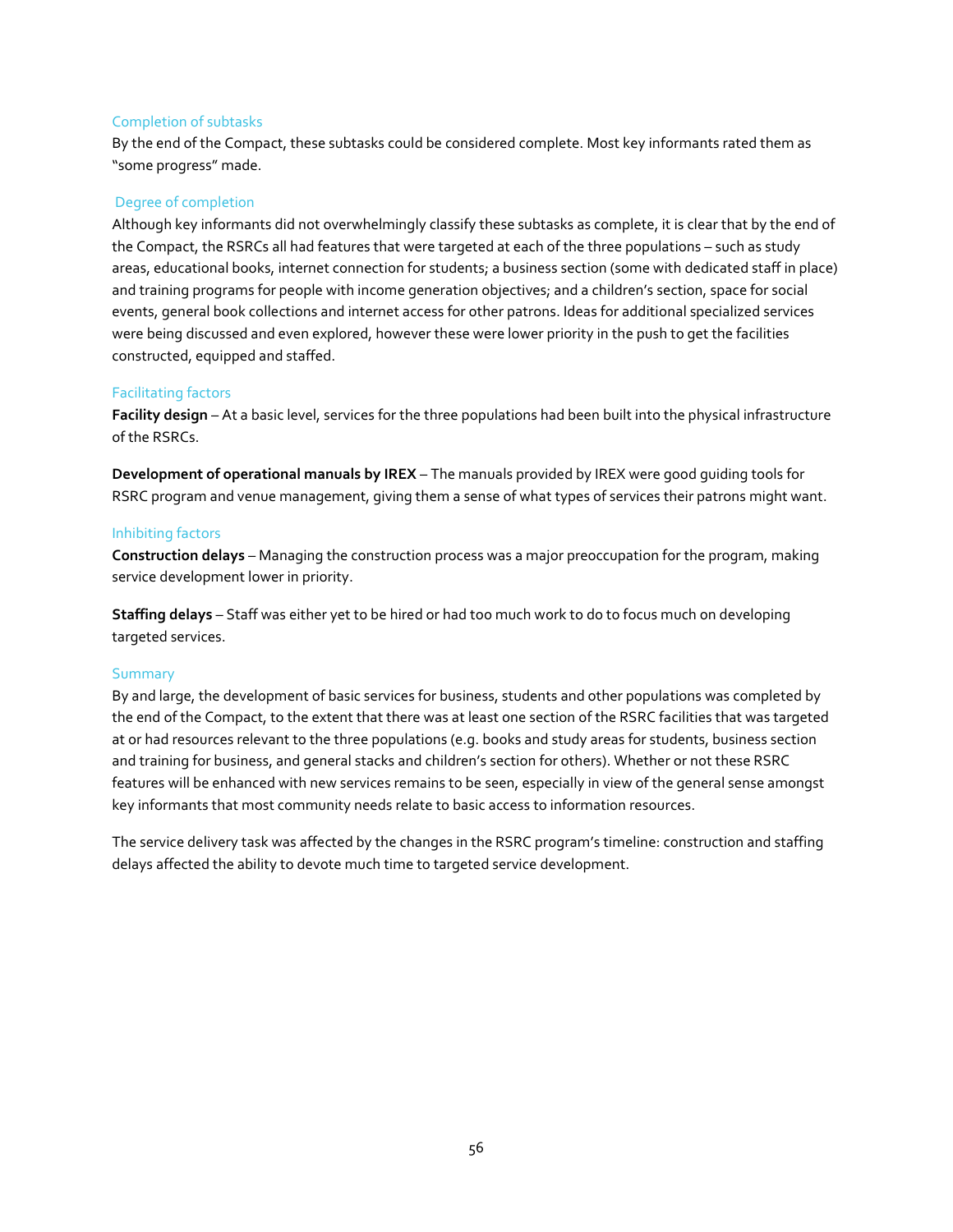### Completion of subtasks

By the end of the Compact, these subtasks could be considered complete. Most key informants rated them as "some progress" made.

### Degree of completion

Although key informants did not overwhelmingly classify these subtasks as complete, it is clear that by the end of the Compact, the RSRCs all had features that were targeted at each of the three populations – such as study areas, educational books, internet connection for students; a business section (some with dedicated staff in place) and training programs for people with income generation objectives; and a children's section, space for social events, general book collections and internet access for other patrons. Ideas for additional specialized services were being discussed and even explored, however these were lower priority in the push to get the facilities constructed, equipped and staffed.

### Facilitating factors

**Facility design** – At a basic level, services for the three populations had been built into the physical infrastructure of the RSRCs.

**Development of operational manuals by IREX** – The manuals provided by IREX were good guiding tools for RSRC program and venue management, giving them a sense of what types of services their patrons might want.

### Inhibiting factors

**Construction delays** – Managing the construction process was a major preoccupation for the program, making service development lower in priority.

**Staffing delays** – Staff was either yet to be hired or had too much work to do to focus much on developing targeted services.

### Summary

By and large, the development of basic services for business, students and other populations was completed by the end of the Compact, to the extent that there was at least one section of the RSRC facilities that was targeted at or had resources relevant to the three populations (e.g. books and study areas for students, business section and training for business, and general stacks and children's section for others). Whether or not these RSRC features will be enhanced with new services remains to be seen, especially in view of the general sense amongst key informants that most community needs relate to basic access to information resources.

The service delivery task was affected by the changes in the RSRC program's timeline: construction and staffing delays affected the ability to devote much time to targeted service development.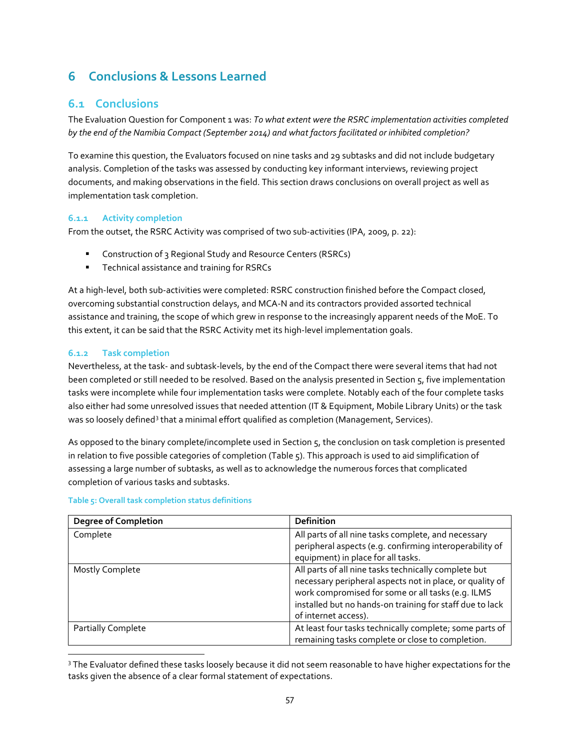# 6 Conclusions & Lessons Learned

## 6.1 Conclusions

The Evaluation Question for Component 1 was: *To what extent were the RSRC implementation activities completed by the end of the Namibia Compact (September 2014) and what factors facilitated or inhibited completion?*

To examine this question, the Evaluators focused on nine tasks and 29 subtasks and did not include budgetary analysis. Completion of the tasks was assessed by conducting key informant interviews, reviewing project documents, and making observations in the field. This section draws conclusions on overall project as well as implementation task completion.

### 6.1.1 Activity completion

From the outset, the RSRC Activity was comprised of two sub-activities (IPA, 2009, p. 22):

- Construction of 3 Regional Study and Resource Centers (RSRCs)
- Technical assistance and training for RSRCs

At a high-level, both sub-activities were completed: RSRC construction finished before the Compact closed, overcoming substantial construction delays, and MCA-N and its contractors provided assorted technical assistance and training, the scope of which grew in response to the increasingly apparent needs of the MoE. To this extent, it can be said that the RSRC Activity met its high-level implementation goals.

### 6.1.2 Task completion

Nevertheless, at the task- and subtask-levels, by the end of the Compact there were several items that had not been completed or still needed to be resolved. Based on the analysis presented in Section 5, five implementation tasks were incomplete while four implementation tasks were complete. Notably each of the four complete tasks also either had some unresolved issues that needed attention (IT & Equipment, Mobile Library Units) or the task was so loosely defined[3] that a minimal effort qualified as completion (Management, Services).

As opposed to the binary complete/incomplete used in Section 5, the conclusion on task completion is presented in relation to five possible categories of completion (Table 5). This approach is used to aid simplification of assessing a large number of subtasks, as well as to acknowledge the numerous forces that complicated completion of various tasks and subtasks.

Table 5: Overall task completion status definitions

| Degree of Completion | Definition |
|---|---|
| Complete | All parts of all nine tasks complete, and necessary peripheral aspects (e.g. confirming interoperability of equipment) in place for all tasks. |
| Mostly Complete | All parts of all nine tasks technically complete but necessary peripheral aspects not in place, or quality of work compromised for some or all tasks (e.g. ILMS installed but no hands-on training for staff due to lack of internet access). |
| Partially Complete | At least four tasks technically complete; some parts of remaining tasks complete or close to completion. |

[3] The Evaluator defined these tasks loosely because it did not seem reasonable to have higher expectations for the tasks given the absence of a clear formal statement of expectations.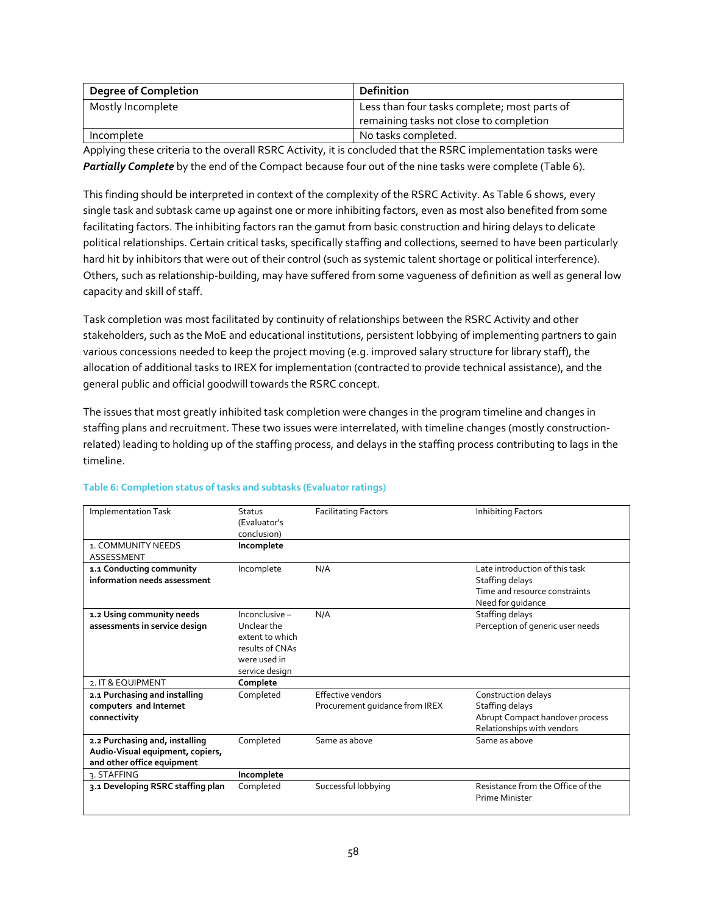| Degree of Completion | Definition |
|---|---|
| Mostly Incomplete | Less than four tasks complete; most parts of remaining tasks not close to completion |
| Incomplete | No tasks completed. |

Applying these criteria to the overall RSRC Activity, it is concluded that the RSRC implementation tasks were ***Partially Complete*** by the end of the Compact because four out of the nine tasks were complete (Table 6).

This finding should be interpreted in context of the complexity of the RSRC Activity. As Table 6 shows, every single task and subtask came up against one or more inhibiting factors, even as most also benefited from some facilitating factors. The inhibiting factors ran the gamut from basic construction and hiring delays to delicate political relationships. Certain critical tasks, specifically staffing and collections, seemed to have been particularly hard hit by inhibitors that were out of their control (such as systemic talent shortage or political interference). Others, such as relationship-building, may have suffered from some vagueness of definition as well as general low capacity and skill of staff.

Task completion was most facilitated by continuity of relationships between the RSRC Activity and other stakeholders, such as the MoE and educational institutions, persistent lobbying of implementing partners to gain various concessions needed to keep the project moving (e.g. improved salary structure for library staff), the allocation of additional tasks to IREX for implementation (contracted to provide technical assistance), and the general public and official goodwill towards the RSRC concept.

The issues that most greatly inhibited task completion were changes in the program timeline and changes in staffing plans and recruitment. These two issues were interrelated, with timeline changes (mostly construction-related) leading to holding up of the staffing process, and delays in the staffing process contributing to lags in the timeline.

Table 6: Completion status of tasks and subtasks (Evaluator ratings)

| Implementation Task | Status (Evaluator's conclusion) | Facilitating Factors | Inhibiting Factors |
|---|---|---|---|
| 1. COMMUNITY NEEDS ASSESSMENT | **Incomplete** | | |
| **1.1 Conducting community information needs assessment** | Incomplete | N/A | Late introduction of this task<br>Staffing delays<br>Time and resource constraints<br>Need for guidance |
| **1.2 Using community needs assessments in service design** | Inconclusive – Unclear the extent to which results of CNAs were used in service design | N/A | Staffing delays<br>Perception of generic user needs |
| 2. IT & EQUIPMENT | **Complete** | | |
| **2.1 Purchasing and installing computers and Internet connectivity** | Completed | Effective vendors<br>Procurement guidance from IREX | Construction delays<br>Staffing delays<br>Abrupt Compact handover process<br>Relationships with vendors |
| **2.2 Purchasing and, installing Audio-Visual equipment, copiers, and other office equipment** | Completed | Same as above | Same as above |
| 3. STAFFING | **Incomplete** | | |
| **3.1 Developing RSRC staffing plan** | Completed | Successful lobbying | Resistance from the Office of the Prime Minister |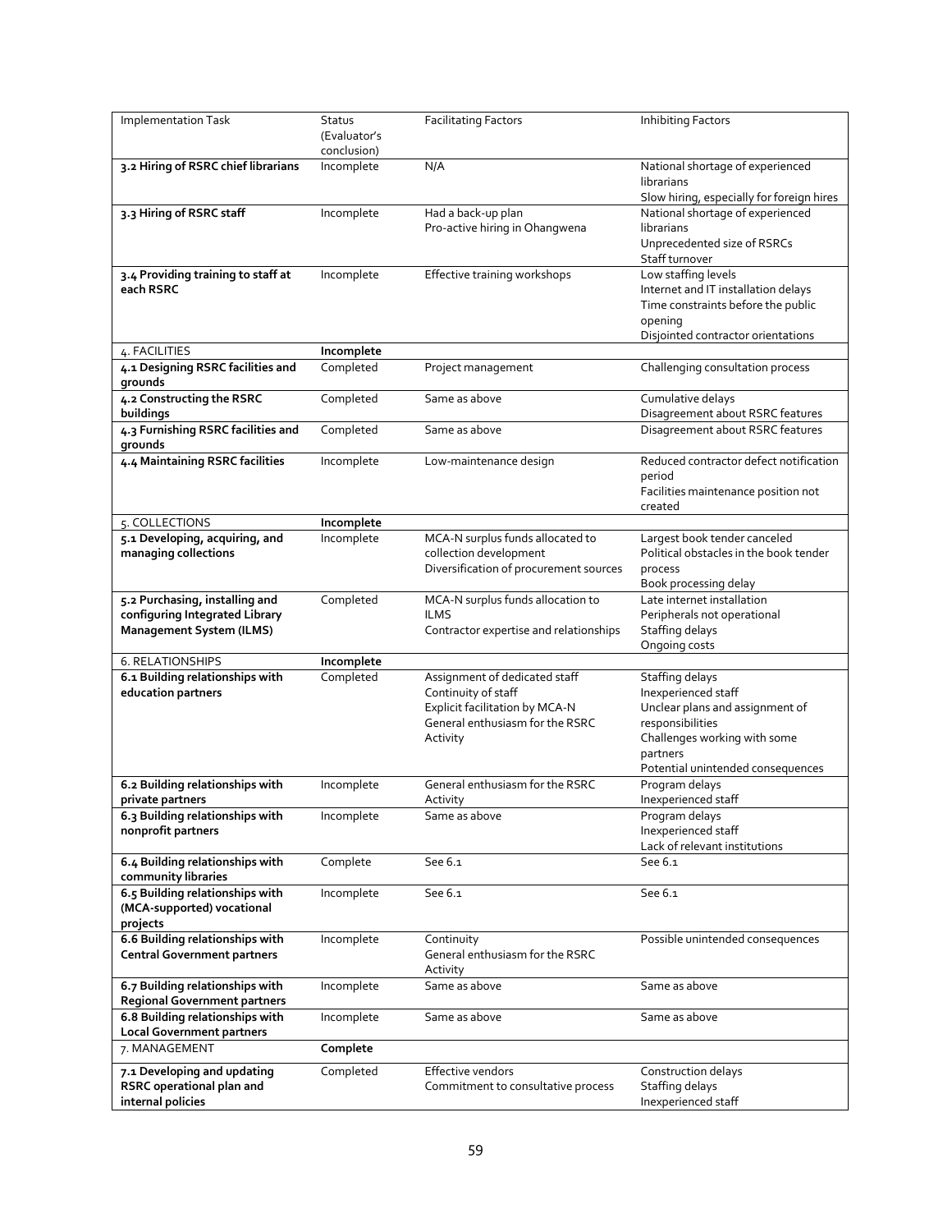| Implementation Task | Status (Evaluator's conclusion) | Facilitating Factors | Inhibiting Factors |
|---|---|---|---|
| **3.2 Hiring of RSRC chief librarians** | Incomplete | N/A | National shortage of experienced librarians<br>Slow hiring, especially for foreign hires |
| **3.3 Hiring of RSRC staff** | Incomplete | Had a back-up plan<br>Pro-active hiring in Ohangwena | National shortage of experienced librarians<br>Unprecedented size of RSRCs<br>Staff turnover |
| **3.4 Providing training to staff at each RSRC** | Incomplete | Effective training workshops | Low staffing levels<br>Internet and IT installation delays<br>Time constraints before the public opening<br>Disjointed contractor orientations |
| 4. FACILITIES | **Incomplete** | | |
| **4.1 Designing RSRC facilities and grounds** | Completed | Project management | Challenging consultation process |
| **4.2 Constructing the RSRC buildings** | Completed | Same as above | Cumulative delays<br>Disagreement about RSRC features |
| **4.3 Furnishing RSRC facilities and grounds** | Completed | Same as above | Disagreement about RSRC features |
| **4.4 Maintaining RSRC facilities** | Incomplete | Low-maintenance design | Reduced contractor defect notification period<br>Facilities maintenance position not created |
| 5. COLLECTIONS | **Incomplete** | | |
| **5.1 Developing, acquiring, and managing collections** | Incomplete | MCA-N surplus funds allocated to collection development<br>Diversification of procurement sources | Largest book tender canceled<br>Political obstacles in the book tender process<br>Book processing delay |
| **5.2 Purchasing, installing and configuring Integrated Library Management System (ILMS)** | Completed | MCA-N surplus funds allocation to ILMS<br>Contractor expertise and relationships | Late internet installation<br>Peripherals not operational<br>Staffing delays<br>Ongoing costs |
| 6. RELATIONSHIPS | **Incomplete** | | |
| **6.1 Building relationships with education partners** | Completed | Assignment of dedicated staff<br>Continuity of staff<br>Explicit facilitation by MCA-N<br>General enthusiasm for the RSRC Activity | Staffing delays<br>Inexperienced staff<br>Unclear plans and assignment of responsibilities<br>Challenges working with some partners<br>Potential unintended consequences |
| **6.2 Building relationships with private partners** | Incomplete | General enthusiasm for the RSRC Activity | Program delays<br>Inexperienced staff |
| **6.3 Building relationships with nonprofit partners** | Incomplete | Same as above | Program delays<br>Inexperienced staff<br>Lack of relevant institutions |
| **6.4 Building relationships with community libraries** | Complete | See 6.1 | See 6.1 |
| **6.5 Building relationships with (MCA-supported) vocational projects** | Incomplete | See 6.1 | See 6.1 |
| **6.6 Building relationships with Central Government partners** | Incomplete | Continuity<br>General enthusiasm for the RSRC Activity | Possible unintended consequences |
| **6.7 Building relationships with Regional Government partners** | Incomplete | Same as above | Same as above |
| **6.8 Building relationships with Local Government partners** | Incomplete | Same as above | Same as above |
| 7. MANAGEMENT | **Complete** | | |
| **7.1 Developing and updating RSRC operational plan and internal policies** | Completed | Effective vendors<br>Commitment to consultative process | Construction delays<br>Staffing delays<br>Inexperienced staff |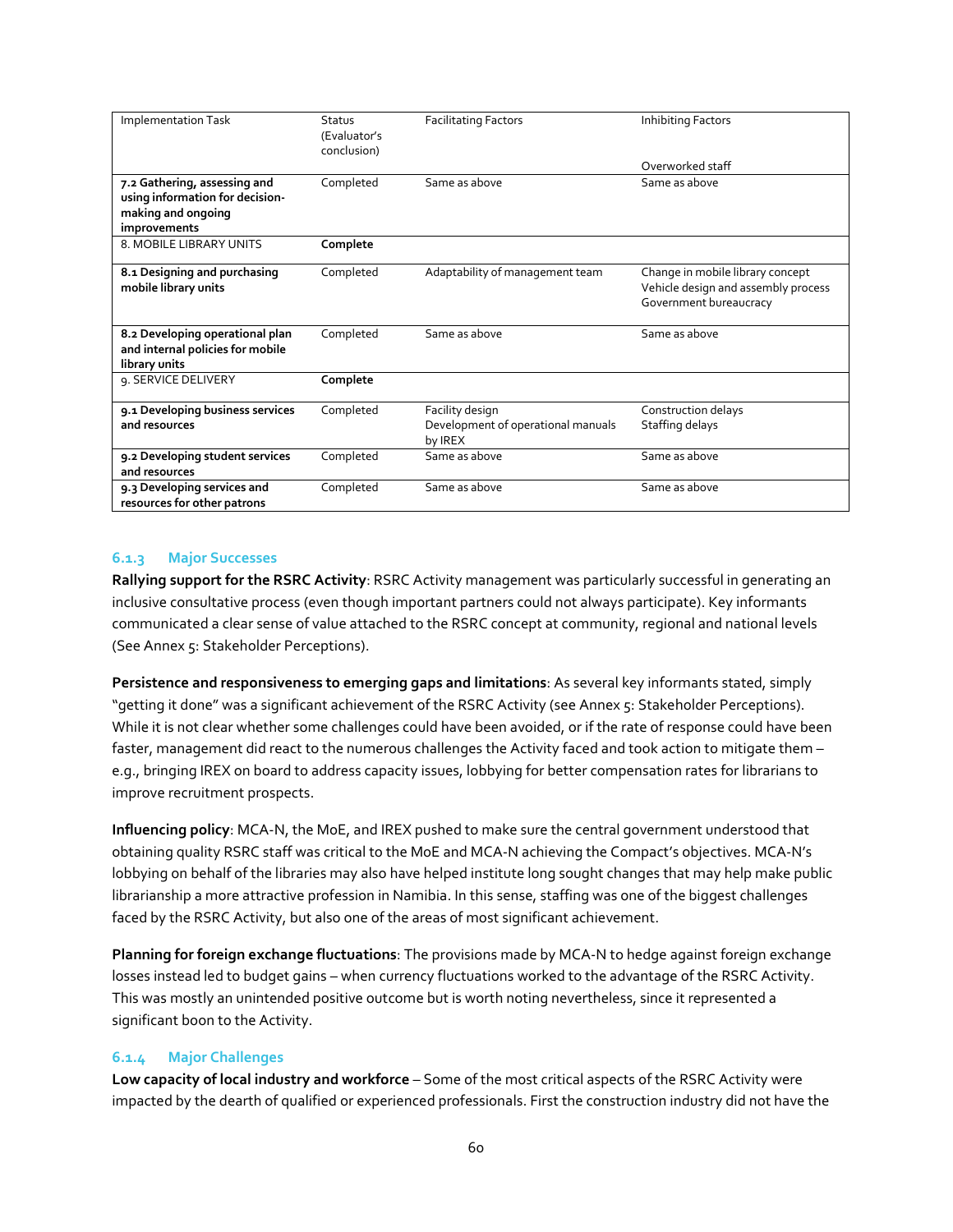| Implementation Task | Status (Evaluator's conclusion) | Facilitating Factors | Inhibiting Factors |
|---|---|---|---|
| | | | Overworked staff |
| **7.2 Gathering, assessing and using information for decision-making and ongoing improvements** | Completed | Same as above | Same as above |
| 8. MOBILE LIBRARY UNITS | **Complete** | | |
| **8.1 Designing and purchasing mobile library units** | Completed | Adaptability of management team | Change in mobile library concept<br>Vehicle design and assembly process<br>Government bureaucracy |
| **8.2 Developing operational plan and internal policies for mobile library units** | Completed | Same as above | Same as above |
| 9. SERVICE DELIVERY | **Complete** | | |
| **9.1 Developing business services and resources** | Completed | Facility design<br>Development of operational manuals by IREX | Construction delays<br>Staffing delays |
| **9.2 Developing student services and resources** | Completed | Same as above | Same as above |
| **9.3 Developing services and resources for other patrons** | Completed | Same as above | Same as above |

### 6.1.3 Major Successes

**Rallying support for the RSRC Activity**: RSRC Activity management was particularly successful in generating an inclusive consultative process (even though important partners could not always participate). Key informants communicated a clear sense of value attached to the RSRC concept at community, regional and national levels (See Annex 5: Stakeholder Perceptions).

**Persistence and responsiveness to emerging gaps and limitations**: As several key informants stated, simply "getting it done" was a significant achievement of the RSRC Activity (see Annex 5: Stakeholder Perceptions). While it is not clear whether some challenges could have been avoided, or if the rate of response could have been faster, management did react to the numerous challenges the Activity faced and took action to mitigate them – e.g., bringing IREX on board to address capacity issues, lobbying for better compensation rates for librarians to improve recruitment prospects.

**Influencing policy**: MCA-N, the MoE, and IREX pushed to make sure the central government understood that obtaining quality RSRC staff was critical to the MoE and MCA-N achieving the Compact's objectives. MCA-N's lobbying on behalf of the libraries may also have helped institute long sought changes that may help make public librarianship a more attractive profession in Namibia. In this sense, staffing was one of the biggest challenges faced by the RSRC Activity, but also one of the areas of most significant achievement.

**Planning for foreign exchange fluctuations**: The provisions made by MCA-N to hedge against foreign exchange losses instead led to budget gains – when currency fluctuations worked to the advantage of the RSRC Activity. This was mostly an unintended positive outcome but is worth noting nevertheless, since it represented a significant boon to the Activity.

### 6.1.4 Major Challenges

**Low capacity of local industry and workforce** – Some of the most critical aspects of the RSRC Activity were impacted by the dearth of qualified or experienced professionals. First the construction industry did not have the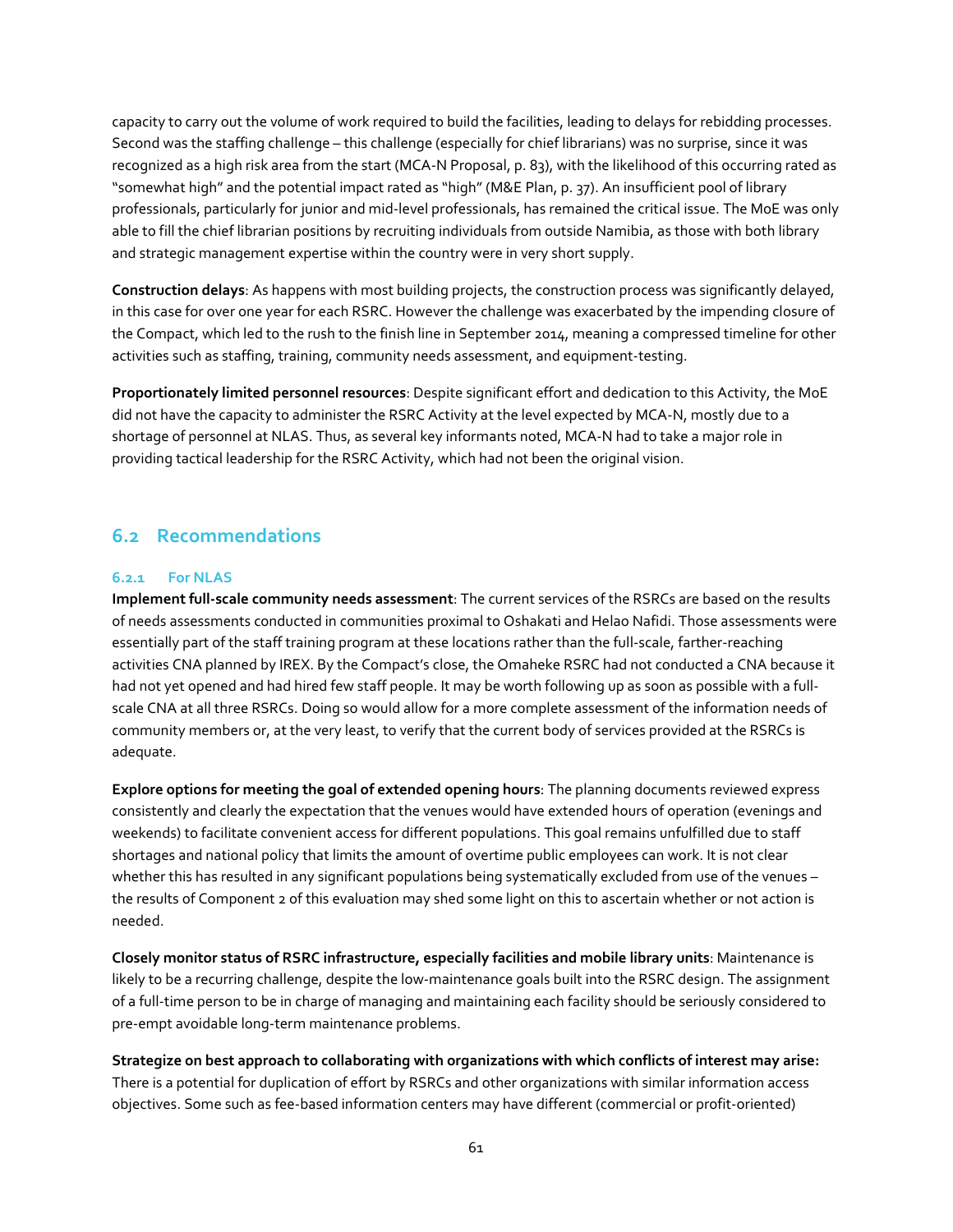capacity to carry out the volume of work required to build the facilities, leading to delays for rebidding processes. Second was the staffing challenge – this challenge (especially for chief librarians) was no surprise, since it was recognized as a high risk area from the start (MCA-N Proposal, p. 83), with the likelihood of this occurring rated as "somewhat high" and the potential impact rated as "high" (M&E Plan, p. 37). An insufficient pool of library professionals, particularly for junior and mid-level professionals, has remained the critical issue. The MoE was only able to fill the chief librarian positions by recruiting individuals from outside Namibia, as those with both library and strategic management expertise within the country were in very short supply.

**Construction delays**: As happens with most building projects, the construction process was significantly delayed, in this case for over one year for each RSRC. However the challenge was exacerbated by the impending closure of the Compact, which led to the rush to the finish line in September 2014, meaning a compressed timeline for other activities such as staffing, training, community needs assessment, and equipment-testing.

**Proportionately limited personnel resources**: Despite significant effort and dedication to this Activity, the MoE did not have the capacity to administer the RSRC Activity at the level expected by MCA-N, mostly due to a shortage of personnel at NLAS. Thus, as several key informants noted, MCA-N had to take a major role in providing tactical leadership for the RSRC Activity, which had not been the original vision.

## 6.2 Recommendations

### 6.2.1 For NLAS

**Implement full-scale community needs assessment**: The current services of the RSRCs are based on the results of needs assessments conducted in communities proximal to Oshakati and Helao Nafidi. Those assessments were essentially part of the staff training program at these locations rather than the full-scale, farther-reaching activities CNA planned by IREX. By the Compact's close, the Omaheke RSRC had not conducted a CNA because it had not yet opened and had hired few staff people. It may be worth following up as soon as possible with a full-scale CNA at all three RSRCs. Doing so would allow for a more complete assessment of the information needs of community members or, at the very least, to verify that the current body of services provided at the RSRCs is adequate.

**Explore options for meeting the goal of extended opening hours**: The planning documents reviewed express consistently and clearly the expectation that the venues would have extended hours of operation (evenings and weekends) to facilitate convenient access for different populations. This goal remains unfulfilled due to staff shortages and national policy that limits the amount of overtime public employees can work. It is not clear whether this has resulted in any significant populations being systematically excluded from use of the venues – the results of Component 2 of this evaluation may shed some light on this to ascertain whether or not action is needed.

**Closely monitor status of RSRC infrastructure, especially facilities and mobile library units**: Maintenance is likely to be a recurring challenge, despite the low-maintenance goals built into the RSRC design. The assignment of a full-time person to be in charge of managing and maintaining each facility should be seriously considered to pre-empt avoidable long-term maintenance problems.

**Strategize on best approach to collaborating with organizations with which conflicts of interest may arise:** There is a potential for duplication of effort by RSRCs and other organizations with similar information access objectives. Some such as fee-based information centers may have different (commercial or profit-oriented)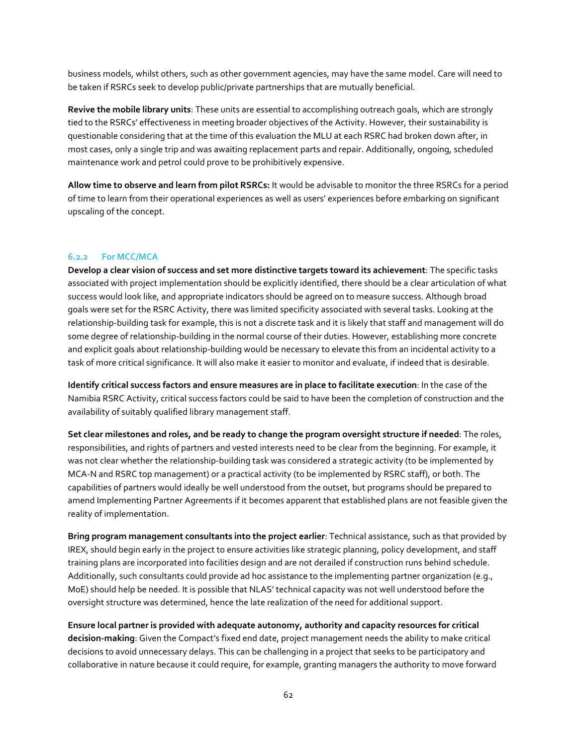business models, whilst others, such as other government agencies, may have the same model. Care will need to be taken if RSRCs seek to develop public/private partnerships that are mutually beneficial.

**Revive the mobile library units**: These units are essential to accomplishing outreach goals, which are strongly tied to the RSRCs' effectiveness in meeting broader objectives of the Activity. However, their sustainability is questionable considering that at the time of this evaluation the MLU at each RSRC had broken down after, in most cases, only a single trip and was awaiting replacement parts and repair. Additionally, ongoing, scheduled maintenance work and petrol could prove to be prohibitively expensive.

**Allow time to observe and learn from pilot RSRCs:** It would be advisable to monitor the three RSRCs for a period of time to learn from their operational experiences as well as users' experiences before embarking on significant upscaling of the concept.

### 6.2.2 For MCC/MCA

**Develop a clear vision of success and set more distinctive targets toward its achievement**: The specific tasks associated with project implementation should be explicitly identified, there should be a clear articulation of what success would look like, and appropriate indicators should be agreed on to measure success. Although broad goals were set for the RSRC Activity, there was limited specificity associated with several tasks. Looking at the relationship-building task for example, this is not a discrete task and it is likely that staff and management will do some degree of relationship-building in the normal course of their duties. However, establishing more concrete and explicit goals about relationship-building would be necessary to elevate this from an incidental activity to a task of more critical significance. It will also make it easier to monitor and evaluate, if indeed that is desirable.

**Identify critical success factors and ensure measures are in place to facilitate execution**: In the case of the Namibia RSRC Activity, critical success factors could be said to have been the completion of construction and the availability of suitably qualified library management staff.

**Set clear milestones and roles, and be ready to change the program oversight structure if needed**: The roles, responsibilities, and rights of partners and vested interests need to be clear from the beginning. For example, it was not clear whether the relationship-building task was considered a strategic activity (to be implemented by MCA-N and RSRC top management) or a practical activity (to be implemented by RSRC staff), or both. The capabilities of partners would ideally be well understood from the outset, but programs should be prepared to amend Implementing Partner Agreements if it becomes apparent that established plans are not feasible given the reality of implementation.

**Bring program management consultants into the project earlier**: Technical assistance, such as that provided by IREX, should begin early in the project to ensure activities like strategic planning, policy development, and staff training plans are incorporated into facilities design and are not derailed if construction runs behind schedule. Additionally, such consultants could provide ad hoc assistance to the implementing partner organization (e.g., MoE) should help be needed. It is possible that NLAS' technical capacity was not well understood before the oversight structure was determined, hence the late realization of the need for additional support.

**Ensure local partner is provided with adequate autonomy, authority and capacity resources for critical decision-making**: Given the Compact's fixed end date, project management needs the ability to make critical decisions to avoid unnecessary delays. This can be challenging in a project that seeks to be participatory and collaborative in nature because it could require, for example, granting managers the authority to move forward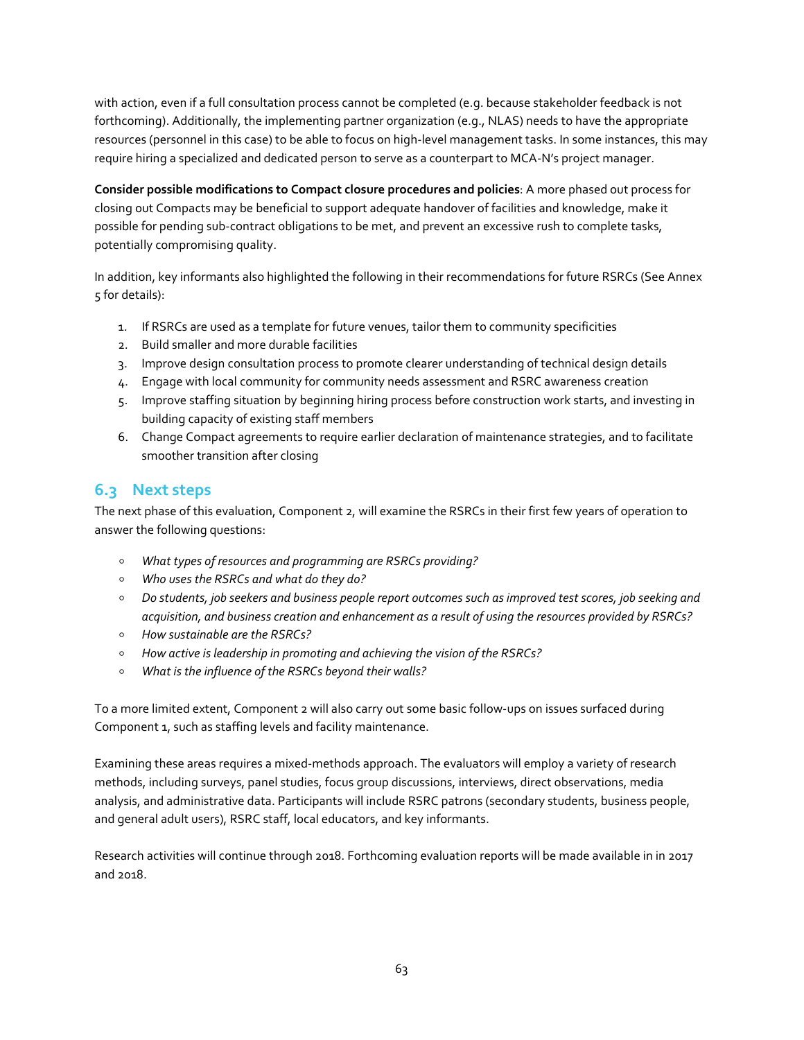with action, even if a full consultation process cannot be completed (e.g. because stakeholder feedback is not forthcoming). Additionally, the implementing partner organization (e.g., NLAS) needs to have the appropriate resources (personnel in this case) to be able to focus on high-level management tasks. In some instances, this may require hiring a specialized and dedicated person to serve as a counterpart to MCA-N's project manager.

**Consider possible modifications to Compact closure procedures and policies**: A more phased out process for closing out Compacts may be beneficial to support adequate handover of facilities and knowledge, make it possible for pending sub-contract obligations to be met, and prevent an excessive rush to complete tasks, potentially compromising quality.

In addition, key informants also highlighted the following in their recommendations for future RSRCs (See Annex 5 for details):

1. If RSRCs are used as a template for future venues, tailor them to community specificities
2. Build smaller and more durable facilities
3. Improve design consultation process to promote clearer understanding of technical design details
4. Engage with local community for community needs assessment and RSRC awareness creation
5. Improve staffing situation by beginning hiring process before construction work starts, and investing in building capacity of existing staff members
6. Change Compact agreements to require earlier declaration of maintenance strategies, and to facilitate smoother transition after closing

## 6.3 Next steps

The next phase of this evaluation, Component 2, will examine the RSRCs in their first few years of operation to answer the following questions:

- *What types of resources and programming are RSRCs providing?*
- *Who uses the RSRCs and what do they do?*
- *Do students, job seekers and business people report outcomes such as improved test scores, job seeking and acquisition, and business creation and enhancement as a result of using the resources provided by RSRCs?*
- *How sustainable are the RSRCs?*
- *How active is leadership in promoting and achieving the vision of the RSRCs?*
- *What is the influence of the RSRCs beyond their walls?*

To a more limited extent, Component 2 will also carry out some basic follow-ups on issues surfaced during Component 1, such as staffing levels and facility maintenance.

Examining these areas requires a mixed-methods approach. The evaluators will employ a variety of research methods, including surveys, panel studies, focus group discussions, interviews, direct observations, media analysis, and administrative data. Participants will include RSRC patrons (secondary students, business people, and general adult users), RSRC staff, local educators, and key informants.

Research activities will continue through 2018. Forthcoming evaluation reports will be made available in in 2017 and 2018.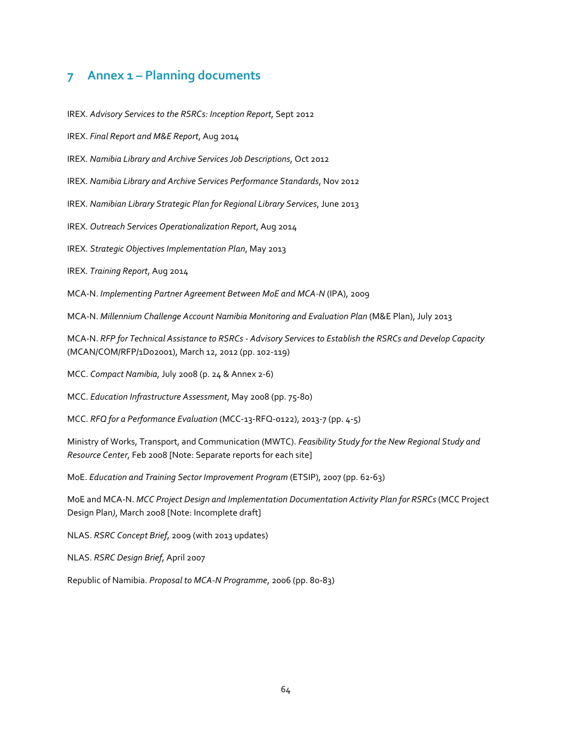# 7 Annex 1 – Planning documents

IREX. *Advisory Services to the RSRCs: Inception Report*, Sept 2012

IREX. *Final Report and M&E Report*, Aug 2014

IREX. *Namibia Library and Archive Services Job Descriptions*, Oct 2012

IREX. *Namibia Library and Archive Services Performance Standards*, Nov 2012

IREX. *Namibian Library Strategic Plan for Regional Library Services*, June 2013

IREX. *Outreach Services Operationalization Report*, Aug 2014

IREX. *Strategic Objectives Implementation Plan*, May 2013

IREX. *Training Report*, Aug 2014

MCA-N. *Implementing Partner Agreement Between MoE and MCA-N* (IPA), 2009

MCA-N. *Millennium Challenge Account Namibia Monitoring and Evaluation Plan* (M&E Plan), July 2013

MCA-N. *RFP for Technical Assistance to RSRCs - Advisory Services to Establish the RSRCs and Develop Capacity* (MCAN/COM/RFP/1D02001), March 12, 2012 (pp. 102-119)

MCC. *Compact Namibia*, July 2008 (p. 24 & Annex 2-6)

MCC. *Education Infrastructure Assessment*, May 2008 (pp. 75-80)

MCC. *RFQ for a Performance Evaluation* (MCC-13-RFQ-0122), 2013-7 (pp. 4-5)

Ministry of Works, Transport, and Communication (MWTC). *Feasibility Study for the New Regional Study and Resource Center*, Feb 2008 [Note: Separate reports for each site]

MoE. *Education and Training Sector Improvement Program* (ETSIP), 2007 (pp. 62-63)

MoE and MCA-N. *MCC Project Design and Implementation Documentation Activity Plan for RSRCs* (MCC Project Design Plan), March 2008 [Note: Incomplete draft]

NLAS. *RSRC Concept Brief*, 2009 (with 2013 updates)

NLAS. *RSRC Design Brief*, April 2007

Republic of Namibia. *Proposal to MCA-N Programme*, 2006 (pp. 80-83)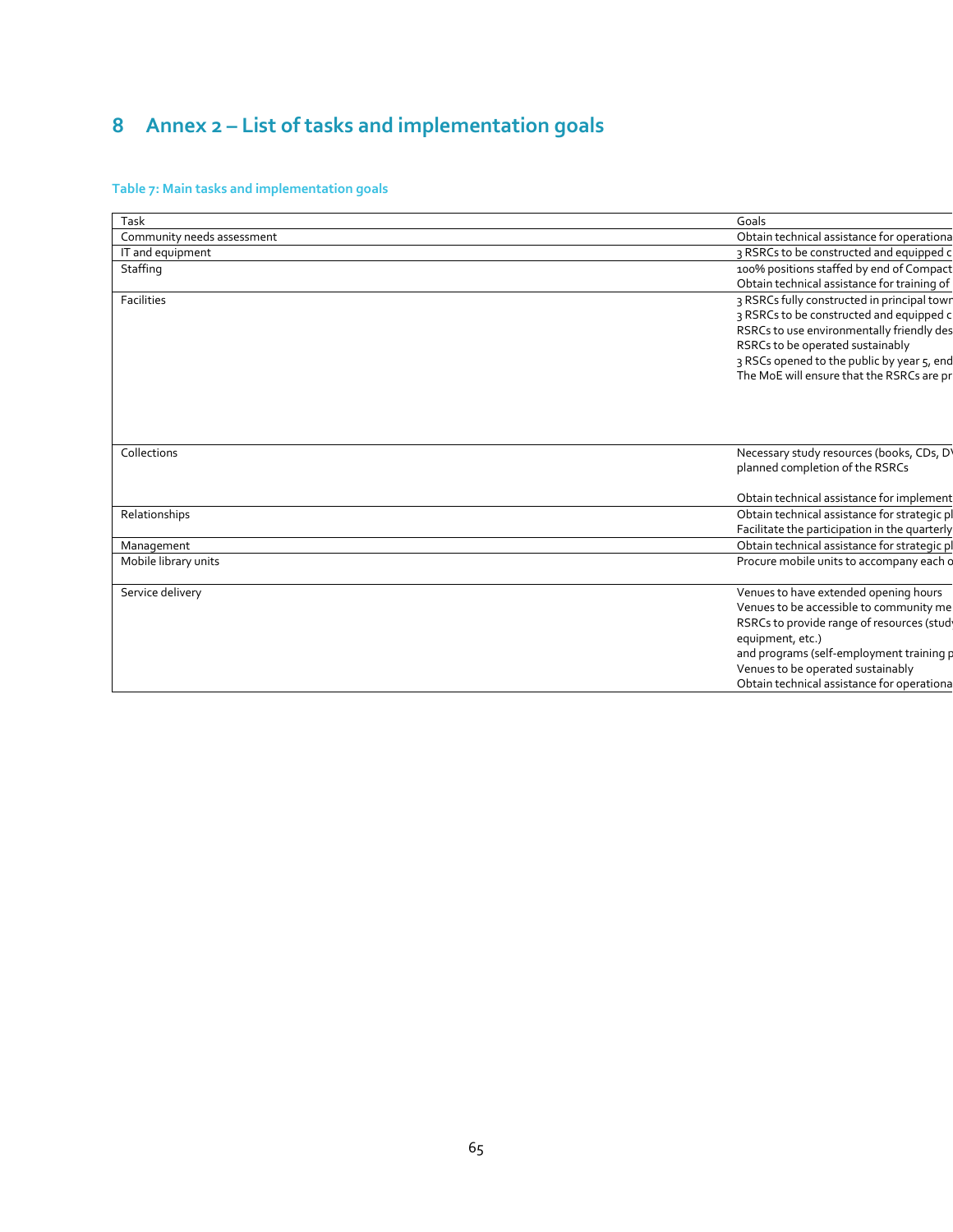# 8 Annex 2 – List of tasks and implementation goals

**Table 7: Main tasks and implementation goals**

| Task | Goals |
|---|---|
| Community needs assessment | Obtain technical assistance for operationa |
| IT and equipment | 3 RSRCs to be constructed and equipped c |
| Staffing | 100% positions staffed by end of Compact<br>Obtain technical assistance for training of |
| Facilities | 3 RSRCs fully constructed in principal town<br>3 RSRCs to be constructed and equipped c<br>RSRCs to use environmentally friendly des<br>RSRCs to be operated sustainably<br>3 RSCs opened to the public by year 5, end<br>The MoE will ensure that the RSRCs are pr |
| Collections | Necessary study resources (books, CDs, D\ planned completion of the RSRCs<br><br>Obtain technical assistance for implement |
| Relationships | Obtain technical assistance for strategic pl<br>Facilitate the participation in the quarterly |
| Management | Obtain technical assistance for strategic pl |
| Mobile library units | Procure mobile units to accompany each o |
| Service delivery | Venues to have extended opening hours<br>Venues to be accessible to community me<br>RSRCs to provide range of resources (stud equipment, etc.)<br>and programs (self-employment training p<br>Venues to be operated sustainably<br>Obtain technical assistance for operationa |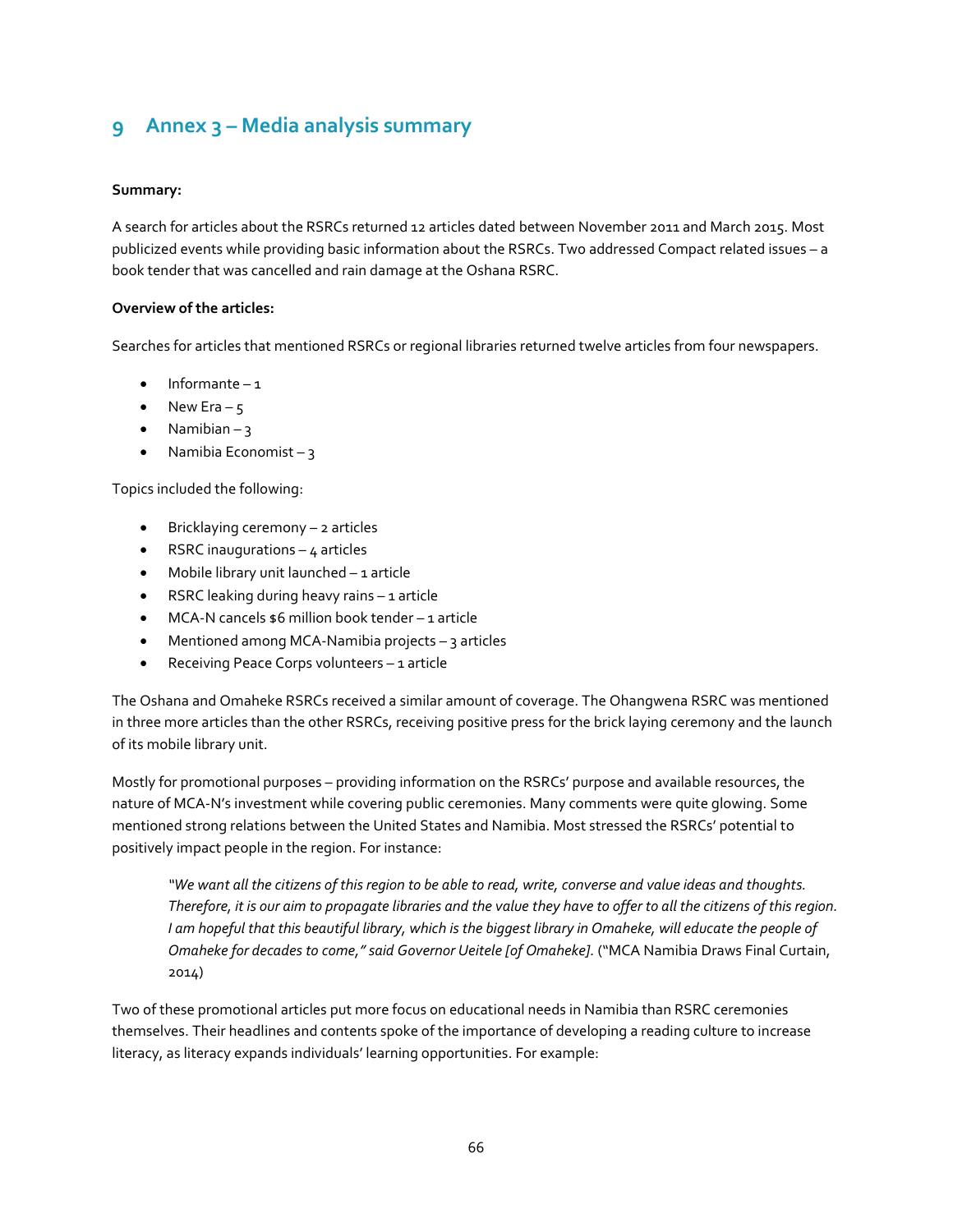# 9 Annex 3 – Media analysis summary

**Summary:**

A search for articles about the RSRCs returned 12 articles dated between November 2011 and March 2015. Most publicized events while providing basic information about the RSRCs. Two addressed Compact related issues – a book tender that was cancelled and rain damage at the Oshana RSRC.

**Overview of the articles:**

Searches for articles that mentioned RSRCs or regional libraries returned twelve articles from four newspapers.

- Informante – 1
- New Era – 5
- Namibian – 3
- Namibia Economist – 3

Topics included the following:

- Bricklaying ceremony – 2 articles
- RSRC inaugurations – 4 articles
- Mobile library unit launched – 1 article
- RSRC leaking during heavy rains – 1 article
- MCA-N cancels $6 million book tender – 1 article
- Mentioned among MCA-Namibia projects – 3 articles
- Receiving Peace Corps volunteers – 1 article

The Oshana and Omaheke RSRCs received a similar amount of coverage. The Ohangwena RSRC was mentioned in three more articles than the other RSRCs, receiving positive press for the brick laying ceremony and the launch of its mobile library unit.

Mostly for promotional purposes – providing information on the RSRCs' purpose and available resources, the nature of MCA-N's investment while covering public ceremonies. Many comments were quite glowing. Some mentioned strong relations between the United States and Namibia. Most stressed the RSRCs' potential to positively impact people in the region. For instance:

> *"We want all the citizens of this region to be able to read, write, converse and value ideas and thoughts. Therefore, it is our aim to propagate libraries and the value they have to offer to all the citizens of this region. I am hopeful that this beautiful library, which is the biggest library in Omaheke, will educate the people of Omaheke for decades to come," said Governor Ueitele [of Omaheke].* ("MCA Namibia Draws Final Curtain, 2014)

Two of these promotional articles put more focus on educational needs in Namibia than RSRC ceremonies themselves. Their headlines and contents spoke of the importance of developing a reading culture to increase literacy, as literacy expands individuals' learning opportunities. For example: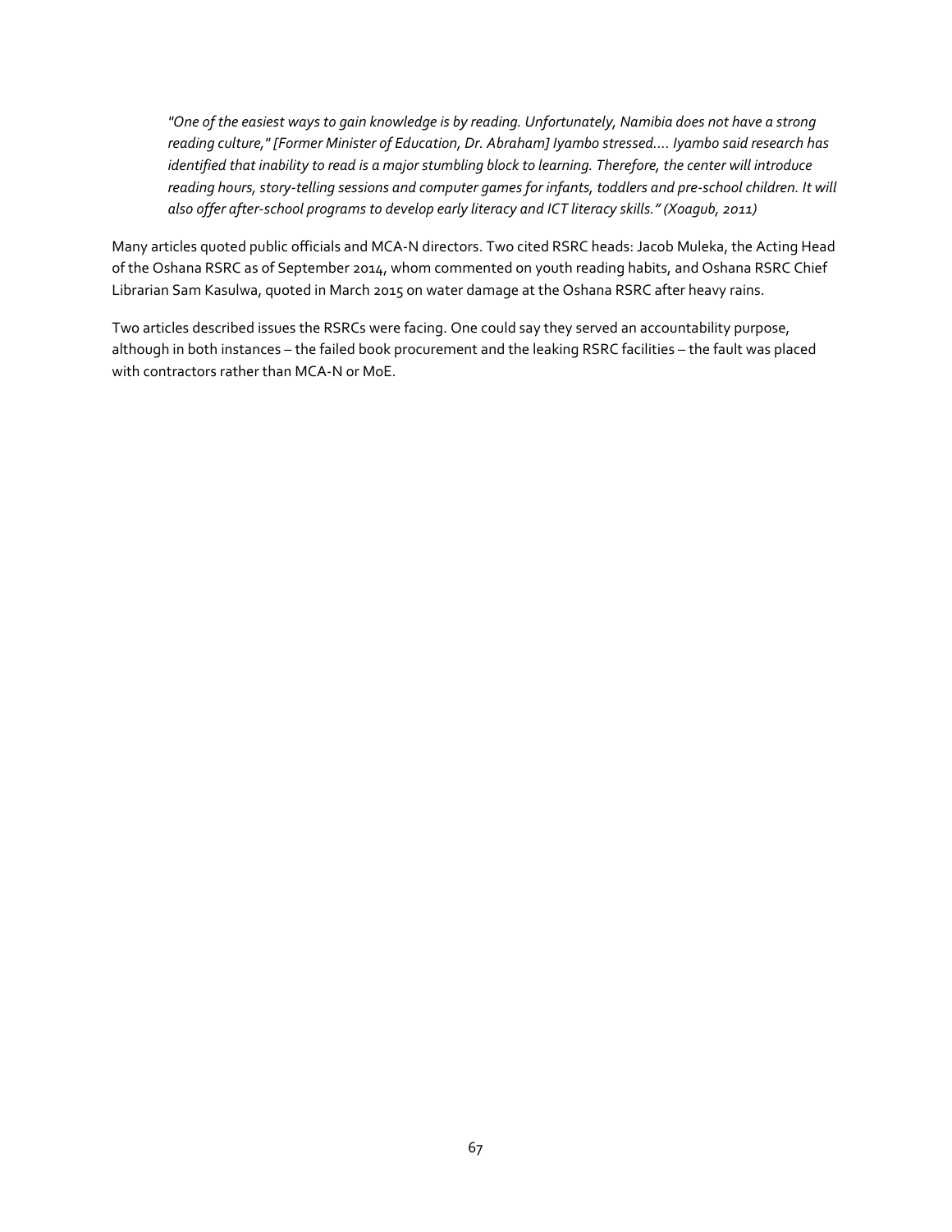> *"One of the easiest ways to gain knowledge is by reading. Unfortunately, Namibia does not have a strong reading culture," [Former Minister of Education, Dr. Abraham] Iyambo stressed.... Iyambo said research has identified that inability to read is a major stumbling block to learning. Therefore, the center will introduce reading hours, story-telling sessions and computer games for infants, toddlers and pre-school children. It will also offer after-school programs to develop early literacy and ICT literacy skills." (Xoagub, 2011)*

Many articles quoted public officials and MCA-N directors. Two cited RSRC heads: Jacob Muleka, the Acting Head of the Oshana RSRC as of September 2014, whom commented on youth reading habits, and Oshana RSRC Chief Librarian Sam Kasulwa, quoted in March 2015 on water damage at the Oshana RSRC after heavy rains.

Two articles described issues the RSRCs were facing. One could say they served an accountability purpose, although in both instances – the failed book procurement and the leaking RSRC facilities – the fault was placed with contractors rather than MCA-N or MoE.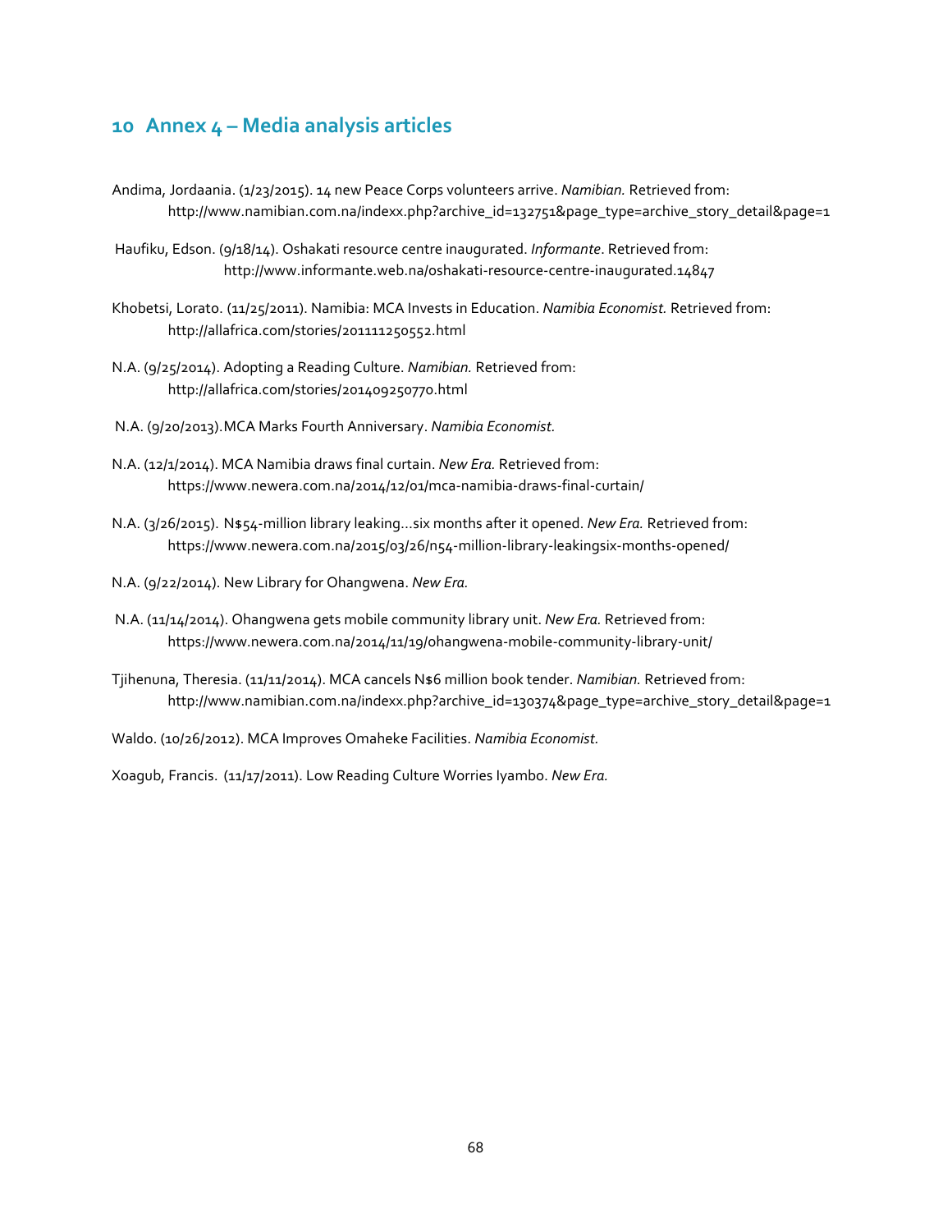# 10 Annex 4 – Media analysis articles

Andima, Jordaania. (1/23/2015). 14 new Peace Corps volunteers arrive. *Namibian.* Retrieved from: http://www.namibian.com.na/indexx.php?archive_id=132751&page_type=archive_story_detail&page=1

Haufiku, Edson. (9/18/14). Oshakati resource centre inaugurated. *Informante*. Retrieved from: http://www.informante.web.na/oshakati-resource-centre-inaugurated.14847

Khobetsi, Lorato. (11/25/2011). Namibia: MCA Invests in Education. *Namibia Economist.* Retrieved from: http://allafrica.com/stories/201111250552.html

N.A. (9/25/2014). Adopting a Reading Culture. *Namibian.* Retrieved from: http://allafrica.com/stories/201409250770.html

N.A. (9/20/2013).MCA Marks Fourth Anniversary. *Namibia Economist.*

N.A. (12/1/2014). MCA Namibia draws final curtain. *New Era.* Retrieved from: https://www.newera.com.na/2014/12/01/mca-namibia-draws-final-curtain/

N.A. (3/26/2015). N$54-million library leaking…six months after it opened. *New Era.* Retrieved from: https://www.newera.com.na/2015/03/26/n54-million-library-leakingsix-months-opened/

N.A. (9/22/2014). New Library for Ohangwena. *New Era.*

N.A. (11/14/2014). Ohangwena gets mobile community library unit. *New Era.* Retrieved from: https://www.newera.com.na/2014/11/19/ohangwena-mobile-community-library-unit/

Tjihenuna, Theresia. (11/11/2014). MCA cancels N$6 million book tender. *Namibian.* Retrieved from: http://www.namibian.com.na/indexx.php?archive_id=130374&page_type=archive_story_detail&page=1

Waldo. (10/26/2012). MCA Improves Omaheke Facilities. *Namibia Economist.*

Xoagub, Francis. (11/17/2011). Low Reading Culture Worries Iyambo. *New Era.*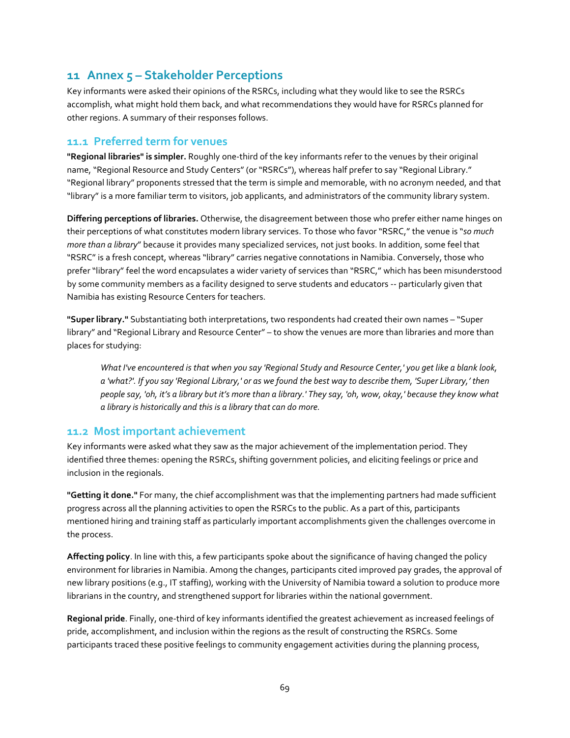# 11 Annex 5 – Stakeholder Perceptions

Key informants were asked their opinions of the RSRCs, including what they would like to see the RSRCs accomplish, what might hold them back, and what recommendations they would have for RSRCs planned for other regions. A summary of their responses follows.

## 11.1 Preferred term for venues

**"Regional libraries" is simpler.** Roughly one-third of the key informants refer to the venues by their original name, "Regional Resource and Study Centers" (or "RSRCs"), whereas half prefer to say "Regional Library." "Regional library" proponents stressed that the term is simple and memorable, with no acronym needed, and that "library" is a more familiar term to visitors, job applicants, and administrators of the community library system.

**Differing perceptions of libraries.** Otherwise, the disagreement between those who prefer either name hinges on their perceptions of what constitutes modern library services. To those who favor "RSRC," the venue is "*so much more than a library*" because it provides many specialized services, not just books. In addition, some feel that "RSRC" is a fresh concept, whereas "library" carries negative connotations in Namibia. Conversely, those who prefer "library" feel the word encapsulates a wider variety of services than "RSRC," which has been misunderstood by some community members as a facility designed to serve students and educators -- particularly given that Namibia has existing Resource Centers for teachers.

**"Super library."** Substantiating both interpretations, two respondents had created their own names – "Super library" and "Regional Library and Resource Center" – to show the venues are more than libraries and more than places for studying:

> *What I've encountered is that when you say 'Regional Study and Resource Center,' you get like a blank look, a 'what?'. If you say 'Regional Library,' or as we found the best way to describe them, 'Super Library,' then people say, 'oh, it's a library but it's more than a library.' They say, 'oh, wow, okay,' because they know what a library is historically and this is a library that can do more.*

## 11.2 Most important achievement

Key informants were asked what they saw as the major achievement of the implementation period. They identified three themes: opening the RSRCs, shifting government policies, and eliciting feelings or price and inclusion in the regionals.

**"Getting it done."** For many, the chief accomplishment was that the implementing partners had made sufficient progress across all the planning activities to open the RSRCs to the public. As a part of this, participants mentioned hiring and training staff as particularly important accomplishments given the challenges overcome in the process.

**Affecting policy**. In line with this, a few participants spoke about the significance of having changed the policy environment for libraries in Namibia. Among the changes, participants cited improved pay grades, the approval of new library positions (e.g., IT staffing), working with the University of Namibia toward a solution to produce more librarians in the country, and strengthened support for libraries within the national government.

**Regional pride**. Finally, one-third of key informants identified the greatest achievement as increased feelings of pride, accomplishment, and inclusion within the regions as the result of constructing the RSRCs. Some participants traced these positive feelings to community engagement activities during the planning process,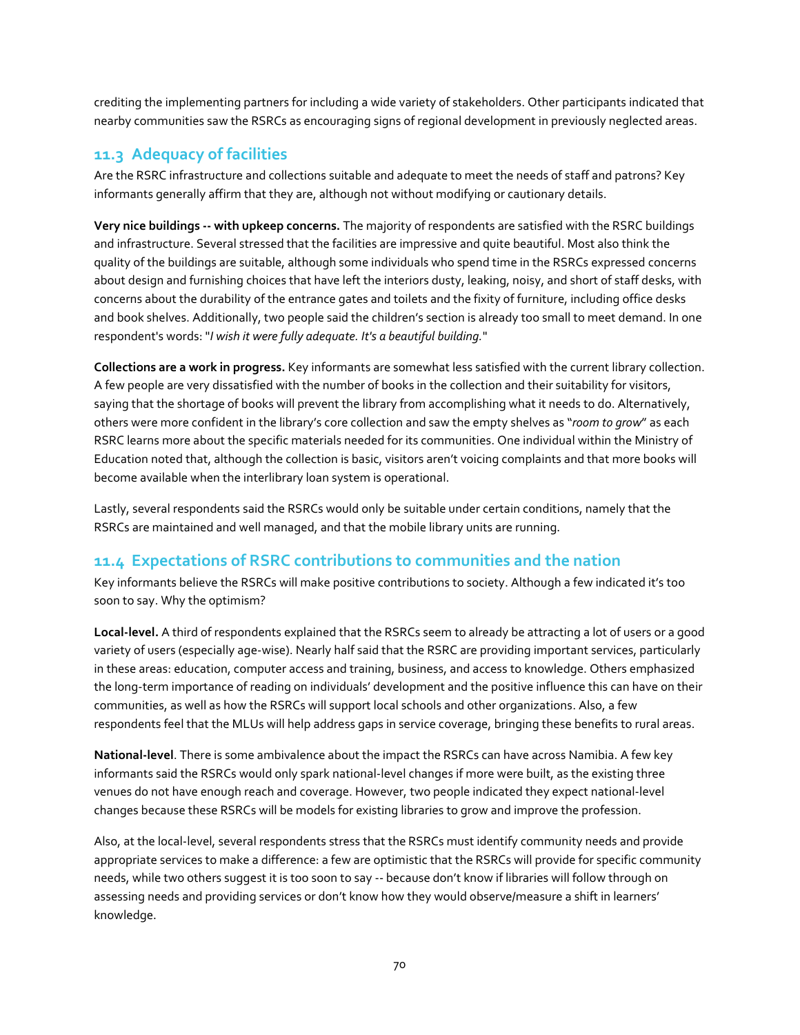crediting the implementing partners for including a wide variety of stakeholders. Other participants indicated that nearby communities saw the RSRCs as encouraging signs of regional development in previously neglected areas.

## 11.3 Adequacy of facilities

Are the RSRC infrastructure and collections suitable and adequate to meet the needs of staff and patrons? Key informants generally affirm that they are, although not without modifying or cautionary details.

**Very nice buildings -- with upkeep concerns.** The majority of respondents are satisfied with the RSRC buildings and infrastructure. Several stressed that the facilities are impressive and quite beautiful. Most also think the quality of the buildings are suitable, although some individuals who spend time in the RSRCs expressed concerns about design and furnishing choices that have left the interiors dusty, leaking, noisy, and short of staff desks, with concerns about the durability of the entrance gates and toilets and the fixity of furniture, including office desks and book shelves. Additionally, two people said the children's section is already too small to meet demand. In one respondent's words: "*I wish it were fully adequate. It's a beautiful building.*"

**Collections are a work in progress.** Key informants are somewhat less satisfied with the current library collection. A few people are very dissatisfied with the number of books in the collection and their suitability for visitors, saying that the shortage of books will prevent the library from accomplishing what it needs to do. Alternatively, others were more confident in the library's core collection and saw the empty shelves as "*room to grow*" as each RSRC learns more about the specific materials needed for its communities. One individual within the Ministry of Education noted that, although the collection is basic, visitors aren't voicing complaints and that more books will become available when the interlibrary loan system is operational.

Lastly, several respondents said the RSRCs would only be suitable under certain conditions, namely that the RSRCs are maintained and well managed, and that the mobile library units are running.

## 11.4 Expectations of RSRC contributions to communities and the nation

Key informants believe the RSRCs will make positive contributions to society. Although a few indicated it's too soon to say. Why the optimism?

**Local-level.** A third of respondents explained that the RSRCs seem to already be attracting a lot of users or a good variety of users (especially age-wise). Nearly half said that the RSRC are providing important services, particularly in these areas: education, computer access and training, business, and access to knowledge. Others emphasized the long-term importance of reading on individuals' development and the positive influence this can have on their communities, as well as how the RSRCs will support local schools and other organizations. Also, a few respondents feel that the MLUs will help address gaps in service coverage, bringing these benefits to rural areas.

**National-level**. There is some ambivalence about the impact the RSRCs can have across Namibia. A few key informants said the RSRCs would only spark national-level changes if more were built, as the existing three venues do not have enough reach and coverage. However, two people indicated they expect national-level changes because these RSRCs will be models for existing libraries to grow and improve the profession.

Also, at the local-level, several respondents stress that the RSRCs must identify community needs and provide appropriate services to make a difference: a few are optimistic that the RSRCs will provide for specific community needs, while two others suggest it is too soon to say -- because don't know if libraries will follow through on assessing needs and providing services or don't know how they would observe/measure a shift in learners' knowledge.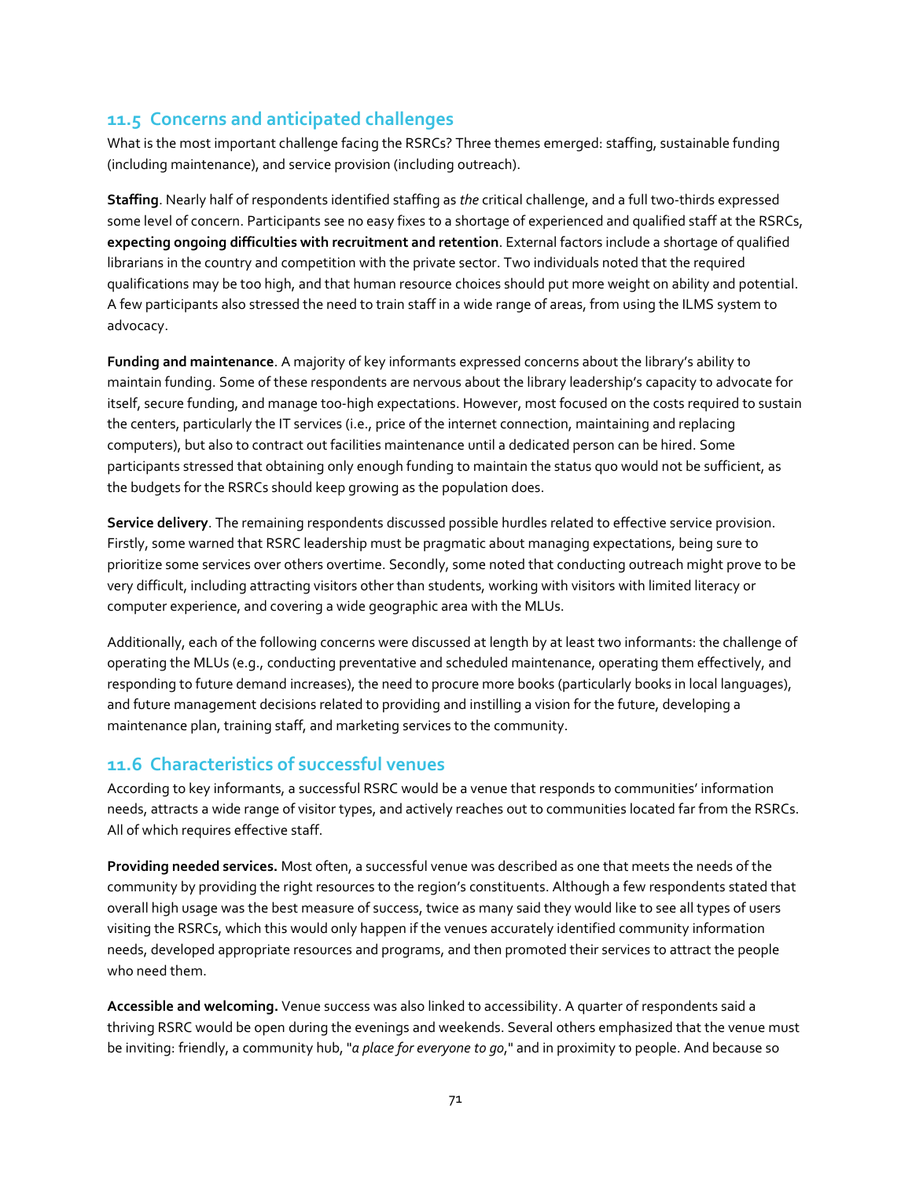## 11.5 Concerns and anticipated challenges

What is the most important challenge facing the RSRCs? Three themes emerged: staffing, sustainable funding (including maintenance), and service provision (including outreach).

**Staffing**. Nearly half of respondents identified staffing as *the* critical challenge, and a full two-thirds expressed some level of concern. Participants see no easy fixes to a shortage of experienced and qualified staff at the RSRCs, **expecting ongoing difficulties with recruitment and retention**. External factors include a shortage of qualified librarians in the country and competition with the private sector. Two individuals noted that the required qualifications may be too high, and that human resource choices should put more weight on ability and potential. A few participants also stressed the need to train staff in a wide range of areas, from using the ILMS system to advocacy.

**Funding and maintenance**. A majority of key informants expressed concerns about the library's ability to maintain funding. Some of these respondents are nervous about the library leadership's capacity to advocate for itself, secure funding, and manage too-high expectations. However, most focused on the costs required to sustain the centers, particularly the IT services (i.e., price of the internet connection, maintaining and replacing computers), but also to contract out facilities maintenance until a dedicated person can be hired. Some participants stressed that obtaining only enough funding to maintain the status quo would not be sufficient, as the budgets for the RSRCs should keep growing as the population does.

**Service delivery**. The remaining respondents discussed possible hurdles related to effective service provision. Firstly, some warned that RSRC leadership must be pragmatic about managing expectations, being sure to prioritize some services over others overtime. Secondly, some noted that conducting outreach might prove to be very difficult, including attracting visitors other than students, working with visitors with limited literacy or computer experience, and covering a wide geographic area with the MLUs.

Additionally, each of the following concerns were discussed at length by at least two informants: the challenge of operating the MLUs (e.g., conducting preventative and scheduled maintenance, operating them effectively, and responding to future demand increases), the need to procure more books (particularly books in local languages), and future management decisions related to providing and instilling a vision for the future, developing a maintenance plan, training staff, and marketing services to the community.

## 11.6 Characteristics of successful venues

According to key informants, a successful RSRC would be a venue that responds to communities' information needs, attracts a wide range of visitor types, and actively reaches out to communities located far from the RSRCs. All of which requires effective staff.

**Providing needed services.** Most often, a successful venue was described as one that meets the needs of the community by providing the right resources to the region's constituents. Although a few respondents stated that overall high usage was the best measure of success, twice as many said they would like to see all types of users visiting the RSRCs, which this would only happen if the venues accurately identified community information needs, developed appropriate resources and programs, and then promoted their services to attract the people who need them.

**Accessible and welcoming.** Venue success was also linked to accessibility. A quarter of respondents said a thriving RSRC would be open during the evenings and weekends. Several others emphasized that the venue must be inviting: friendly, a community hub, "*a place for everyone to go*," and in proximity to people. And because so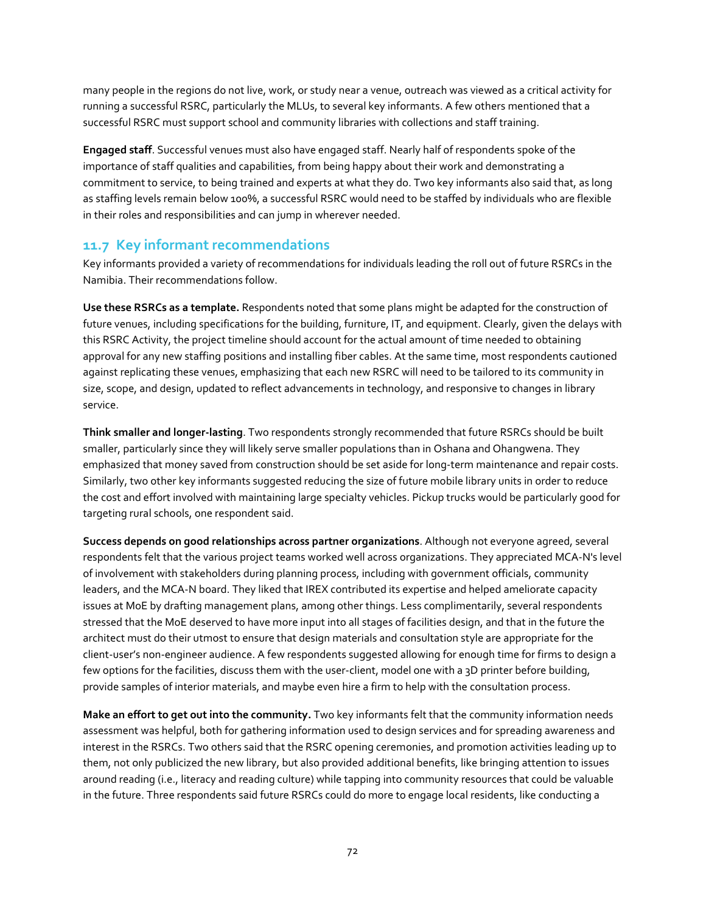many people in the regions do not live, work, or study near a venue, outreach was viewed as a critical activity for running a successful RSRC, particularly the MLUs, to several key informants. A few others mentioned that a successful RSRC must support school and community libraries with collections and staff training.

**Engaged staff**. Successful venues must also have engaged staff. Nearly half of respondents spoke of the importance of staff qualities and capabilities, from being happy about their work and demonstrating a commitment to service, to being trained and experts at what they do. Two key informants also said that, as long as staffing levels remain below 100%, a successful RSRC would need to be staffed by individuals who are flexible in their roles and responsibilities and can jump in wherever needed.

## 11.7 Key informant recommendations

Key informants provided a variety of recommendations for individuals leading the roll out of future RSRCs in the Namibia. Their recommendations follow.

**Use these RSRCs as a template.** Respondents noted that some plans might be adapted for the construction of future venues, including specifications for the building, furniture, IT, and equipment. Clearly, given the delays with this RSRC Activity, the project timeline should account for the actual amount of time needed to obtaining approval for any new staffing positions and installing fiber cables. At the same time, most respondents cautioned against replicating these venues, emphasizing that each new RSRC will need to be tailored to its community in size, scope, and design, updated to reflect advancements in technology, and responsive to changes in library service.

**Think smaller and longer-lasting**. Two respondents strongly recommended that future RSRCs should be built smaller, particularly since they will likely serve smaller populations than in Oshana and Ohangwena. They emphasized that money saved from construction should be set aside for long-term maintenance and repair costs. Similarly, two other key informants suggested reducing the size of future mobile library units in order to reduce the cost and effort involved with maintaining large specialty vehicles. Pickup trucks would be particularly good for targeting rural schools, one respondent said.

**Success depends on good relationships across partner organizations**. Although not everyone agreed, several respondents felt that the various project teams worked well across organizations. They appreciated MCA-N's level of involvement with stakeholders during planning process, including with government officials, community leaders, and the MCA-N board. They liked that IREX contributed its expertise and helped ameliorate capacity issues at MoE by drafting management plans, among other things. Less complimentarily, several respondents stressed that the MoE deserved to have more input into all stages of facilities design, and that in the future the architect must do their utmost to ensure that design materials and consultation style are appropriate for the client-user's non-engineer audience. A few respondents suggested allowing for enough time for firms to design a few options for the facilities, discuss them with the user-client, model one with a 3D printer before building, provide samples of interior materials, and maybe even hire a firm to help with the consultation process.

**Make an effort to get out into the community.** Two key informants felt that the community information needs assessment was helpful, both for gathering information used to design services and for spreading awareness and interest in the RSRCs. Two others said that the RSRC opening ceremonies, and promotion activities leading up to them, not only publicized the new library, but also provided additional benefits, like bringing attention to issues around reading (i.e., literacy and reading culture) while tapping into community resources that could be valuable in the future. Three respondents said future RSRCs could do more to engage local residents, like conducting a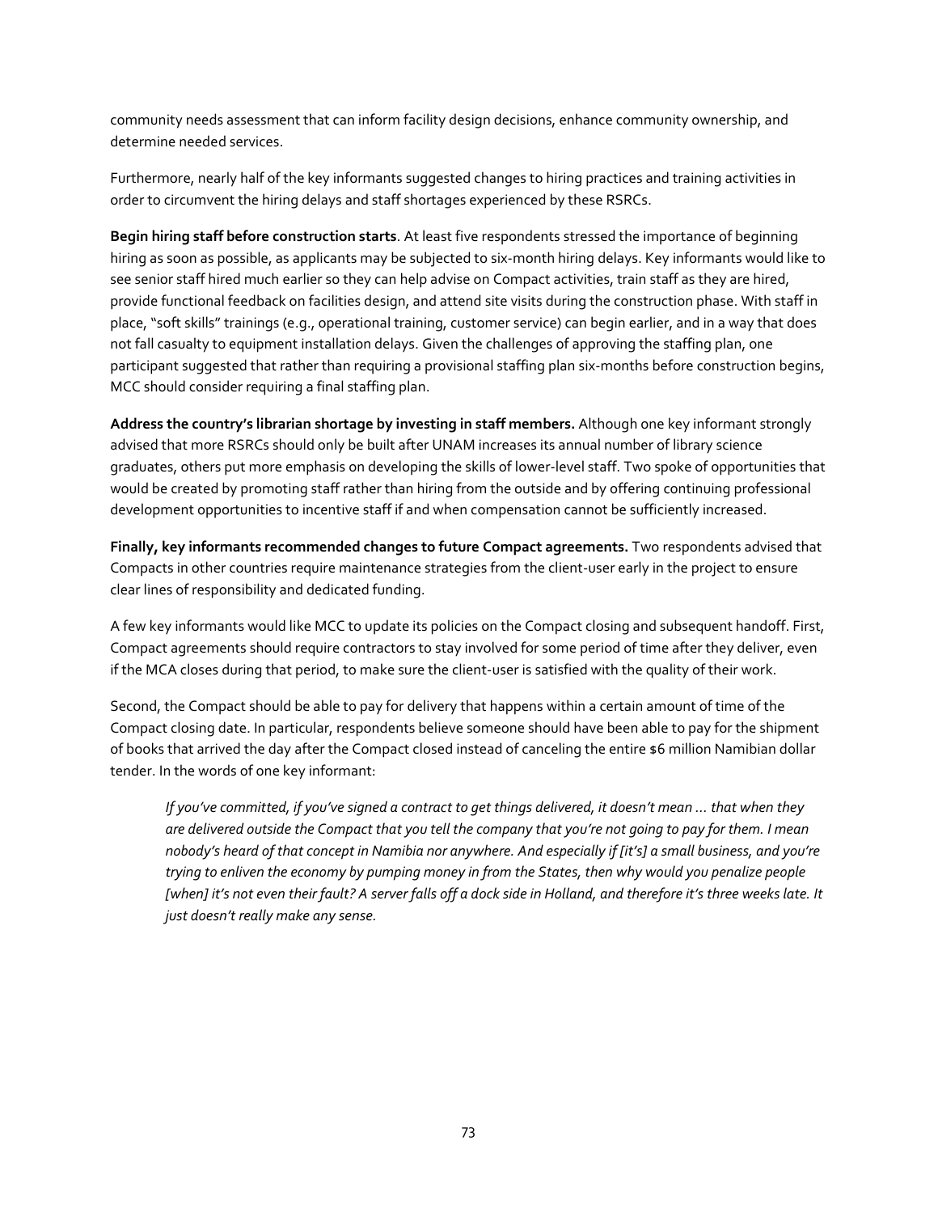community needs assessment that can inform facility design decisions, enhance community ownership, and determine needed services.

Furthermore, nearly half of the key informants suggested changes to hiring practices and training activities in order to circumvent the hiring delays and staff shortages experienced by these RSRCs.

**Begin hiring staff before construction starts**. At least five respondents stressed the importance of beginning hiring as soon as possible, as applicants may be subjected to six-month hiring delays. Key informants would like to see senior staff hired much earlier so they can help advise on Compact activities, train staff as they are hired, provide functional feedback on facilities design, and attend site visits during the construction phase. With staff in place, "soft skills" trainings (e.g., operational training, customer service) can begin earlier, and in a way that does not fall casualty to equipment installation delays. Given the challenges of approving the staffing plan, one participant suggested that rather than requiring a provisional staffing plan six-months before construction begins, MCC should consider requiring a final staffing plan.

**Address the country's librarian shortage by investing in staff members.** Although one key informant strongly advised that more RSRCs should only be built after UNAM increases its annual number of library science graduates, others put more emphasis on developing the skills of lower-level staff. Two spoke of opportunities that would be created by promoting staff rather than hiring from the outside and by offering continuing professional development opportunities to incentive staff if and when compensation cannot be sufficiently increased.

**Finally, key informants recommended changes to future Compact agreements.** Two respondents advised that Compacts in other countries require maintenance strategies from the client-user early in the project to ensure clear lines of responsibility and dedicated funding.

A few key informants would like MCC to update its policies on the Compact closing and subsequent handoff. First, Compact agreements should require contractors to stay involved for some period of time after they deliver, even if the MCA closes during that period, to make sure the client-user is satisfied with the quality of their work.

Second, the Compact should be able to pay for delivery that happens within a certain amount of time of the Compact closing date. In particular, respondents believe someone should have been able to pay for the shipment of books that arrived the day after the Compact closed instead of canceling the entire $6 million Namibian dollar tender. In the words of one key informant:

> *If you've committed, if you've signed a contract to get things delivered, it doesn't mean … that when they are delivered outside the Compact that you tell the company that you're not going to pay for them. I mean nobody's heard of that concept in Namibia nor anywhere. And especially if [it's] a small business, and you're trying to enliven the economy by pumping money in from the States, then why would you penalize people [when] it's not even their fault? A server falls off a dock side in Holland, and therefore it's three weeks late. It just doesn't really make any sense.*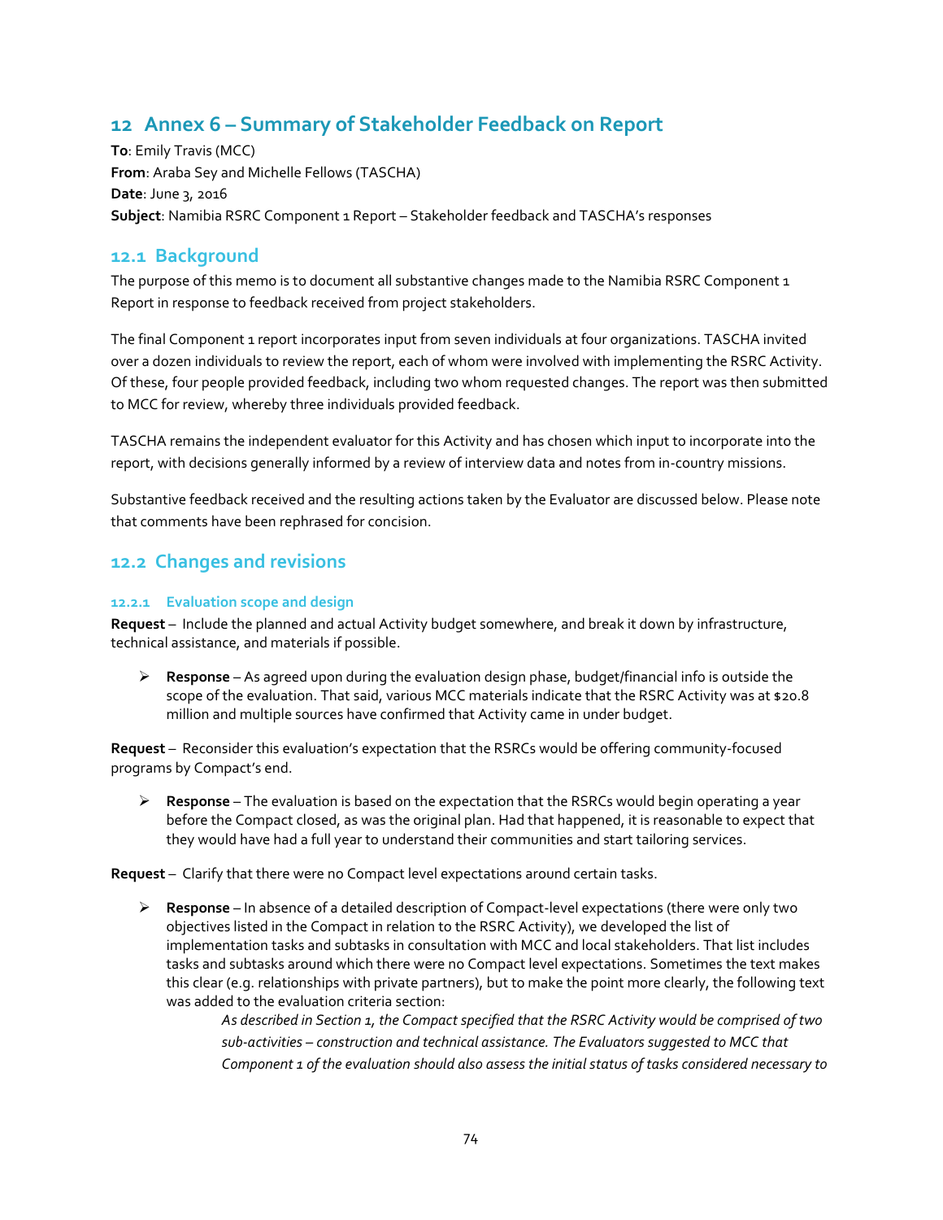# 12 Annex 6 – Summary of Stakeholder Feedback on Report

**To**: Emily Travis (MCC)
**From**: Araba Sey and Michelle Fellows (TASCHA)
**Date**: June 3, 2016
**Subject**: Namibia RSRC Component 1 Report – Stakeholder feedback and TASCHA's responses

## 12.1 Background

The purpose of this memo is to document all substantive changes made to the Namibia RSRC Component 1 Report in response to feedback received from project stakeholders.

The final Component 1 report incorporates input from seven individuals at four organizations. TASCHA invited over a dozen individuals to review the report, each of whom were involved with implementing the RSRC Activity. Of these, four people provided feedback, including two whom requested changes. The report was then submitted to MCC for review, whereby three individuals provided feedback.

TASCHA remains the independent evaluator for this Activity and has chosen which input to incorporate into the report, with decisions generally informed by a review of interview data and notes from in-country missions.

Substantive feedback received and the resulting actions taken by the Evaluator are discussed below. Please note that comments have been rephrased for concision.

## 12.2 Changes and revisions

### 12.2.1 Evaluation scope and design

**Request** – Include the planned and actual Activity budget somewhere, and break it down by infrastructure, technical assistance, and materials if possible.

- **Response** – As agreed upon during the evaluation design phase, budget/financial info is outside the scope of the evaluation. That said, various MCC materials indicate that the RSRC Activity was at $20.8 million and multiple sources have confirmed that Activity came in under budget.

**Request** – Reconsider this evaluation's expectation that the RSRCs would be offering community-focused programs by Compact's end.

- **Response** – The evaluation is based on the expectation that the RSRCs would begin operating a year before the Compact closed, as was the original plan. Had that happened, it is reasonable to expect that they would have had a full year to understand their communities and start tailoring services.

**Request** – Clarify that there were no Compact level expectations around certain tasks.

- **Response** – In absence of a detailed description of Compact-level expectations (there were only two objectives listed in the Compact in relation to the RSRC Activity), we developed the list of implementation tasks and subtasks in consultation with MCC and local stakeholders. That list includes tasks and subtasks around which there were no Compact level expectations. Sometimes the text makes this clear (e.g. relationships with private partners), but to make the point more clearly, the following text was added to the evaluation criteria section:

  *As described in Section 1, the Compact specified that the RSRC Activity would be comprised of two sub-activities – construction and technical assistance. The Evaluators suggested to MCC that Component 1 of the evaluation should also assess the initial status of tasks considered necessary to*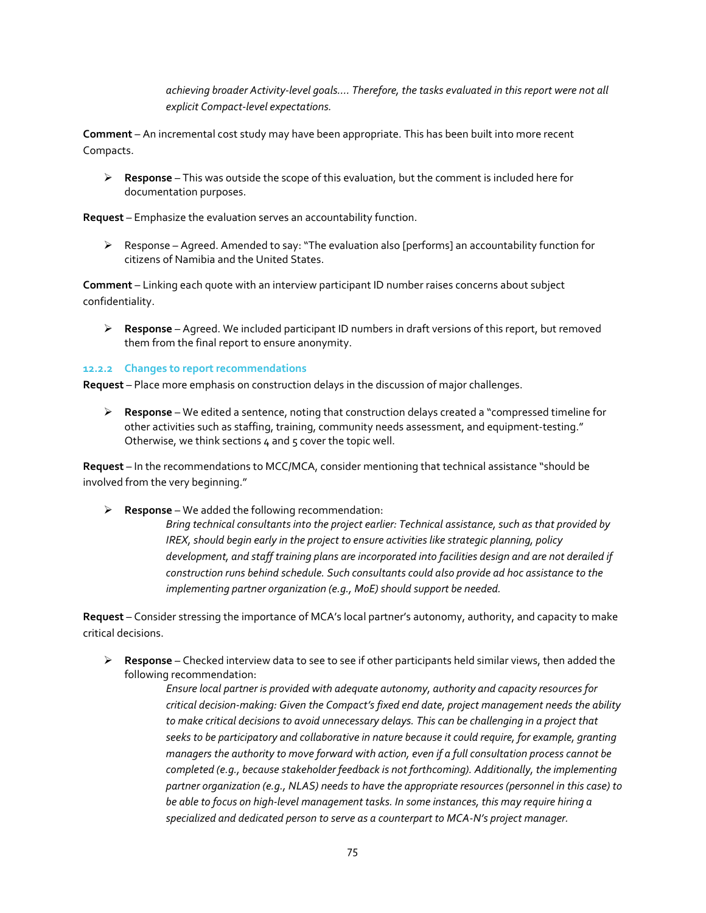> *achieving broader Activity-level goals.... Therefore, the tasks evaluated in this report were not all explicit Compact-level expectations.*

**Comment** – An incremental cost study may have been appropriate. This has been built into more recent Compacts.

- **Response** – This was outside the scope of this evaluation, but the comment is included here for documentation purposes.

**Request** – Emphasize the evaluation serves an accountability function.

- Response – Agreed. Amended to say: "The evaluation also [performs] an accountability function for citizens of Namibia and the United States.

**Comment** – Linking each quote with an interview participant ID number raises concerns about subject confidentiality.

- **Response** – Agreed. We included participant ID numbers in draft versions of this report, but removed them from the final report to ensure anonymity.

#### 12.2.2 Changes to report recommendations

**Request** – Place more emphasis on construction delays in the discussion of major challenges.

- **Response** – We edited a sentence, noting that construction delays created a "compressed timeline for other activities such as staffing, training, community needs assessment, and equipment-testing." Otherwise, we think sections 4 and 5 cover the topic well.

**Request** – In the recommendations to MCC/MCA, consider mentioning that technical assistance "should be involved from the very beginning."

- **Response** – We added the following recommendation:

  > *Bring technical consultants into the project earlier: Technical assistance, such as that provided by IREX, should begin early in the project to ensure activities like strategic planning, policy development, and staff training plans are incorporated into facilities design and are not derailed if construction runs behind schedule. Such consultants could also provide ad hoc assistance to the implementing partner organization (e.g., MoE) should support be needed.*

**Request** – Consider stressing the importance of MCA's local partner's autonomy, authority, and capacity to make critical decisions.

- **Response** – Checked interview data to see to see if other participants held similar views, then added the following recommendation:

  > *Ensure local partner is provided with adequate autonomy, authority and capacity resources for critical decision-making: Given the Compact's fixed end date, project management needs the ability to make critical decisions to avoid unnecessary delays. This can be challenging in a project that seeks to be participatory and collaborative in nature because it could require, for example, granting managers the authority to move forward with action, even if a full consultation process cannot be completed (e.g., because stakeholder feedback is not forthcoming). Additionally, the implementing partner organization (e.g., NLAS) needs to have the appropriate resources (personnel in this case) to be able to focus on high-level management tasks. In some instances, this may require hiring a specialized and dedicated person to serve as a counterpart to MCA-N's project manager.*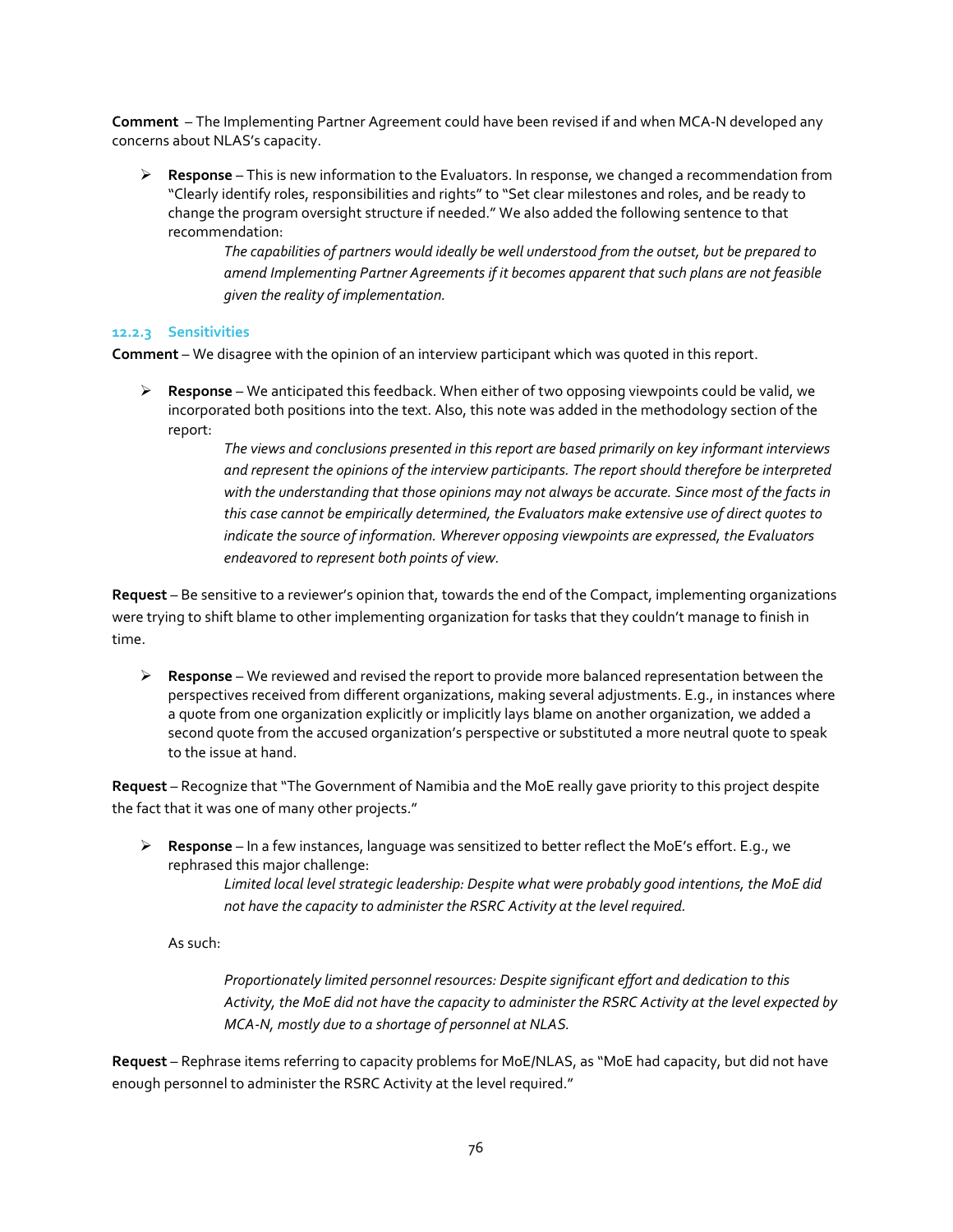**Comment** – The Implementing Partner Agreement could have been revised if and when MCA-N developed any concerns about NLAS's capacity.

- **Response** – This is new information to the Evaluators. In response, we changed a recommendation from "Clearly identify roles, responsibilities and rights" to "Set clear milestones and roles, and be ready to change the program oversight structure if needed." We also added the following sentence to that recommendation:

  > *The capabilities of partners would ideally be well understood from the outset, but be prepared to amend Implementing Partner Agreements if it becomes apparent that such plans are not feasible given the reality of implementation.*

### 12.2.3 Sensitivities

**Comment** – We disagree with the opinion of an interview participant which was quoted in this report.

- **Response** – We anticipated this feedback. When either of two opposing viewpoints could be valid, we incorporated both positions into the text. Also, this note was added in the methodology section of the report:

  > *The views and conclusions presented in this report are based primarily on key informant interviews and represent the opinions of the interview participants. The report should therefore be interpreted with the understanding that those opinions may not always be accurate. Since most of the facts in this case cannot be empirically determined, the Evaluators make extensive use of direct quotes to indicate the source of information. Wherever opposing viewpoints are expressed, the Evaluators endeavored to represent both points of view.*

**Request** – Be sensitive to a reviewer's opinion that, towards the end of the Compact, implementing organizations were trying to shift blame to other implementing organization for tasks that they couldn't manage to finish in time.

- **Response** – We reviewed and revised the report to provide more balanced representation between the perspectives received from different organizations, making several adjustments. E.g., in instances where a quote from one organization explicitly or implicitly lays blame on another organization, we added a second quote from the accused organization's perspective or substituted a more neutral quote to speak to the issue at hand.

**Request** – Recognize that "The Government of Namibia and the MoE really gave priority to this project despite the fact that it was one of many other projects."

- **Response** – In a few instances, language was sensitized to better reflect the MoE's effort. E.g., we rephrased this major challenge:

  > *Limited local level strategic leadership: Despite what were probably good intentions, the MoE did not have the capacity to administer the RSRC Activity at the level required.*

  As such:

  > *Proportionately limited personnel resources: Despite significant effort and dedication to this Activity, the MoE did not have the capacity to administer the RSRC Activity at the level expected by MCA-N, mostly due to a shortage of personnel at NLAS.*

**Request** – Rephrase items referring to capacity problems for MoE/NLAS, as "MoE had capacity, but did not have enough personnel to administer the RSRC Activity at the level required."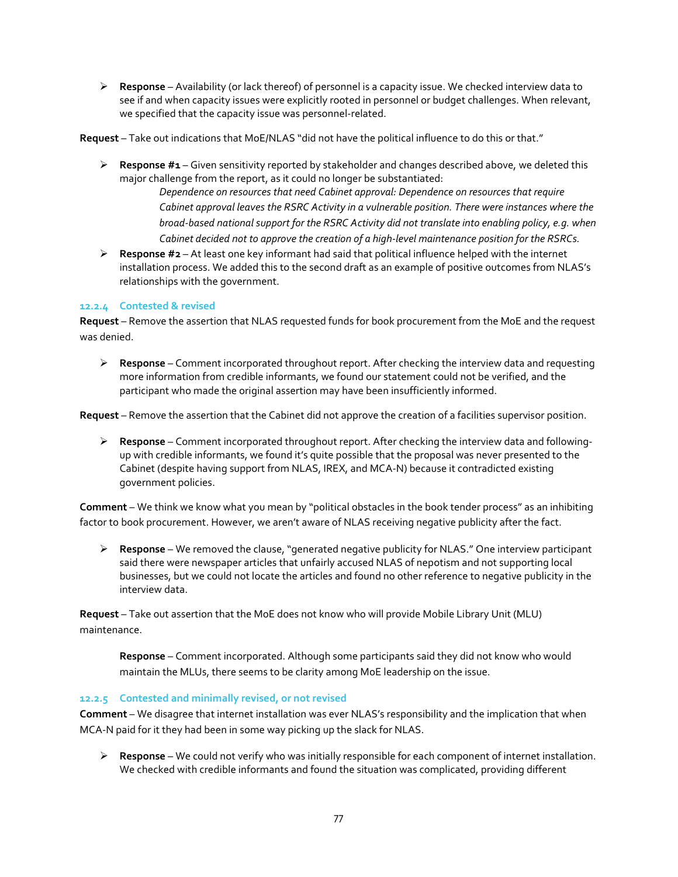- **Response** – Availability (or lack thereof) of personnel is a capacity issue. We checked interview data to see if and when capacity issues were explicitly rooted in personnel or budget challenges. When relevant, we specified that the capacity issue was personnel-related.

**Request** – Take out indications that MoE/NLAS "did not have the political influence to do this or that."

- **Response #1** – Given sensitivity reported by stakeholder and changes described above, we deleted this major challenge from the report, as it could no longer be substantiated:

  > *Dependence on resources that need Cabinet approval: Dependence on resources that require Cabinet approval leaves the RSRC Activity in a vulnerable position. There were instances where the broad-based national support for the RSRC Activity did not translate into enabling policy, e.g. when Cabinet decided not to approve the creation of a high-level maintenance position for the RSRCs.*

- **Response #2** – At least one key informant had said that political influence helped with the internet installation process. We added this to the second draft as an example of positive outcomes from NLAS's relationships with the government.

#### 12.2.4 Contested & revised

**Request** – Remove the assertion that NLAS requested funds for book procurement from the MoE and the request was denied.

- **Response** – Comment incorporated throughout report. After checking the interview data and requesting more information from credible informants, we found our statement could not be verified, and the participant who made the original assertion may have been insufficiently informed.

**Request** – Remove the assertion that the Cabinet did not approve the creation of a facilities supervisor position.

- **Response** – Comment incorporated throughout report. After checking the interview data and following-up with credible informants, we found it's quite possible that the proposal was never presented to the Cabinet (despite having support from NLAS, IREX, and MCA-N) because it contradicted existing government policies.

**Comment** – We think we know what you mean by "political obstacles in the book tender process" as an inhibiting factor to book procurement. However, we aren't aware of NLAS receiving negative publicity after the fact.

- **Response** – We removed the clause, "generated negative publicity for NLAS." One interview participant said there were newspaper articles that unfairly accused NLAS of nepotism and not supporting local businesses, but we could not locate the articles and found no other reference to negative publicity in the interview data.

**Request** – Take out assertion that the MoE does not know who will provide Mobile Library Unit (MLU) maintenance.

**Response** – Comment incorporated. Although some participants said they did not know who would maintain the MLUs, there seems to be clarity among MoE leadership on the issue.

#### 12.2.5 Contested and minimally revised, or not revised

**Comment** – We disagree that internet installation was ever NLAS's responsibility and the implication that when MCA-N paid for it they had been in some way picking up the slack for NLAS.

- **Response** – We could not verify who was initially responsible for each component of internet installation. We checked with credible informants and found the situation was complicated, providing different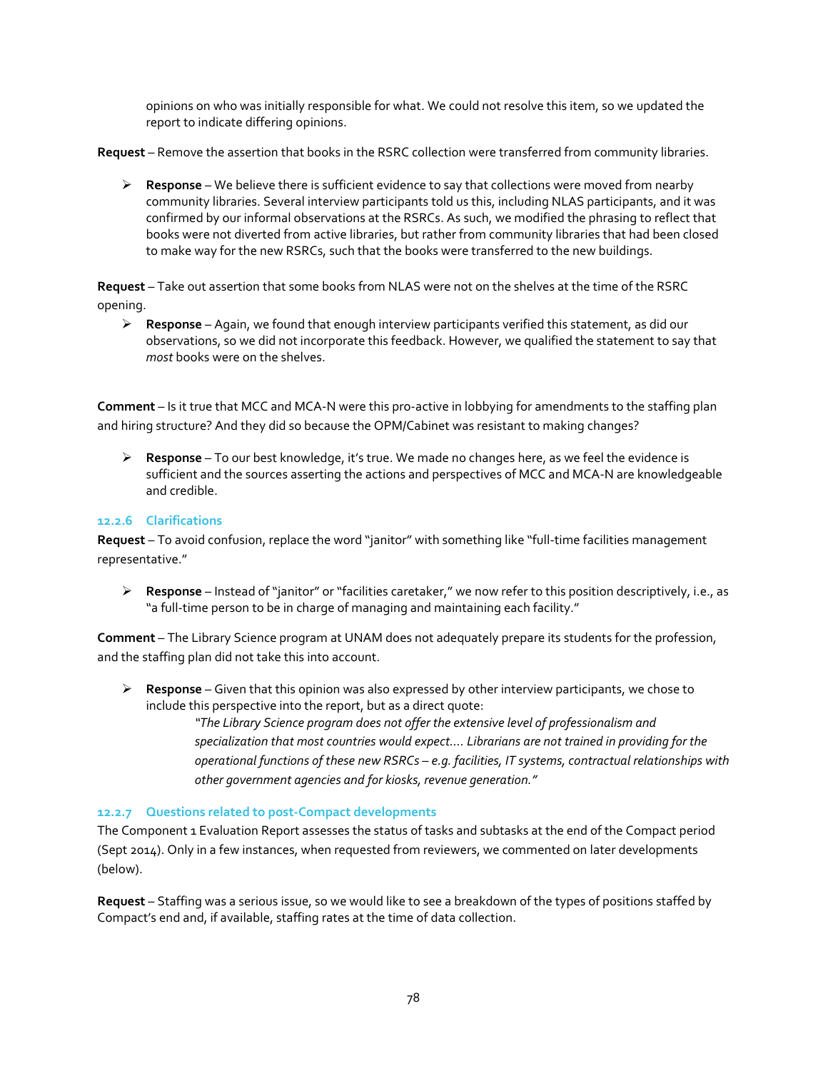opinions on who was initially responsible for what. We could not resolve this item, so we updated the report to indicate differing opinions.

**Request** – Remove the assertion that books in the RSRC collection were transferred from community libraries.

- **Response** – We believe there is sufficient evidence to say that collections were moved from nearby community libraries. Several interview participants told us this, including NLAS participants, and it was confirmed by our informal observations at the RSRCs. As such, we modified the phrasing to reflect that books were not diverted from active libraries, but rather from community libraries that had been closed to make way for the new RSRCs, such that the books were transferred to the new buildings.

**Request** – Take out assertion that some books from NLAS were not on the shelves at the time of the RSRC opening.

- **Response** – Again, we found that enough interview participants verified this statement, as did our observations, so we did not incorporate this feedback. However, we qualified the statement to say that *most* books were on the shelves.

**Comment** – Is it true that MCC and MCA-N were this pro-active in lobbying for amendments to the staffing plan and hiring structure? And they did so because the OPM/Cabinet was resistant to making changes?

- **Response** – To our best knowledge, it's true. We made no changes here, as we feel the evidence is sufficient and the sources asserting the actions and perspectives of MCC and MCA-N are knowledgeable and credible.

### 12.2.6 Clarifications

**Request** – To avoid confusion, replace the word "janitor" with something like "full-time facilities management representative."

- **Response** – Instead of "janitor" or "facilities caretaker," we now refer to this position descriptively, i.e., as "a full-time person to be in charge of managing and maintaining each facility."

**Comment** – The Library Science program at UNAM does not adequately prepare its students for the profession, and the staffing plan did not take this into account.

- **Response** – Given that this opinion was also expressed by other interview participants, we chose to include this perspective into the report, but as a direct quote:

  > *"The Library Science program does not offer the extensive level of professionalism and specialization that most countries would expect…. Librarians are not trained in providing for the operational functions of these new RSRCs – e.g. facilities, IT systems, contractual relationships with other government agencies and for kiosks, revenue generation."*

### 12.2.7 Questions related to post-Compact developments

The Component 1 Evaluation Report assesses the status of tasks and subtasks at the end of the Compact period (Sept 2014). Only in a few instances, when requested from reviewers, we commented on later developments (below).

**Request** – Staffing was a serious issue, so we would like to see a breakdown of the types of positions staffed by Compact's end and, if available, staffing rates at the time of data collection.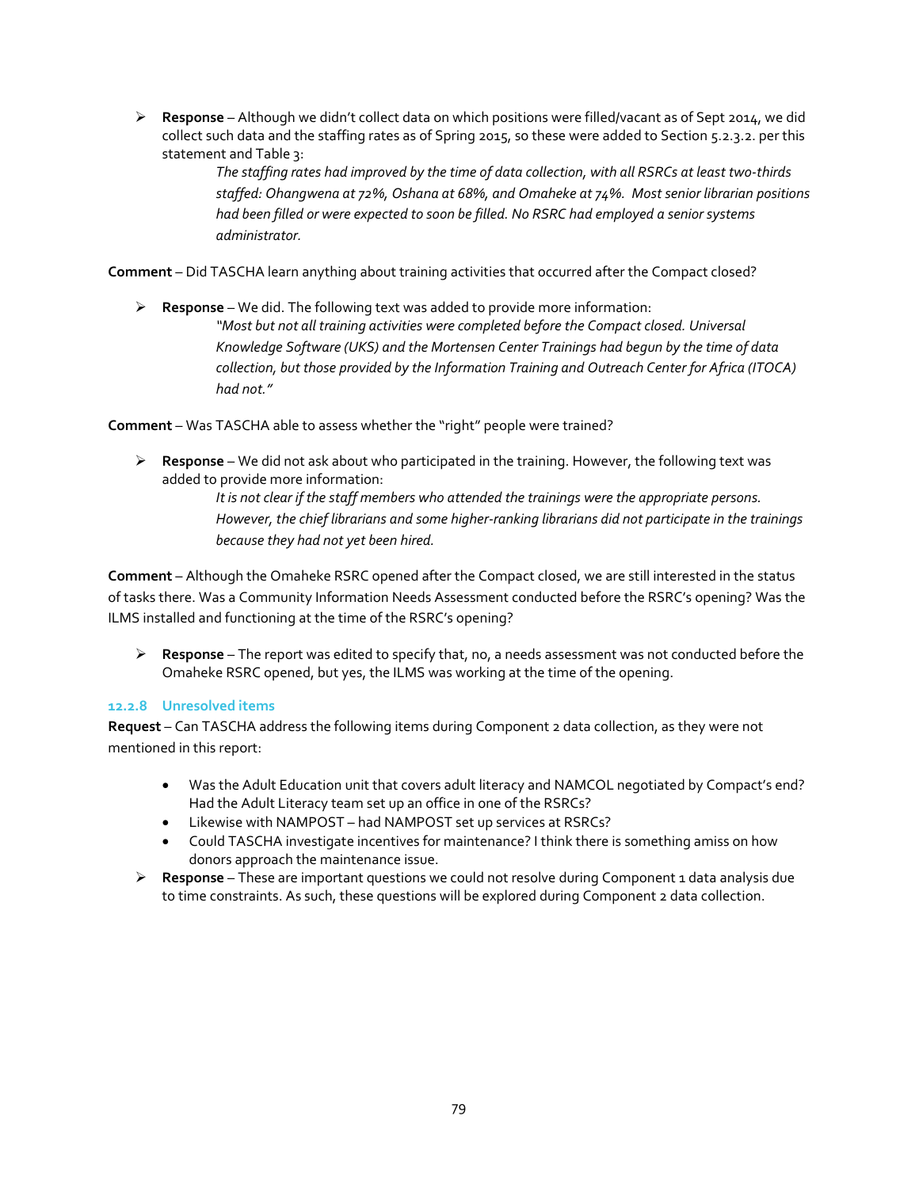- **Response** – Although we didn't collect data on which positions were filled/vacant as of Sept 2014, we did collect such data and the staffing rates as of Spring 2015, so these were added to Section 5.2.3.2. per this statement and Table 3:

  > *The staffing rates had improved by the time of data collection, with all RSRCs at least two-thirds staffed: Ohangwena at 72%, Oshana at 68%, and Omaheke at 74%. Most senior librarian positions had been filled or were expected to soon be filled. No RSRC had employed a senior systems administrator.*

**Comment** – Did TASCHA learn anything about training activities that occurred after the Compact closed?

- **Response** – We did. The following text was added to provide more information:

  > *"Most but not all training activities were completed before the Compact closed. Universal Knowledge Software (UKS) and the Mortensen Center Trainings had begun by the time of data collection, but those provided by the Information Training and Outreach Center for Africa (ITOCA) had not."*

**Comment** – Was TASCHA able to assess whether the "right" people were trained?

- **Response** – We did not ask about who participated in the training. However, the following text was added to provide more information:

  > *It is not clear if the staff members who attended the trainings were the appropriate persons. However, the chief librarians and some higher-ranking librarians did not participate in the trainings because they had not yet been hired.*

**Comment** – Although the Omaheke RSRC opened after the Compact closed, we are still interested in the status of tasks there. Was a Community Information Needs Assessment conducted before the RSRC's opening? Was the ILMS installed and functioning at the time of the RSRC's opening?

- **Response** – The report was edited to specify that, no, a needs assessment was not conducted before the Omaheke RSRC opened, but yes, the ILMS was working at the time of the opening.

### 12.2.8 Unresolved items

**Request** – Can TASCHA address the following items during Component 2 data collection, as they were not mentioned in this report:

- Was the Adult Education unit that covers adult literacy and NAMCOL negotiated by Compact's end? Had the Adult Literacy team set up an office in one of the RSRCs?
- Likewise with NAMPOST – had NAMPOST set up services at RSRCs?
- Could TASCHA investigate incentives for maintenance? I think there is something amiss on how donors approach the maintenance issue.

- **Response** – These are important questions we could not resolve during Component 1 data analysis due to time constraints. As such, these questions will be explored during Component 2 data collection.